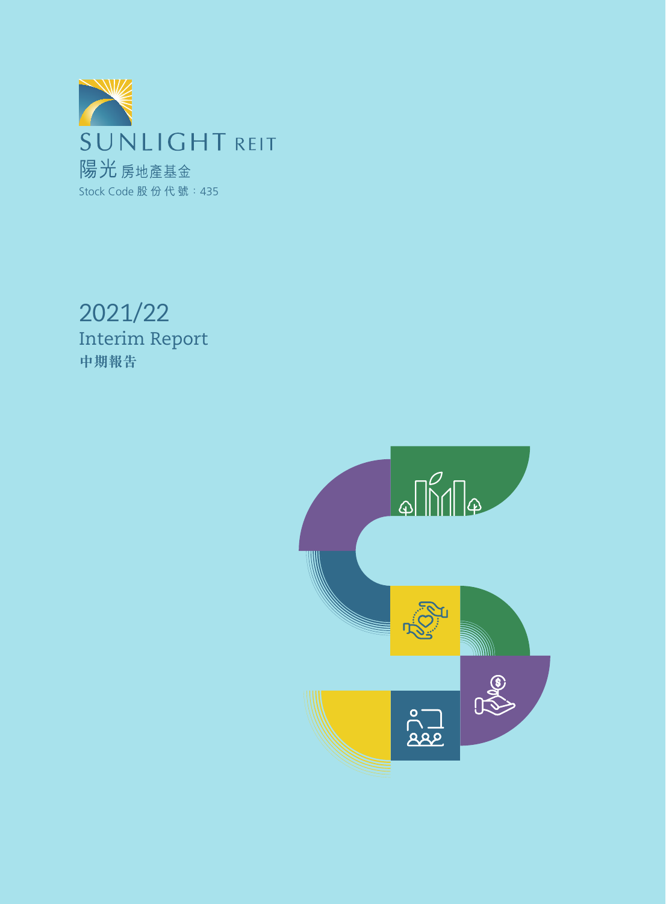SUNLIGHT REIT

陽光房地產基金

Stock Code 股份代號：435

# 2021/22 Interim Report

## 中期報告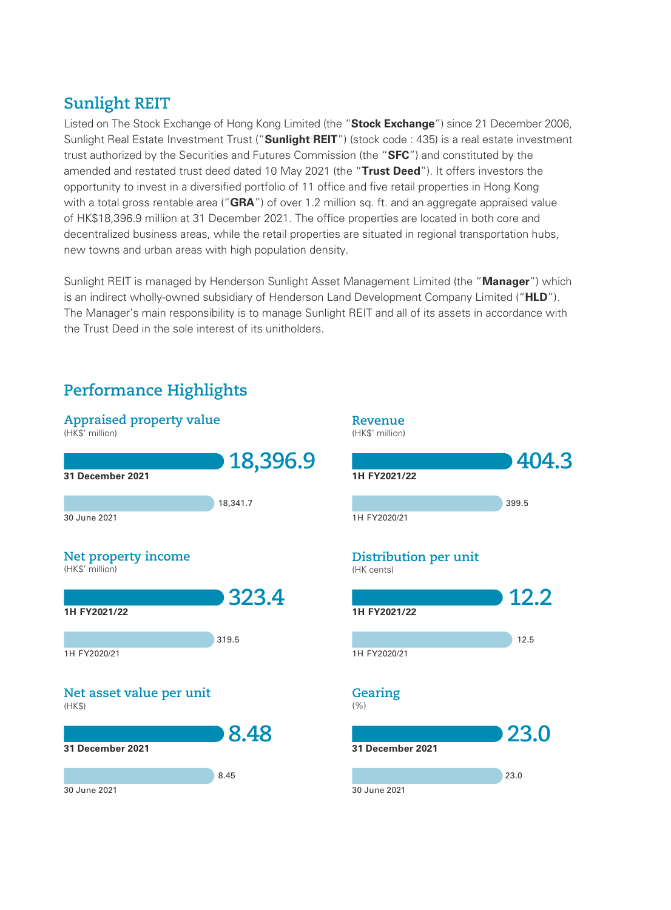## Sunlight REIT

Listed on The Stock Exchange of Hong Kong Limited (the "**Stock Exchange**") since 21 December 2006, Sunlight Real Estate Investment Trust ("**Sunlight REIT**") (stock code : 435) is a real estate investment trust authorized by the Securities and Futures Commission (the "**SFC**") and constituted by the amended and restated trust deed dated 10 May 2021 (the "**Trust Deed**"). It offers investors the opportunity to invest in a diversified portfolio of 11 office and five retail properties in Hong Kong with a total gross rentable area ("**GRA**") of over 1.2 million sq. ft. and an aggregate appraised value of HK$18,396.9 million at 31 December 2021. The office properties are located in both core and decentralized business areas, while the retail properties are situated in regional transportation hubs, new towns and urban areas with high population density.

Sunlight REIT is managed by Henderson Sunlight Asset Management Limited (the "**Manager**") which is an indirect wholly-owned subsidiary of Henderson Land Development Company Limited ("**HLD**"). The Manager's main responsibility is to manage Sunlight REIT and all of its assets in accordance with the Trust Deed in the sole interest of its unitholders.

## Performance Highlights

### Appraised property value
(HK$' million)

| Period | Value |
|---|---|
| **31 December 2021** | **18,396.9** |
| 30 June 2021 | 18,341.7 |

### Revenue
(HK$' million)

| Period | Value |
|---|---|
| **1H FY2021/22** | **404.3** |
| 1H FY2020/21 | 399.5 |

### Net property income
(HK$' million)

| Period | Value |
|---|---|
| **1H FY2021/22** | **323.4** |
| 1H FY2020/21 | 319.5 |

### Distribution per unit
(HK cents)

| Period | Value |
|---|---|
| **1H FY2021/22** | **12.2** |
| 1H FY2020/21 | 12.5 |

### Net asset value per unit
(HK$)

| Period | Value |
|---|---|
| **31 December 2021** | **8.48** |
| 30 June 2021 | 8.45 |

### Gearing
(%)

| Period | Value |
|---|---|
| **31 December 2021** | **23.0** |
| 30 June 2021 | 23.0 |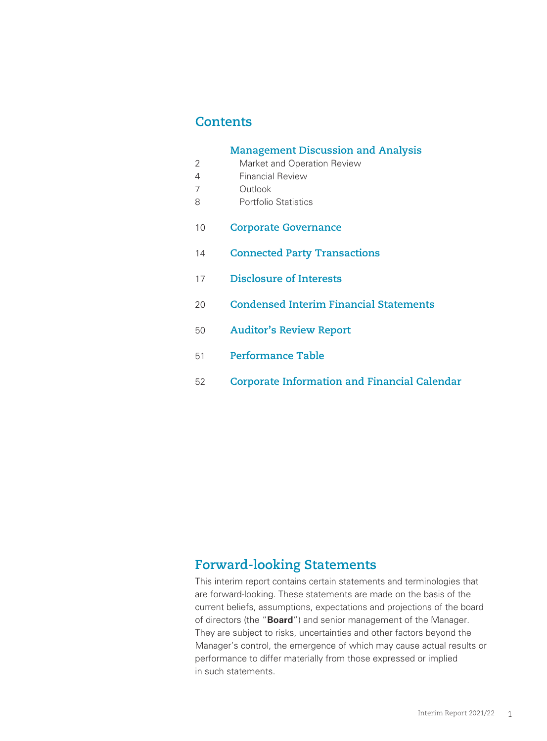# Contents

| | |
|---|---|
| | **Management Discussion and Analysis** |
| 2 | Market and Operation Review |
| 4 | Financial Review |
| 7 | Outlook |
| 8 | Portfolio Statistics |
| 10 | **Corporate Governance** |
| 14 | **Connected Party Transactions** |
| 17 | **Disclosure of Interests** |
| 20 | **Condensed Interim Financial Statements** |
| 50 | **Auditor's Review Report** |
| 51 | **Performance Table** |
| 52 | **Corporate Information and Financial Calendar** |

# Forward-looking Statements

This interim report contains certain statements and terminologies that are forward-looking. These statements are made on the basis of the current beliefs, assumptions, expectations and projections of the board of directors (the "**Board**") and senior management of the Manager. They are subject to risks, uncertainties and other factors beyond the Manager's control, the emergence of which may cause actual results or performance to differ materially from those expressed or implied in such statements.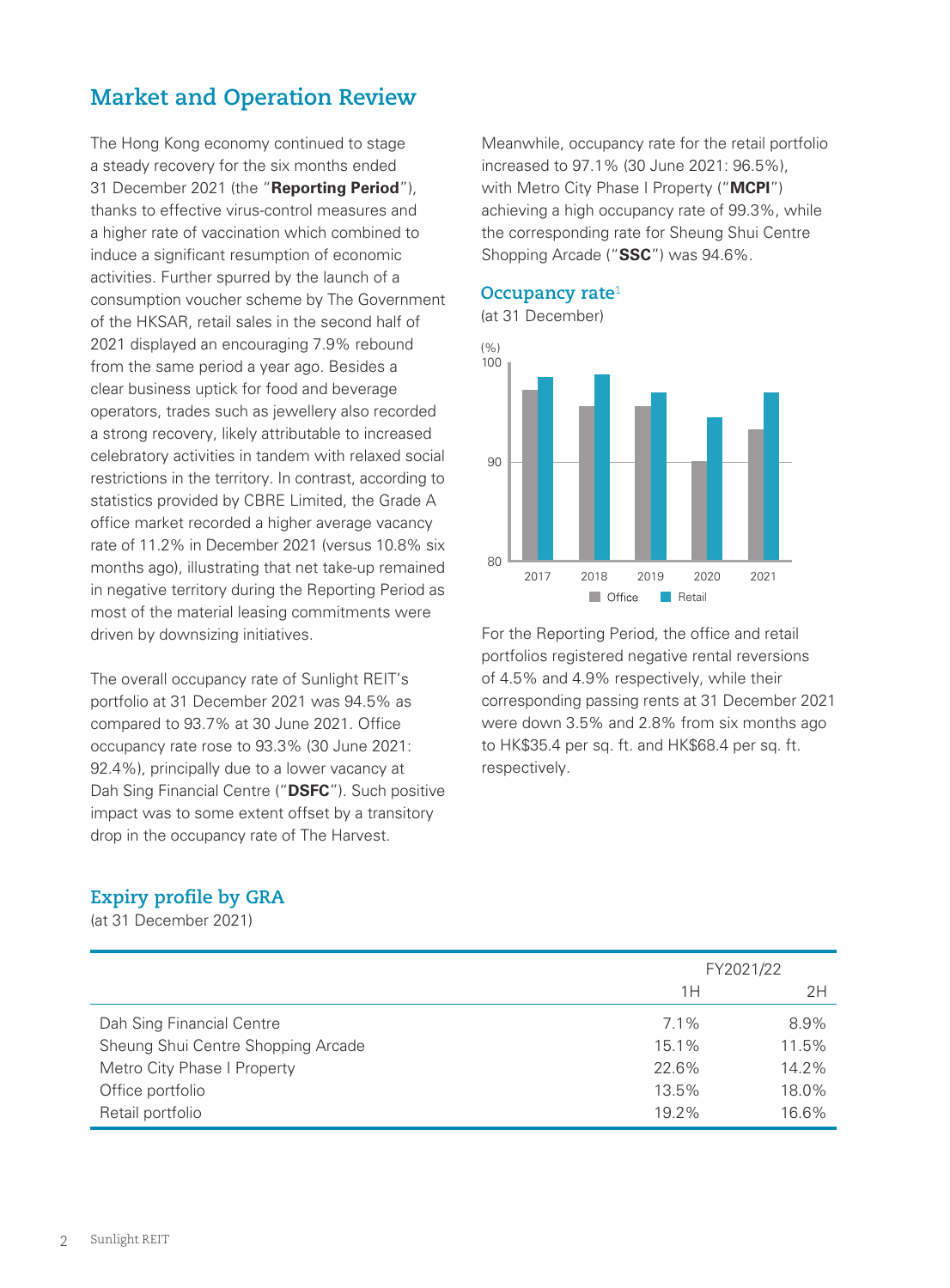## Market and Operation Review

The Hong Kong economy continued to stage a steady recovery for the six months ended 31 December 2021 (the "**Reporting Period**"), thanks to effective virus-control measures and a higher rate of vaccination which combined to induce a significant resumption of economic activities. Further spurred by the launch of a consumption voucher scheme by The Government of the HKSAR, retail sales in the second half of 2021 displayed an encouraging 7.9% rebound from the same period a year ago. Besides a clear business uptick for food and beverage operators, trades such as jewellery also recorded a strong recovery, likely attributable to increased celebratory activities in tandem with relaxed social restrictions in the territory. In contrast, according to statistics provided by CBRE Limited, the Grade A office market recorded a higher average vacancy rate of 11.2% in December 2021 (versus 10.8% six months ago), illustrating that net take-up remained in negative territory during the Reporting Period as most of the material leasing commitments were driven by downsizing initiatives.

The overall occupancy rate of Sunlight REIT's portfolio at 31 December 2021 was 94.5% as compared to 93.7% at 30 June 2021. Office occupancy rate rose to 93.3% (30 June 2021: 92.4%), principally due to a lower vacancy at Dah Sing Financial Centre ("**DSFC**"). Such positive impact was to some extent offset by a transitory drop in the occupancy rate of The Harvest.

Meanwhile, occupancy rate for the retail portfolio increased to 97.1% (30 June 2021: 96.5%), with Metro City Phase I Property ("**MCPI**") achieving a high occupancy rate of 99.3%, while the corresponding rate for Sheung Shui Centre Shopping Arcade ("**SSC**") was 94.6%.

### Occupancy rate[1]

(at 31 December)

(%)

100

90

80

2017 2018 2019 2020 2021

Office Retail

For the Reporting Period, the office and retail portfolios registered negative rental reversions of 4.5% and 4.9% respectively, while their corresponding passing rents at 31 December 2021 were down 3.5% and 2.8% from six months ago to HK$35.4 per sq. ft. and HK$68.4 per sq. ft. respectively.

### Expiry profile by GRA

(at 31 December 2021)

| | FY2021/22 | |
|---|---|---|
| | 1H | 2H |
| Dah Sing Financial Centre | 7.1% | 8.9% |
| Sheung Shui Centre Shopping Arcade | 15.1% | 11.5% |
| Metro City Phase I Property | 22.6% | 14.2% |
| Office portfolio | 13.5% | 18.0% |
| Retail portfolio | 19.2% | 16.6% |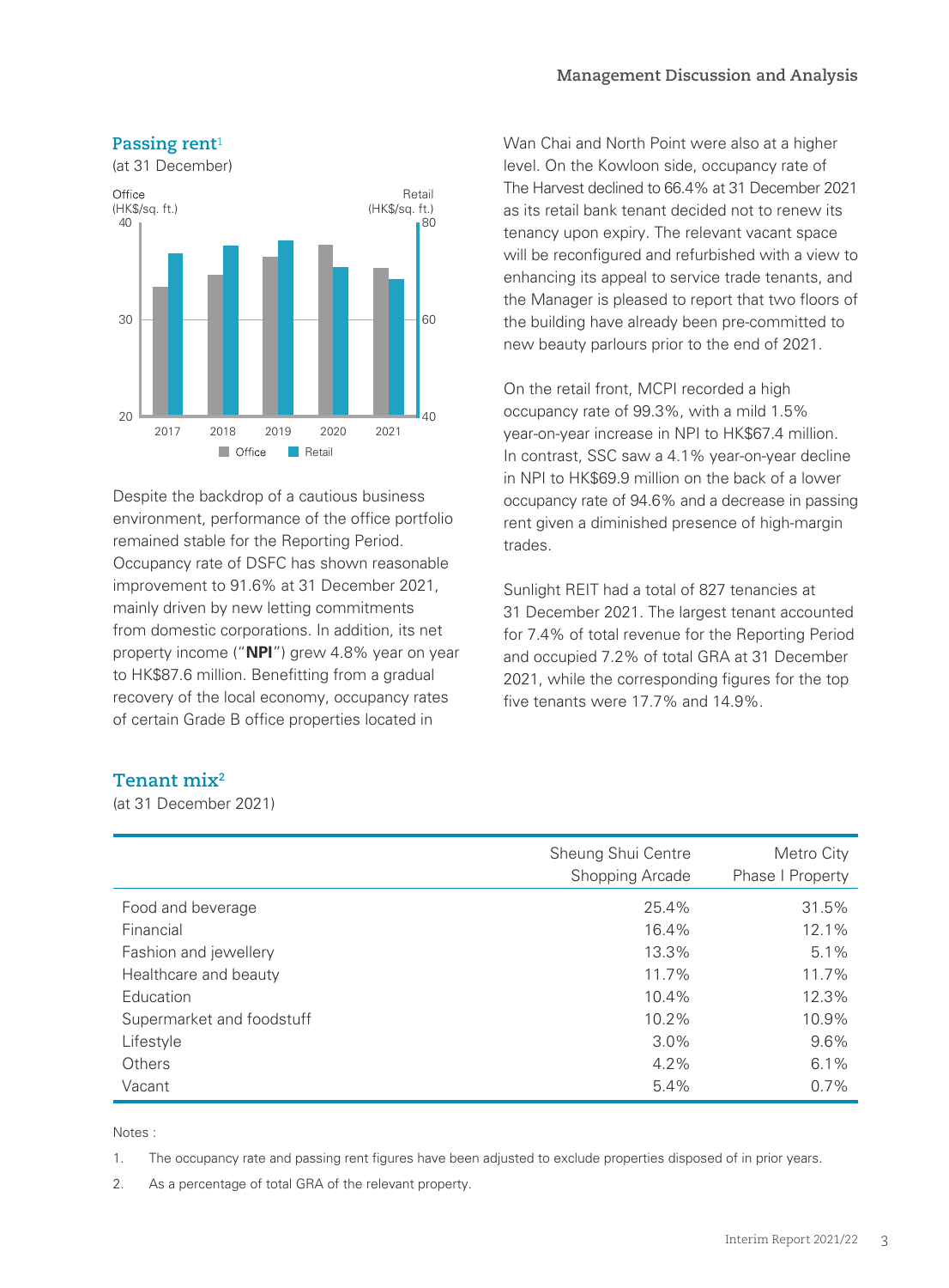## Passing rent[1]

(at 31 December)

Office (HK$/sq. ft.) — Retail (HK$/sq. ft.)

Despite the backdrop of a cautious business environment, performance of the office portfolio remained stable for the Reporting Period. Occupancy rate of DSFC has shown reasonable improvement to 91.6% at 31 December 2021, mainly driven by new letting commitments from domestic corporations. In addition, its net property income ("**NPI**") grew 4.8% year on year to HK$87.6 million. Benefitting from a gradual recovery of the local economy, occupancy rates of certain Grade B office properties located in Wan Chai and North Point were also at a higher level. On the Kowloon side, occupancy rate of The Harvest declined to 66.4% at 31 December 2021 as its retail bank tenant decided not to renew its tenancy upon expiry. The relevant vacant space will be reconfigured and refurbished with a view to enhancing its appeal to service trade tenants, and the Manager is pleased to report that two floors of the building have already been pre-committed to new beauty parlours prior to the end of 2021.

On the retail front, MCPI recorded a high occupancy rate of 99.3%, with a mild 1.5% year-on-year increase in NPI to HK$67.4 million. In contrast, SSC saw a 4.1% year-on-year decline in NPI to HK$69.9 million on the back of a lower occupancy rate of 94.6% and a decrease in passing rent given a diminished presence of high-margin trades.

Sunlight REIT had a total of 827 tenancies at 31 December 2021. The largest tenant accounted for 7.4% of total revenue for the Reporting Period and occupied 7.2% of total GRA at 31 December 2021, while the corresponding figures for the top five tenants were 17.7% and 14.9%.

## Tenant mix[2]

(at 31 December 2021)

| | Sheung Shui Centre Shopping Arcade | Metro City Phase I Property |
|---|---:|---:|
| Food and beverage | 25.4% | 31.5% |
| Financial | 16.4% | 12.1% |
| Fashion and jewellery | 13.3% | 5.1% |
| Healthcare and beauty | 11.7% | 11.7% |
| Education | 10.4% | 12.3% |
| Supermarket and foodstuff | 10.2% | 10.9% |
| Lifestyle | 3.0% | 9.6% |
| Others | 4.2% | 6.1% |
| Vacant | 5.4% | 0.7% |

Notes :

1. The occupancy rate and passing rent figures have been adjusted to exclude properties disposed of in prior years.
2. As a percentage of total GRA of the relevant property.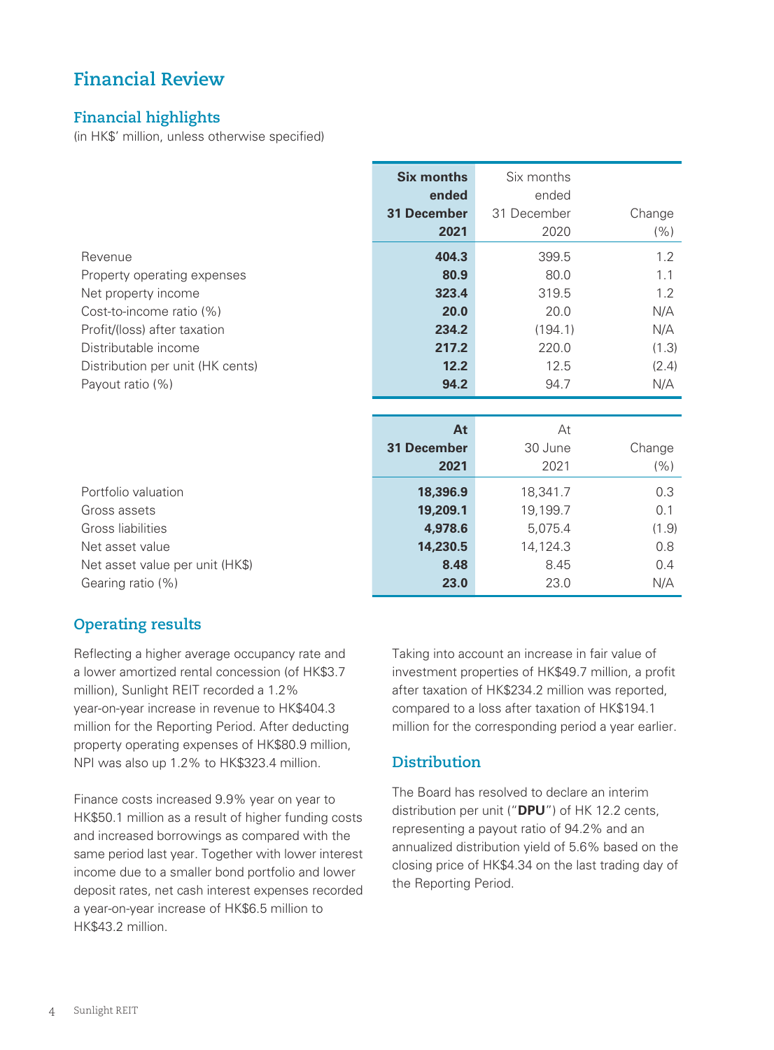# Financial Review

## Financial highlights

(in HK$' million, unless otherwise specified)

| | **Six months ended 31 December 2021** | Six months ended 31 December 2020 | Change (%) |
|---|---|---|---|
| Revenue | **404.3** | 399.5 | 1.2 |
| Property operating expenses | **80.9** | 80.0 | 1.1 |
| Net property income | **323.4** | 319.5 | 1.2 |
| Cost-to-income ratio (%) | **20.0** | 20.0 | N/A |
| Profit/(loss) after taxation | **234.2** | (194.1) | N/A |
| Distributable income | **217.2** | 220.0 | (1.3) |
| Distribution per unit (HK cents) | **12.2** | 12.5 | (2.4) |
| Payout ratio (%) | **94.2** | 94.7 | N/A |

| | **At 31 December 2021** | At 30 June 2021 | Change (%) |
|---|---|---|---|
| Portfolio valuation | **18,396.9** | 18,341.7 | 0.3 |
| Gross assets | **19,209.1** | 19,199.7 | 0.1 |
| Gross liabilities | **4,978.6** | 5,075.4 | (1.9) |
| Net asset value | **14,230.5** | 14,124.3 | 0.8 |
| Net asset value per unit (HK$) | **8.48** | 8.45 | 0.4 |
| Gearing ratio (%) | **23.0** | 23.0 | N/A |

## Operating results

Reflecting a higher average occupancy rate and a lower amortized rental concession (of HK$3.7 million), Sunlight REIT recorded a 1.2% year-on-year increase in revenue to HK$404.3 million for the Reporting Period. After deducting property operating expenses of HK$80.9 million, NPI was also up 1.2% to HK$323.4 million.

Finance costs increased 9.9% year on year to HK$50.1 million as a result of higher funding costs and increased borrowings as compared with the same period last year. Together with lower interest income due to a smaller bond portfolio and lower deposit rates, net cash interest expenses recorded a year-on-year increase of HK$6.5 million to HK$43.2 million.

Taking into account an increase in fair value of investment properties of HK$49.7 million, a profit after taxation of HK$234.2 million was reported, compared to a loss after taxation of HK$194.1 million for the corresponding period a year earlier.

## Distribution

The Board has resolved to declare an interim distribution per unit ("**DPU**") of HK 12.2 cents, representing a payout ratio of 94.2% and an annualized distribution yield of 5.6% based on the closing price of HK$4.34 on the last trading day of the Reporting Period.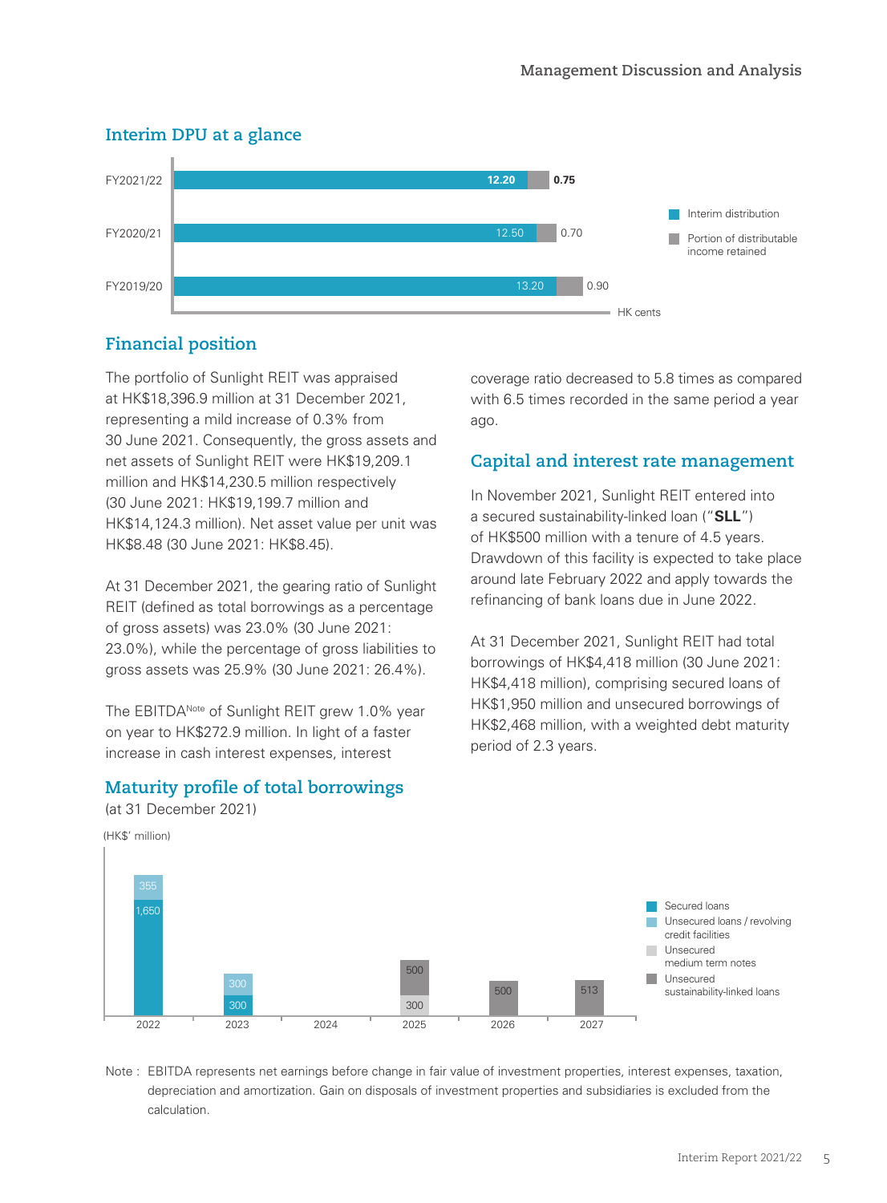## Interim DPU at a glance

| | Interim distribution | Portion of distributable income retained |
|---|---|---|
| FY2021/22 | **12.20** | **0.75** |
| FY2020/21 | 12.50 | 0.70 |
| FY2019/20 | 13.20 | 0.90 |

HK cents

## Financial position

The portfolio of Sunlight REIT was appraised at HK$18,396.9 million at 31 December 2021, representing a mild increase of 0.3% from 30 June 2021. Consequently, the gross assets and net assets of Sunlight REIT were HK$19,209.1 million and HK$14,230.5 million respectively (30 June 2021: HK$19,199.7 million and HK$14,124.3 million). Net asset value per unit was HK$8.48 (30 June 2021: HK$8.45).

At 31 December 2021, the gearing ratio of Sunlight REIT (defined as total borrowings as a percentage of gross assets) was 23.0% (30 June 2021: 23.0%), while the percentage of gross liabilities to gross assets was 25.9% (30 June 2021: 26.4%).

The EBITDA[Note] of Sunlight REIT grew 1.0% year on year to HK$272.9 million. In light of a faster increase in cash interest expenses, interest coverage ratio decreased to 5.8 times as compared with 6.5 times recorded in the same period a year ago.

## Capital and interest rate management

In November 2021, Sunlight REIT entered into a secured sustainability-linked loan ("**SLL**") of HK$500 million with a tenure of 4.5 years. Drawdown of this facility is expected to take place around late February 2022 and apply towards the refinancing of bank loans due in June 2022.

At 31 December 2021, Sunlight REIT had total borrowings of HK$4,418 million (30 June 2021: HK$4,418 million), comprising secured loans of HK$1,950 million and unsecured borrowings of HK$2,468 million, with a weighted debt maturity period of 2.3 years.

## Maturity profile of total borrowings

(at 31 December 2021)

(HK$' million)

| | Secured loans | Unsecured loans / revolving credit facilities | Unsecured medium term notes | Unsecured sustainability-linked loans |
|---|---|---|---|---|
| 2022 | 1,650 | 355 | | |
| 2023 | 300 | 300 | | |
| 2024 | | | | |
| 2025 | | | 300 | 500 |
| 2026 | | | | 500 |
| 2027 | | | | 513 |

Note : EBITDA represents net earnings before change in fair value of investment properties, interest expenses, taxation, depreciation and amortization. Gain on disposals of investment properties and subsidiaries is excluded from the calculation.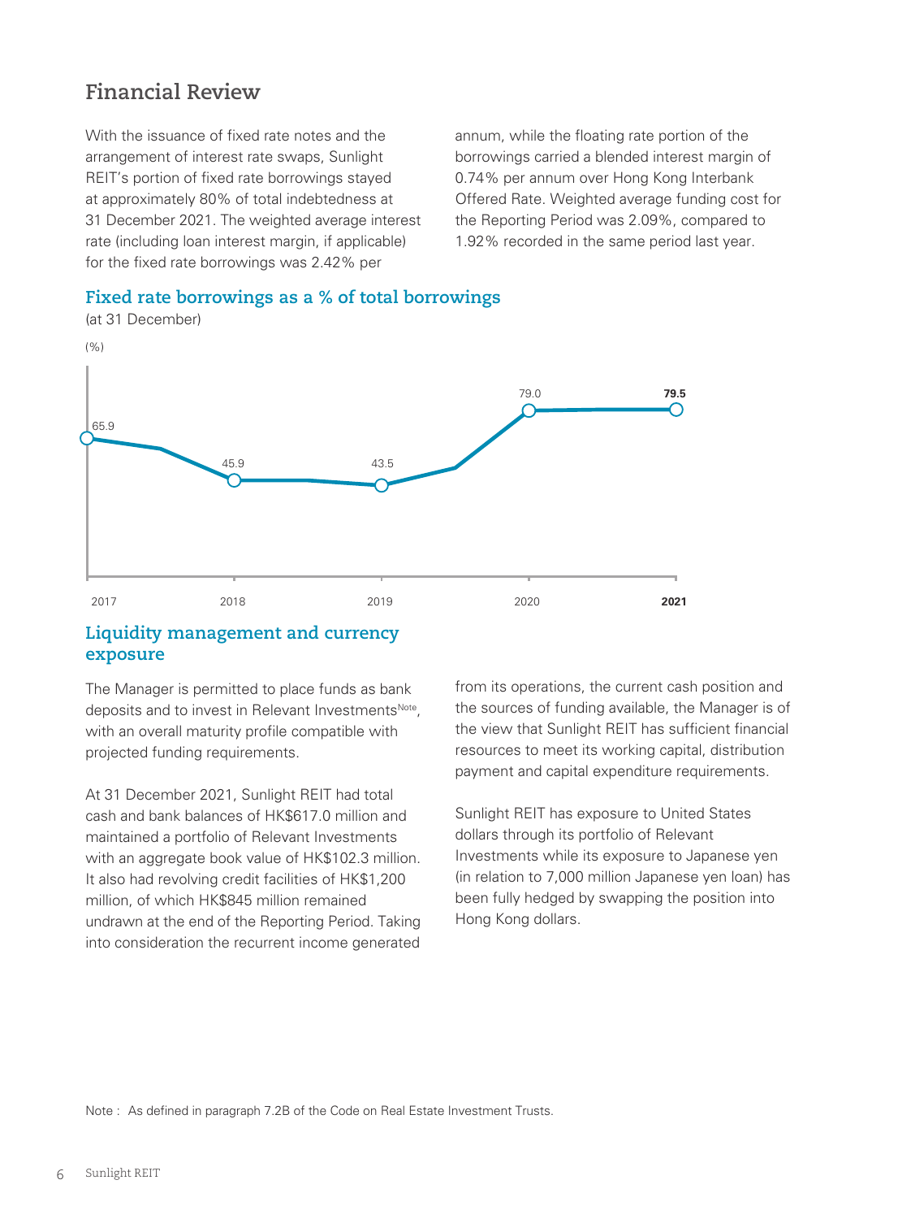## Financial Review

With the issuance of fixed rate notes and the arrangement of interest rate swaps, Sunlight REIT's portion of fixed rate borrowings stayed at approximately 80% of total indebtedness at 31 December 2021. The weighted average interest rate (including loan interest margin, if applicable) for the fixed rate borrowings was 2.42% per annum, while the floating rate portion of the borrowings carried a blended interest margin of 0.74% per annum over Hong Kong Interbank Offered Rate. Weighted average funding cost for the Reporting Period was 2.09%, compared to 1.92% recorded in the same period last year.

### Fixed rate borrowings as a % of total borrowings

(at 31 December)

| Year | (%) |
| --- | --- |
| 2017 | 65.9 |
| 2018 | 45.9 |
| 2019 | 43.5 |
| 2020 | 79.0 |
| **2021** | **79.5** |

### Liquidity management and currency exposure

The Manager is permitted to place funds as bank deposits and to invest in Relevant Investments[Note], with an overall maturity profile compatible with projected funding requirements.

At 31 December 2021, Sunlight REIT had total cash and bank balances of HK$617.0 million and maintained a portfolio of Relevant Investments with an aggregate book value of HK$102.3 million. It also had revolving credit facilities of HK$1,200 million, of which HK$845 million remained undrawn at the end of the Reporting Period. Taking into consideration the recurrent income generated from its operations, the current cash position and the sources of funding available, the Manager is of the view that Sunlight REIT has sufficient financial resources to meet its working capital, distribution payment and capital expenditure requirements.

Sunlight REIT has exposure to United States dollars through its portfolio of Relevant Investments while its exposure to Japanese yen (in relation to 7,000 million Japanese yen loan) has been fully hedged by swapping the position into Hong Kong dollars.

Note : As defined in paragraph 7.2B of the Code on Real Estate Investment Trusts.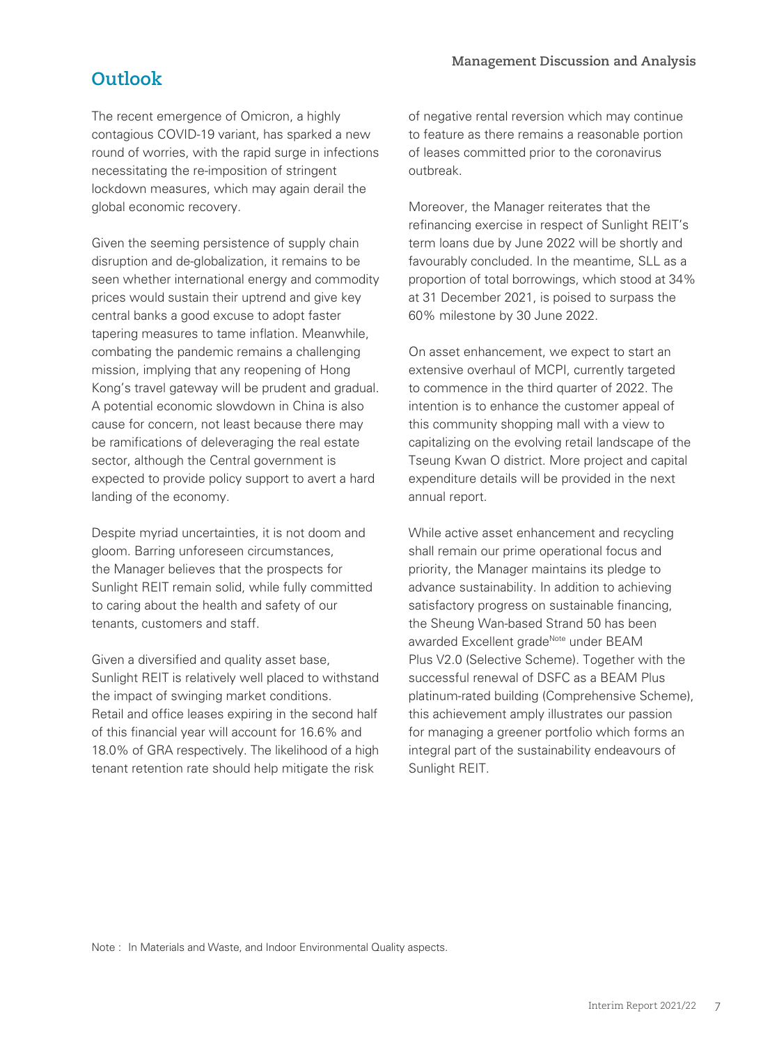## Outlook

The recent emergence of Omicron, a highly contagious COVID-19 variant, has sparked a new round of worries, with the rapid surge in infections necessitating the re-imposition of stringent lockdown measures, which may again derail the global economic recovery.

Given the seeming persistence of supply chain disruption and de-globalization, it remains to be seen whether international energy and commodity prices would sustain their uptrend and give key central banks a good excuse to adopt faster tapering measures to tame inflation. Meanwhile, combating the pandemic remains a challenging mission, implying that any reopening of Hong Kong's travel gateway will be prudent and gradual. A potential economic slowdown in China is also cause for concern, not least because there may be ramifications of deleveraging the real estate sector, although the Central government is expected to provide policy support to avert a hard landing of the economy.

Despite myriad uncertainties, it is not doom and gloom. Barring unforeseen circumstances, the Manager believes that the prospects for Sunlight REIT remain solid, while fully committed to caring about the health and safety of our tenants, customers and staff.

Given a diversified and quality asset base, Sunlight REIT is relatively well placed to withstand the impact of swinging market conditions. Retail and office leases expiring in the second half of this financial year will account for 16.6% and 18.0% of GRA respectively. The likelihood of a high tenant retention rate should help mitigate the risk of negative rental reversion which may continue to feature as there remains a reasonable portion of leases committed prior to the coronavirus outbreak.

Moreover, the Manager reiterates that the refinancing exercise in respect of Sunlight REIT's term loans due by June 2022 will be shortly and favourably concluded. In the meantime, SLL as a proportion of total borrowings, which stood at 34% at 31 December 2021, is poised to surpass the 60% milestone by 30 June 2022.

On asset enhancement, we expect to start an extensive overhaul of MCPI, currently targeted to commence in the third quarter of 2022. The intention is to enhance the customer appeal of this community shopping mall with a view to capitalizing on the evolving retail landscape of the Tseung Kwan O district. More project and capital expenditure details will be provided in the next annual report.

While active asset enhancement and recycling shall remain our prime operational focus and priority, the Manager maintains its pledge to advance sustainability. In addition to achieving satisfactory progress on sustainable financing, the Sheung Wan-based Strand 50 has been awarded Excellent grade[Note] under BEAM Plus V2.0 (Selective Scheme). Together with the successful renewal of DSFC as a BEAM Plus platinum-rated building (Comprehensive Scheme), this achievement amply illustrates our passion for managing a greener portfolio which forms an integral part of the sustainability endeavours of Sunlight REIT.

Note : In Materials and Waste, and Indoor Environmental Quality aspects.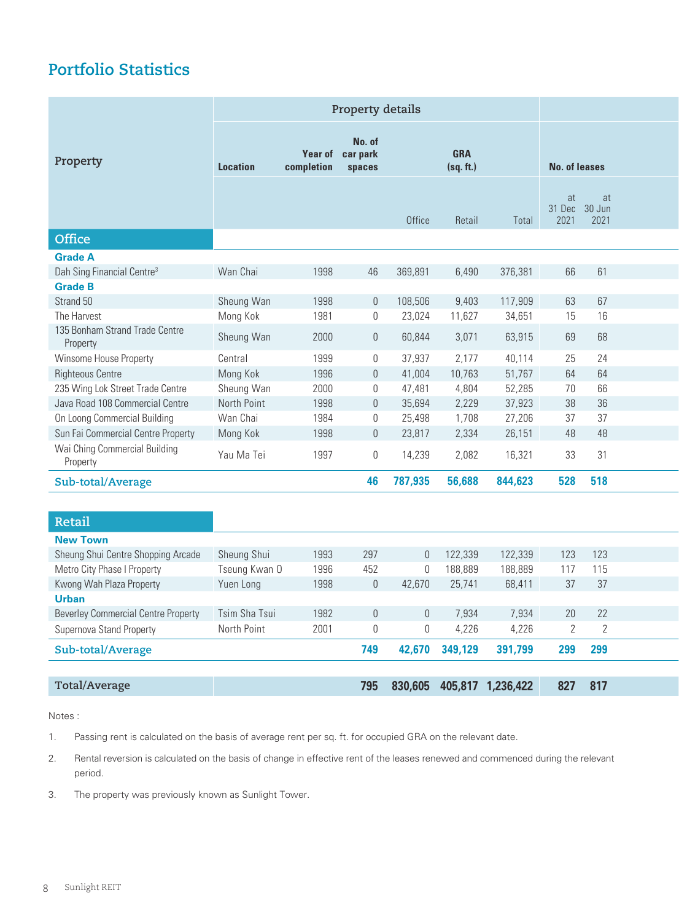# Portfolio Statistics

| Property | Property details | | | | | | No. of leases | |
|---|---|---|---|---|---|---|---|---|
| | Location | Year of completion | No. of car park spaces | GRA (sq. ft.) | | | | |
| | | | | Office | Retail | Total | at 31 Dec 2021 | at 30 Jun 2021 |
| **Office** | | | | | | | | |
| **Grade A** | | | | | | | | |
| Dah Sing Financial Centre[3] | Wan Chai | 1998 | 46 | 369,891 | 6,490 | 376,381 | 66 | 61 |
| **Grade B** | | | | | | | | |
| Strand 50 | Sheung Wan | 1998 | 0 | 108,506 | 9,403 | 117,909 | 63 | 67 |
| The Harvest | Mong Kok | 1981 | 0 | 23,024 | 11,627 | 34,651 | 15 | 16 |
| 135 Bonham Strand Trade Centre Property | Sheung Wan | 2000 | 0 | 60,844 | 3,071 | 63,915 | 69 | 68 |
| Winsome House Property | Central | 1999 | 0 | 37,937 | 2,177 | 40,114 | 25 | 24 |
| Righteous Centre | Mong Kok | 1996 | 0 | 41,004 | 10,763 | 51,767 | 64 | 64 |
| 235 Wing Lok Street Trade Centre | Sheung Wan | 2000 | 0 | 47,481 | 4,804 | 52,285 | 70 | 66 |
| Java Road 108 Commercial Centre | North Point | 1998 | 0 | 35,694 | 2,229 | 37,923 | 38 | 36 |
| On Loong Commercial Building | Wan Chai | 1984 | 0 | 25,498 | 1,708 | 27,206 | 37 | 37 |
| Sun Fai Commercial Centre Property | Mong Kok | 1998 | 0 | 23,817 | 2,334 | 26,151 | 48 | 48 |
| Wai Ching Commercial Building Property | Yau Ma Tei | 1997 | 0 | 14,239 | 2,082 | 16,321 | 33 | 31 |
| **Sub-total/Average** | | | **46** | **787,935** | **56,688** | **844,623** | **528** | **518** |
| **Retail** | | | | | | | | |
| **New Town** | | | | | | | | |
| Sheung Shui Centre Shopping Arcade | Sheung Shui | 1993 | 297 | 0 | 122,339 | 122,339 | 123 | 123 |
| Metro City Phase I Property | Tseung Kwan O | 1996 | 452 | 0 | 188,889 | 188,889 | 117 | 115 |
| Kwong Wah Plaza Property | Yuen Long | 1998 | 0 | 42,670 | 25,741 | 68,411 | 37 | 37 |
| **Urban** | | | | | | | | |
| Beverley Commercial Centre Property | Tsim Sha Tsui | 1982 | 0 | 0 | 7,934 | 7,934 | 20 | 22 |
| Supernova Stand Property | North Point | 2001 | 0 | 0 | 4,226 | 4,226 | 2 | 2 |
| **Sub-total/Average** | | | **749** | **42,670** | **349,129** | **391,799** | **299** | **299** |
| **Total/Average** | | | **795** | **830,605** | **405,817** | **1,236,422** | **827** | **817** |

Notes :

1. Passing rent is calculated on the basis of average rent per sq. ft. for occupied GRA on the relevant date.
2. Rental reversion is calculated on the basis of change in effective rent of the leases renewed and commenced during the relevant period.
3. The property was previously known as Sunlight Tower.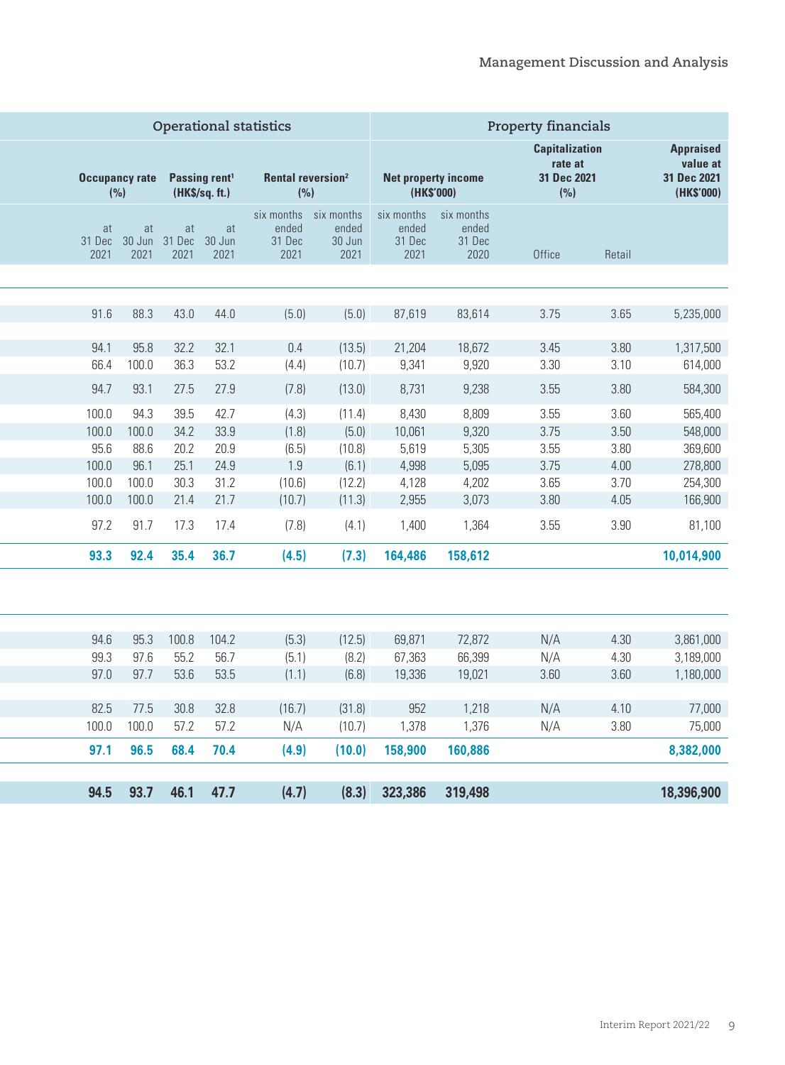## Management Discussion and Analysis

| Operational statistics | | | | | | Property financials | | | | |
|---|---|---|---|---|---|---|---|---|---|---|
| Occupancy rate (%) | | Passing rent[1] (HK$/sq. ft.) | | Rental reversion[2] (%) | | Net property income (HK$'000) | | Capitalization rate at 31 Dec 2021 (%) | | Appraised value at 31 Dec 2021 (HK$'000) |
| at 31 Dec 2021 | at 30 Jun 2021 | at 31 Dec 2021 | at 30 Jun 2021 | six months ended 31 Dec 2021 | six months ended 30 Jun 2021 | six months ended 31 Dec 2021 | six months ended 31 Dec 2020 | Office | Retail | |
| 91.6 | 88.3 | 43.0 | 44.0 | (5.0) | (5.0) | 87,619 | 83,614 | 3.75 | 3.65 | 5,235,000 |
| 94.1 | 95.8 | 32.2 | 32.1 | 0.4 | (13.5) | 21,204 | 18,672 | 3.45 | 3.80 | 1,317,500 |
| 66.4 | 100.0 | 36.3 | 53.2 | (4.4) | (10.7) | 9,341 | 9,920 | 3.30 | 3.10 | 614,000 |
| 94.7 | 93.1 | 27.5 | 27.9 | (7.8) | (13.0) | 8,731 | 9,238 | 3.55 | 3.80 | 584,300 |
| 100.0 | 94.3 | 39.5 | 42.7 | (4.3) | (11.4) | 8,430 | 8,809 | 3.55 | 3.60 | 565,400 |
| 100.0 | 100.0 | 34.2 | 33.9 | (1.8) | (5.0) | 10,061 | 9,320 | 3.75 | 3.50 | 548,000 |
| 95.6 | 88.6 | 20.2 | 20.9 | (6.5) | (10.8) | 5,619 | 5,305 | 3.55 | 3.80 | 369,600 |
| 100.0 | 96.1 | 25.1 | 24.9 | 1.9 | (6.1) | 4,998 | 5,095 | 3.75 | 4.00 | 278,800 |
| 100.0 | 100.0 | 30.3 | 31.2 | (10.6) | (12.2) | 4,128 | 4,202 | 3.65 | 3.70 | 254,300 |
| 100.0 | 100.0 | 21.4 | 21.7 | (10.7) | (11.3) | 2,955 | 3,073 | 3.80 | 4.05 | 166,900 |
| 97.2 | 91.7 | 17.3 | 17.4 | (7.8) | (4.1) | 1,400 | 1,364 | 3.55 | 3.90 | 81,100 |
| **93.3** | **92.4** | **35.4** | **36.7** | **(4.5)** | **(7.3)** | **164,486** | **158,612** | | | **10,014,900** |
| | | | | | | | | | | |
| 94.6 | 95.3 | 100.8 | 104.2 | (5.3) | (12.5) | 69,871 | 72,872 | N/A | 4.30 | 3,861,000 |
| 99.3 | 97.6 | 55.2 | 56.7 | (5.1) | (8.2) | 67,363 | 66,399 | N/A | 4.30 | 3,189,000 |
| 97.0 | 97.7 | 53.6 | 53.5 | (1.1) | (6.8) | 19,336 | 19,021 | 3.60 | 3.60 | 1,180,000 |
| 82.5 | 77.5 | 30.8 | 32.8 | (16.7) | (31.8) | 952 | 1,218 | N/A | 4.10 | 77,000 |
| 100.0 | 100.0 | 57.2 | 57.2 | N/A | (10.7) | 1,378 | 1,376 | N/A | 3.80 | 75,000 |
| **97.1** | **96.5** | **68.4** | **70.4** | **(4.9)** | **(10.0)** | **158,900** | **160,886** | | | **8,382,000** |
| | | | | | | | | | | |
| **94.5** | **93.7** | **46.1** | **47.7** | **(4.7)** | **(8.3)** | **323,386** | **319,498** | | | **18,396,900** |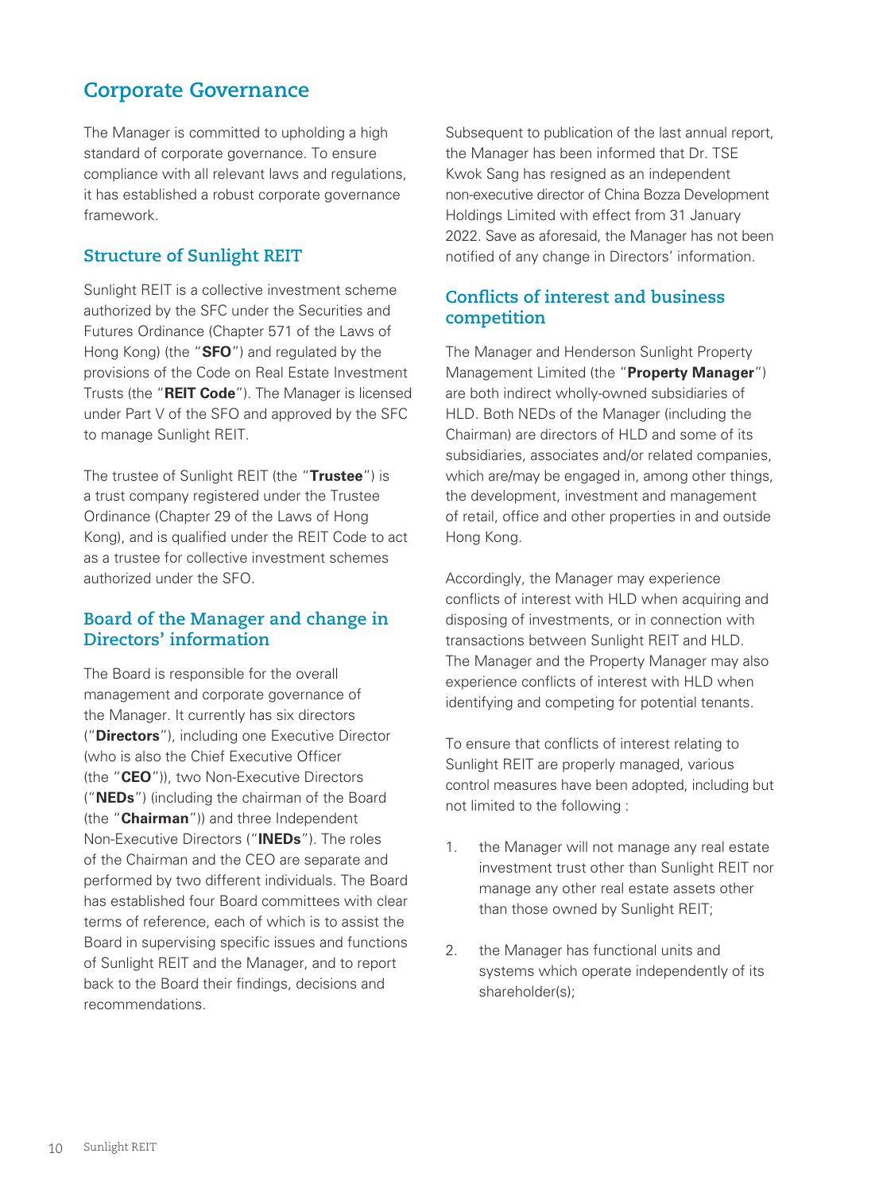# Corporate Governance

The Manager is committed to upholding a high standard of corporate governance. To ensure compliance with all relevant laws and regulations, it has established a robust corporate governance framework.

## Structure of Sunlight REIT

Sunlight REIT is a collective investment scheme authorized by the SFC under the Securities and Futures Ordinance (Chapter 571 of the Laws of Hong Kong) (the "**SFO**") and regulated by the provisions of the Code on Real Estate Investment Trusts (the "**REIT Code**"). The Manager is licensed under Part V of the SFO and approved by the SFC to manage Sunlight REIT.

The trustee of Sunlight REIT (the "**Trustee**") is a trust company registered under the Trustee Ordinance (Chapter 29 of the Laws of Hong Kong), and is qualified under the REIT Code to act as a trustee for collective investment schemes authorized under the SFO.

## Board of the Manager and change in Directors' information

The Board is responsible for the overall management and corporate governance of the Manager. It currently has six directors ("**Directors**"), including one Executive Director (who is also the Chief Executive Officer (the "**CEO**")), two Non-Executive Directors ("**NEDs**") (including the chairman of the Board (the "**Chairman**")) and three Independent Non-Executive Directors ("**INEDs**"). The roles of the Chairman and the CEO are separate and performed by two different individuals. The Board has established four Board committees with clear terms of reference, each of which is to assist the Board in supervising specific issues and functions of Sunlight REIT and the Manager, and to report back to the Board their findings, decisions and recommendations.

Subsequent to publication of the last annual report, the Manager has been informed that Dr. TSE Kwok Sang has resigned as an independent non-executive director of China Bozza Development Holdings Limited with effect from 31 January 2022. Save as aforesaid, the Manager has not been notified of any change in Directors' information.

## Conflicts of interest and business competition

The Manager and Henderson Sunlight Property Management Limited (the "**Property Manager**") are both indirect wholly-owned subsidiaries of HLD. Both NEDs of the Manager (including the Chairman) are directors of HLD and some of its subsidiaries, associates and/or related companies, which are/may be engaged in, among other things, the development, investment and management of retail, office and other properties in and outside Hong Kong.

Accordingly, the Manager may experience conflicts of interest with HLD when acquiring and disposing of investments, or in connection with transactions between Sunlight REIT and HLD. The Manager and the Property Manager may also experience conflicts of interest with HLD when identifying and competing for potential tenants.

To ensure that conflicts of interest relating to Sunlight REIT are properly managed, various control measures have been adopted, including but not limited to the following :

1. the Manager will not manage any real estate investment trust other than Sunlight REIT nor manage any other real estate assets other than those owned by Sunlight REIT;
2. the Manager has functional units and systems which operate independently of its shareholder(s);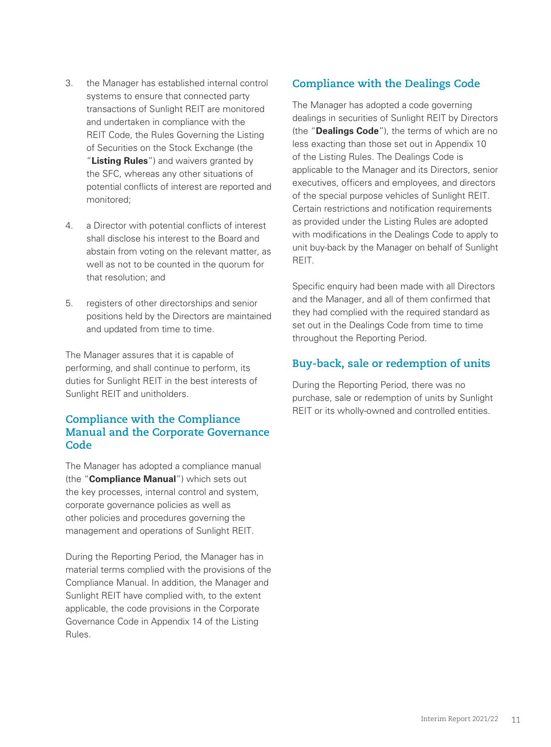3. the Manager has established internal control systems to ensure that connected party transactions of Sunlight REIT are monitored and undertaken in compliance with the REIT Code, the Rules Governing the Listing of Securities on the Stock Exchange (the "**Listing Rules**") and waivers granted by the SFC, whereas any other situations of potential conflicts of interest are reported and monitored;

4. a Director with potential conflicts of interest shall disclose his interest to the Board and abstain from voting on the relevant matter, as well as not to be counted in the quorum for that resolution; and

5. registers of other directorships and senior positions held by the Directors are maintained and updated from time to time.

The Manager assures that it is capable of performing, and shall continue to perform, its duties for Sunlight REIT in the best interests of Sunlight REIT and unitholders.

## Compliance with the Compliance Manual and the Corporate Governance Code

The Manager has adopted a compliance manual (the "**Compliance Manual**") which sets out the key processes, internal control and system, corporate governance policies as well as other policies and procedures governing the management and operations of Sunlight REIT.

During the Reporting Period, the Manager has in material terms complied with the provisions of the Compliance Manual. In addition, the Manager and Sunlight REIT have complied with, to the extent applicable, the code provisions in the Corporate Governance Code in Appendix 14 of the Listing Rules.

## Compliance with the Dealings Code

The Manager has adopted a code governing dealings in securities of Sunlight REIT by Directors (the "**Dealings Code**"), the terms of which are no less exacting than those set out in Appendix 10 of the Listing Rules. The Dealings Code is applicable to the Manager and its Directors, senior executives, officers and employees, and directors of the special purpose vehicles of Sunlight REIT. Certain restrictions and notification requirements as provided under the Listing Rules are adopted with modifications in the Dealings Code to apply to unit buy-back by the Manager on behalf of Sunlight REIT.

Specific enquiry had been made with all Directors and the Manager, and all of them confirmed that they had complied with the required standard as set out in the Dealings Code from time to time throughout the Reporting Period.

## Buy-back, sale or redemption of units

During the Reporting Period, there was no purchase, sale or redemption of units by Sunlight REIT or its wholly-owned and controlled entities.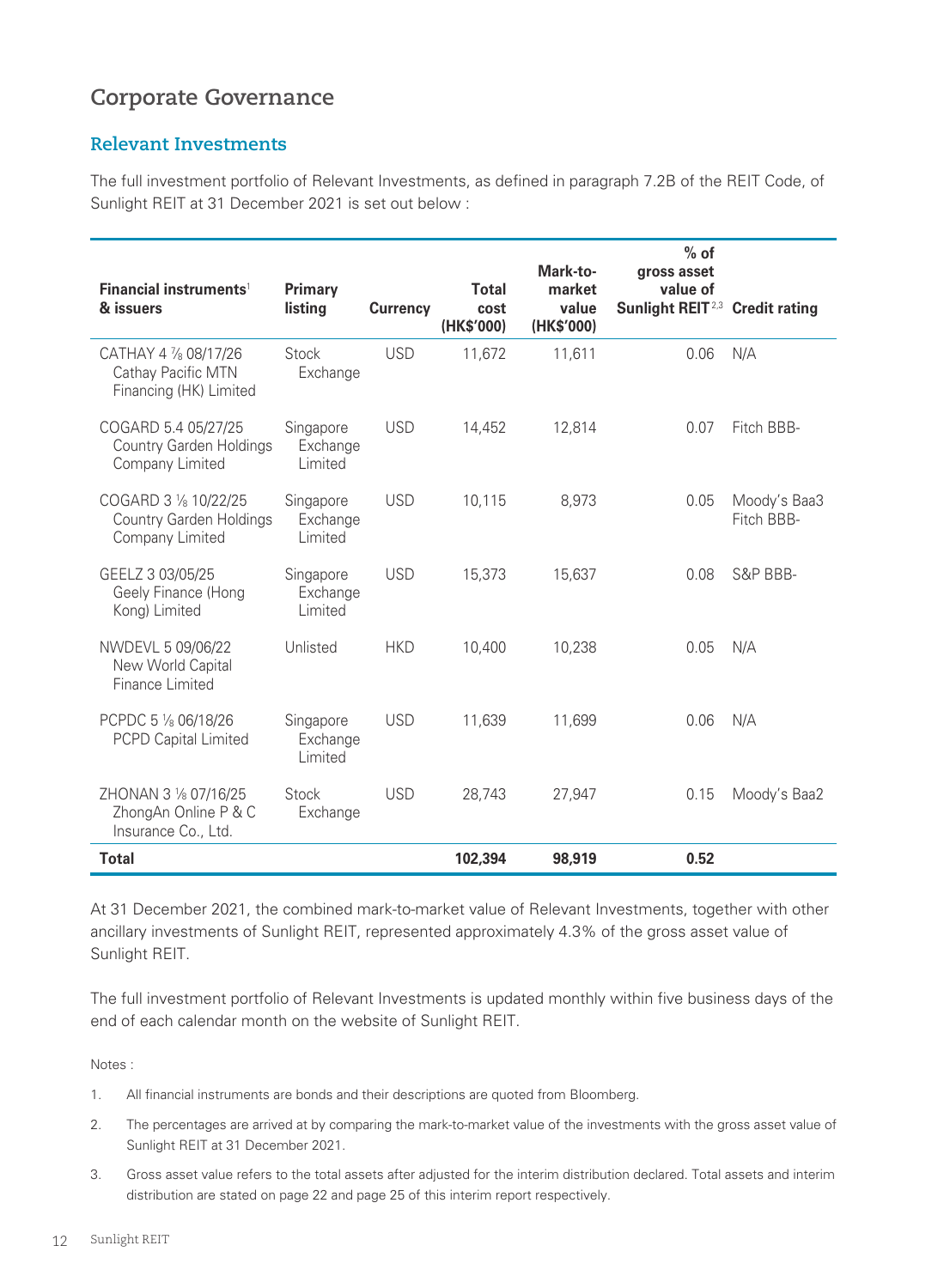# Corporate Governance

## Relevant Investments

The full investment portfolio of Relevant Investments, as defined in paragraph 7.2B of the REIT Code, of Sunlight REIT at 31 December 2021 is set out below :

| Financial instruments[1] & issuers | Primary listing | Currency | Total cost (HK$'000) | Mark-to-market value (HK$'000) | % of gross asset value of Sunlight REIT[2,3] | Credit rating |
|---|---|---|---|---|---|---|
| CATHAY 4 ⅞ 08/17/26 Cathay Pacific MTN Financing (HK) Limited | Stock Exchange | USD | 11,672 | 11,611 | 0.06 | N/A |
| COGARD 5.4 05/27/25 Country Garden Holdings Company Limited | Singapore Exchange Limited | USD | 14,452 | 12,814 | 0.07 | Fitch BBB- |
| COGARD 3 ⅛ 10/22/25 Country Garden Holdings Company Limited | Singapore Exchange Limited | USD | 10,115 | 8,973 | 0.05 | Moody's Baa3 Fitch BBB- |
| GEELZ 3 03/05/25 Geely Finance (Hong Kong) Limited | Singapore Exchange Limited | USD | 15,373 | 15,637 | 0.08 | S&P BBB- |
| NWDEVL 5 09/06/22 New World Capital Finance Limited | Unlisted | HKD | 10,400 | 10,238 | 0.05 | N/A |
| PCPDC 5 ⅛ 06/18/26 PCPD Capital Limited | Singapore Exchange Limited | USD | 11,639 | 11,699 | 0.06 | N/A |
| ZHONAN 3 ⅛ 07/16/25 ZhongAn Online P & C Insurance Co., Ltd. | Stock Exchange | USD | 28,743 | 27,947 | 0.15 | Moody's Baa2 |
| **Total** | | | **102,394** | **98,919** | **0.52** | |

At 31 December 2021, the combined mark-to-market value of Relevant Investments, together with other ancillary investments of Sunlight REIT, represented approximately 4.3% of the gross asset value of Sunlight REIT.

The full investment portfolio of Relevant Investments is updated monthly within five business days of the end of each calendar month on the website of Sunlight REIT.

Notes :

1. All financial instruments are bonds and their descriptions are quoted from Bloomberg.
2. The percentages are arrived at by comparing the mark-to-market value of the investments with the gross asset value of Sunlight REIT at 31 December 2021.
3. Gross asset value refers to the total assets after adjusted for the interim distribution declared. Total assets and interim distribution are stated on page 22 and page 25 of this interim report respectively.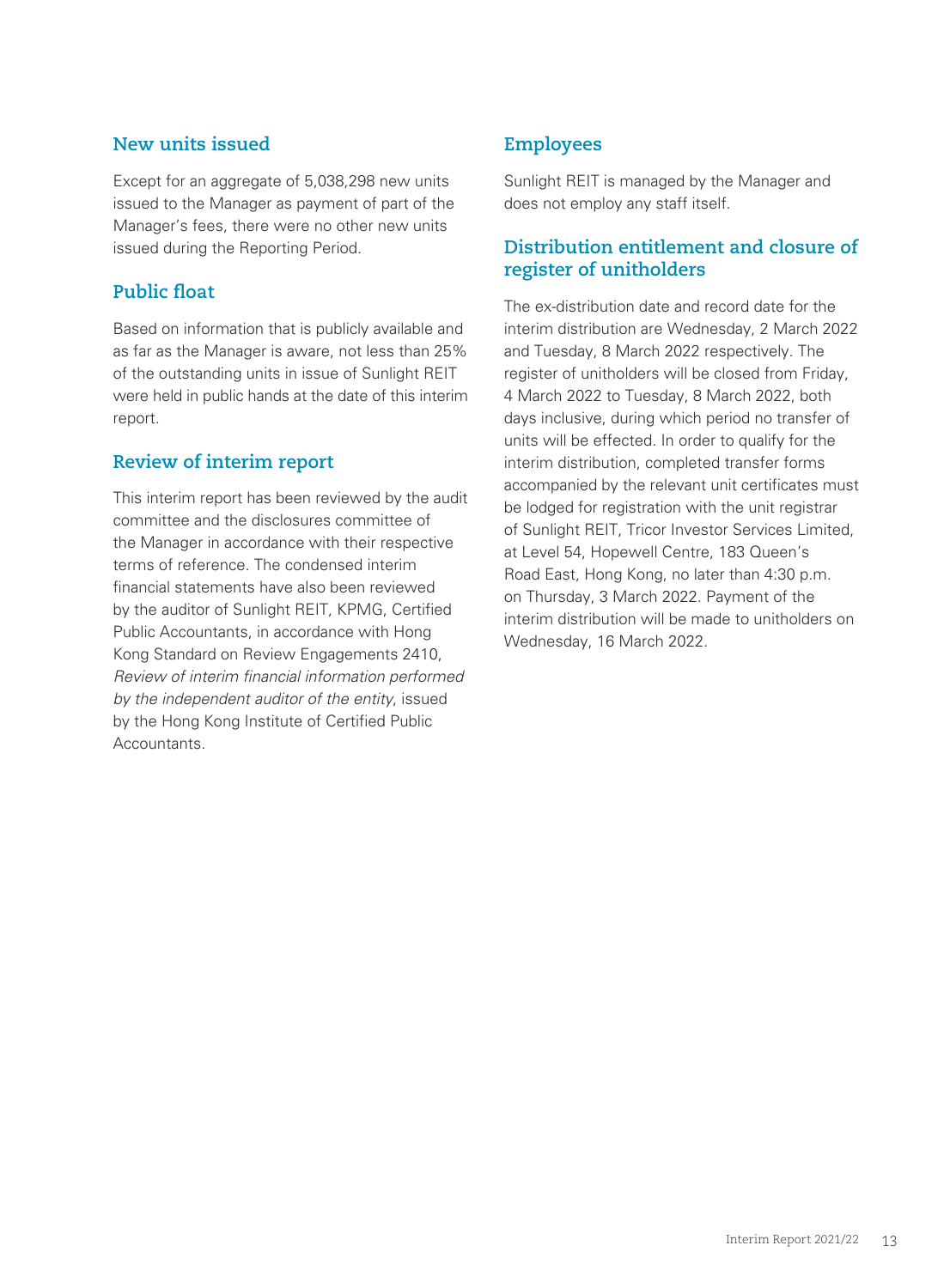## New units issued

Except for an aggregate of 5,038,298 new units issued to the Manager as payment of part of the Manager's fees, there were no other new units issued during the Reporting Period.

## Public float

Based on information that is publicly available and as far as the Manager is aware, not less than 25% of the outstanding units in issue of Sunlight REIT were held in public hands at the date of this interim report.

## Review of interim report

This interim report has been reviewed by the audit committee and the disclosures committee of the Manager in accordance with their respective terms of reference. The condensed interim financial statements have also been reviewed by the auditor of Sunlight REIT, KPMG, Certified Public Accountants, in accordance with Hong Kong Standard on Review Engagements 2410, *Review of interim financial information performed by the independent auditor of the entity*, issued by the Hong Kong Institute of Certified Public Accountants.

## Employees

Sunlight REIT is managed by the Manager and does not employ any staff itself.

## Distribution entitlement and closure of register of unitholders

The ex-distribution date and record date for the interim distribution are Wednesday, 2 March 2022 and Tuesday, 8 March 2022 respectively. The register of unitholders will be closed from Friday, 4 March 2022 to Tuesday, 8 March 2022, both days inclusive, during which period no transfer of units will be effected. In order to qualify for the interim distribution, completed transfer forms accompanied by the relevant unit certificates must be lodged for registration with the unit registrar of Sunlight REIT, Tricor Investor Services Limited, at Level 54, Hopewell Centre, 183 Queen's Road East, Hong Kong, no later than 4:30 p.m. on Thursday, 3 March 2022. Payment of the interim distribution will be made to unitholders on Wednesday, 16 March 2022.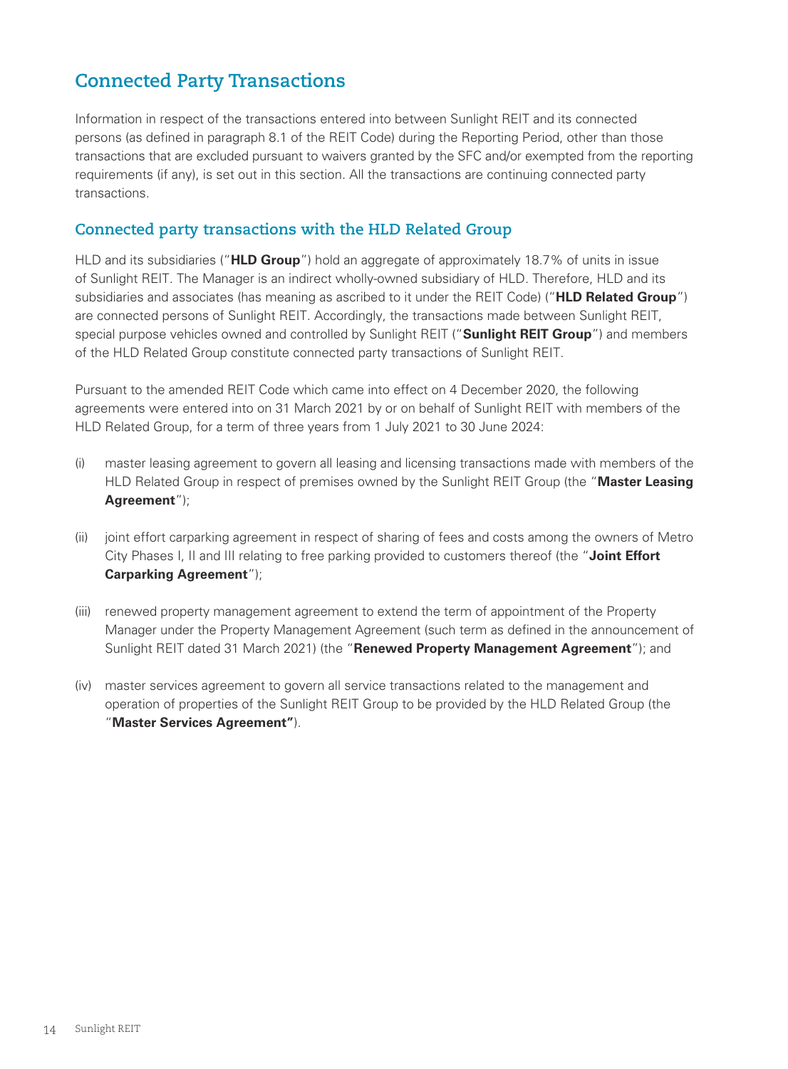# Connected Party Transactions

Information in respect of the transactions entered into between Sunlight REIT and its connected persons (as defined in paragraph 8.1 of the REIT Code) during the Reporting Period, other than those transactions that are excluded pursuant to waivers granted by the SFC and/or exempted from the reporting requirements (if any), is set out in this section. All the transactions are continuing connected party transactions.

## Connected party transactions with the HLD Related Group

HLD and its subsidiaries ("**HLD Group**") hold an aggregate of approximately 18.7% of units in issue of Sunlight REIT. The Manager is an indirect wholly-owned subsidiary of HLD. Therefore, HLD and its subsidiaries and associates (has meaning as ascribed to it under the REIT Code) ("**HLD Related Group**") are connected persons of Sunlight REIT. Accordingly, the transactions made between Sunlight REIT, special purpose vehicles owned and controlled by Sunlight REIT ("**Sunlight REIT Group**") and members of the HLD Related Group constitute connected party transactions of Sunlight REIT.

Pursuant to the amended REIT Code which came into effect on 4 December 2020, the following agreements were entered into on 31 March 2021 by or on behalf of Sunlight REIT with members of the HLD Related Group, for a term of three years from 1 July 2021 to 30 June 2024:

(i) master leasing agreement to govern all leasing and licensing transactions made with members of the HLD Related Group in respect of premises owned by the Sunlight REIT Group (the "**Master Leasing Agreement**");

(ii) joint effort carparking agreement in respect of sharing of fees and costs among the owners of Metro City Phases I, II and III relating to free parking provided to customers thereof (the "**Joint Effort Carparking Agreement**");

(iii) renewed property management agreement to extend the term of appointment of the Property Manager under the Property Management Agreement (such term as defined in the announcement of Sunlight REIT dated 31 March 2021) (the "**Renewed Property Management Agreement**"); and

(iv) master services agreement to govern all service transactions related to the management and operation of properties of the Sunlight REIT Group to be provided by the HLD Related Group (the "**Master Services Agreement"**).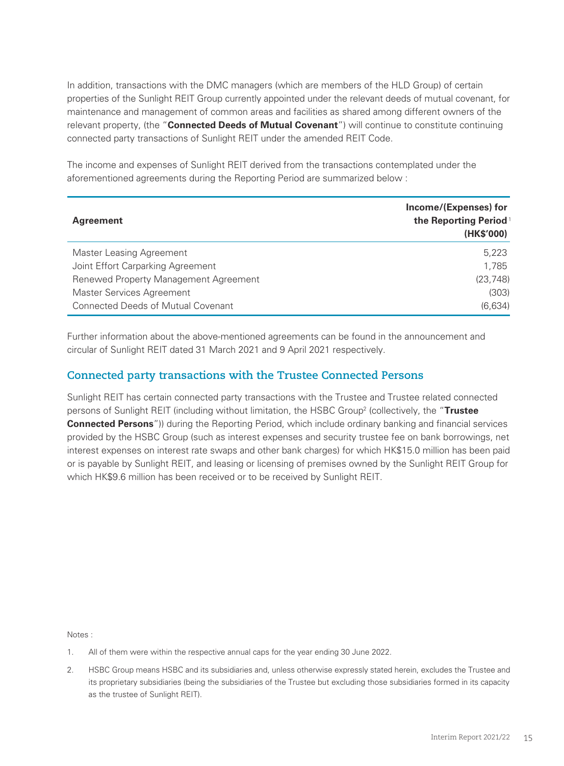In addition, transactions with the DMC managers (which are members of the HLD Group) of certain properties of the Sunlight REIT Group currently appointed under the relevant deeds of mutual covenant, for maintenance and management of common areas and facilities as shared among different owners of the relevant property, (the "**Connected Deeds of Mutual Covenant**") will continue to constitute continuing connected party transactions of Sunlight REIT under the amended REIT Code.

The income and expenses of Sunlight REIT derived from the transactions contemplated under the aforementioned agreements during the Reporting Period are summarized below :

| **Agreement** | **Income/(Expenses) for the Reporting Period[1] (HK$'000)** |
|---|---|
| Master Leasing Agreement | 5,223 |
| Joint Effort Carparking Agreement | 1,785 |
| Renewed Property Management Agreement | (23,748) |
| Master Services Agreement | (303) |
| Connected Deeds of Mutual Covenant | (6,634) |

Further information about the above-mentioned agreements can be found in the announcement and circular of Sunlight REIT dated 31 March 2021 and 9 April 2021 respectively.

## Connected party transactions with the Trustee Connected Persons

Sunlight REIT has certain connected party transactions with the Trustee and Trustee related connected persons of Sunlight REIT (including without limitation, the HSBC Group[2] (collectively, the "**Trustee Connected Persons**")) during the Reporting Period, which include ordinary banking and financial services provided by the HSBC Group (such as interest expenses and security trustee fee on bank borrowings, net interest expenses on interest rate swaps and other bank charges) for which HK$15.0 million has been paid or is payable by Sunlight REIT, and leasing or licensing of premises owned by the Sunlight REIT Group for which HK$9.6 million has been received or to be received by Sunlight REIT.

Notes :

1. All of them were within the respective annual caps for the year ending 30 June 2022.
2. HSBC Group means HSBC and its subsidiaries and, unless otherwise expressly stated herein, excludes the Trustee and its proprietary subsidiaries (being the subsidiaries of the Trustee but excluding those subsidiaries formed in its capacity as the trustee of Sunlight REIT).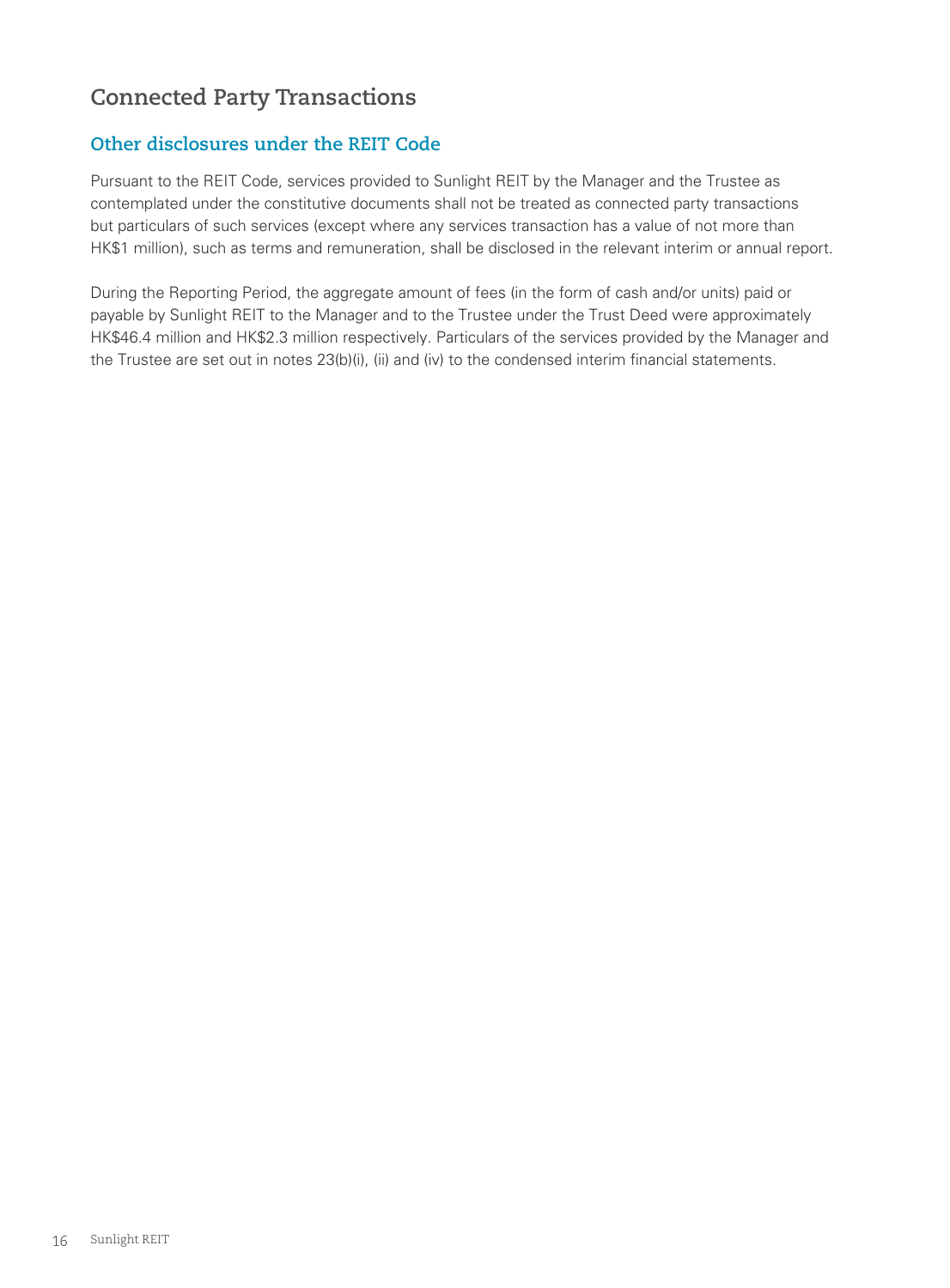# Connected Party Transactions

## Other disclosures under the REIT Code

Pursuant to the REIT Code, services provided to Sunlight REIT by the Manager and the Trustee as contemplated under the constitutive documents shall not be treated as connected party transactions but particulars of such services (except where any services transaction has a value of not more than HK$1 million), such as terms and remuneration, shall be disclosed in the relevant interim or annual report.

During the Reporting Period, the aggregate amount of fees (in the form of cash and/or units) paid or payable by Sunlight REIT to the Manager and to the Trustee under the Trust Deed were approximately HK$46.4 million and HK$2.3 million respectively. Particulars of the services provided by the Manager and the Trustee are set out in notes 23(b)(i), (ii) and (iv) to the condensed interim financial statements.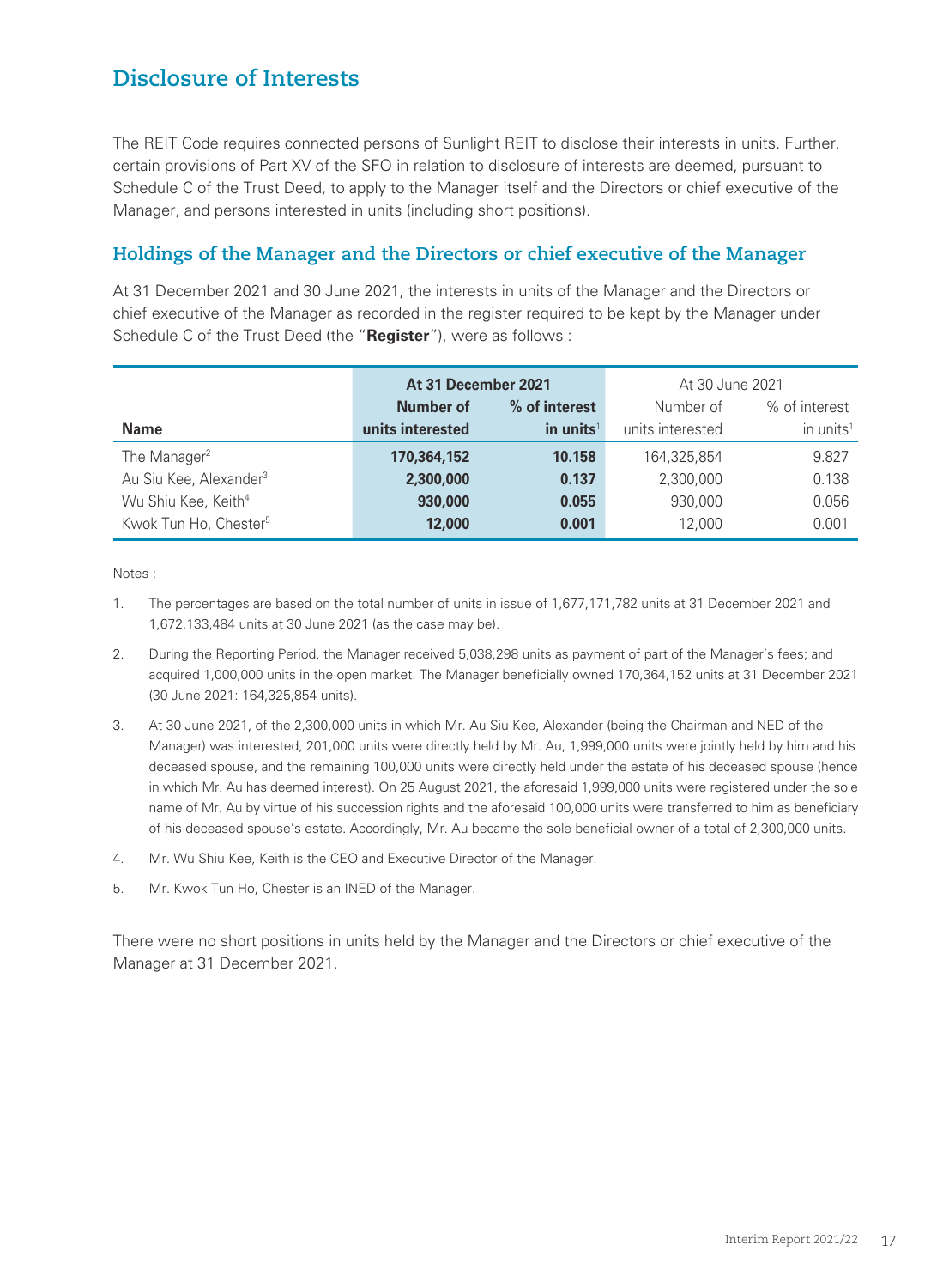# Disclosure of Interests

The REIT Code requires connected persons of Sunlight REIT to disclose their interests in units. Further, certain provisions of Part XV of the SFO in relation to disclosure of interests are deemed, pursuant to Schedule C of the Trust Deed, to apply to the Manager itself and the Directors or chief executive of the Manager, and persons interested in units (including short positions).

## Holdings of the Manager and the Directors or chief executive of the Manager

At 31 December 2021 and 30 June 2021, the interests in units of the Manager and the Directors or chief executive of the Manager as recorded in the register required to be kept by the Manager under Schedule C of the Trust Deed (the "**Register**"), were as follows :

| Name | **At 31 December 2021** | | At 30 June 2021 | |
|---|---|---|---|---|
| | **Number of units interested** | **% of interest in units**[1] | Number of units interested | % of interest in units[1] |
| The Manager[2] | **170,364,152** | **10.158** | 164,325,854 | 9.827 |
| Au Siu Kee, Alexander[3] | **2,300,000** | **0.137** | 2,300,000 | 0.138 |
| Wu Shiu Kee, Keith[4] | **930,000** | **0.055** | 930,000 | 0.056 |
| Kwok Tun Ho, Chester[5] | **12,000** | **0.001** | 12,000 | 0.001 |

Notes :

1. The percentages are based on the total number of units in issue of 1,677,171,782 units at 31 December 2021 and 1,672,133,484 units at 30 June 2021 (as the case may be).
2. During the Reporting Period, the Manager received 5,038,298 units as payment of part of the Manager's fees; and acquired 1,000,000 units in the open market. The Manager beneficially owned 170,364,152 units at 31 December 2021 (30 June 2021: 164,325,854 units).
3. At 30 June 2021, of the 2,300,000 units in which Mr. Au Siu Kee, Alexander (being the Chairman and NED of the Manager) was interested, 201,000 units were directly held by Mr. Au, 1,999,000 units were jointly held by him and his deceased spouse, and the remaining 100,000 units were directly held under the estate of his deceased spouse (hence in which Mr. Au has deemed interest). On 25 August 2021, the aforesaid 1,999,000 units were registered under the sole name of Mr. Au by virtue of his succession rights and the aforesaid 100,000 units were transferred to him as beneficiary of his deceased spouse's estate. Accordingly, Mr. Au became the sole beneficial owner of a total of 2,300,000 units.
4. Mr. Wu Shiu Kee, Keith is the CEO and Executive Director of the Manager.
5. Mr. Kwok Tun Ho, Chester is an INED of the Manager.

There were no short positions in units held by the Manager and the Directors or chief executive of the Manager at 31 December 2021.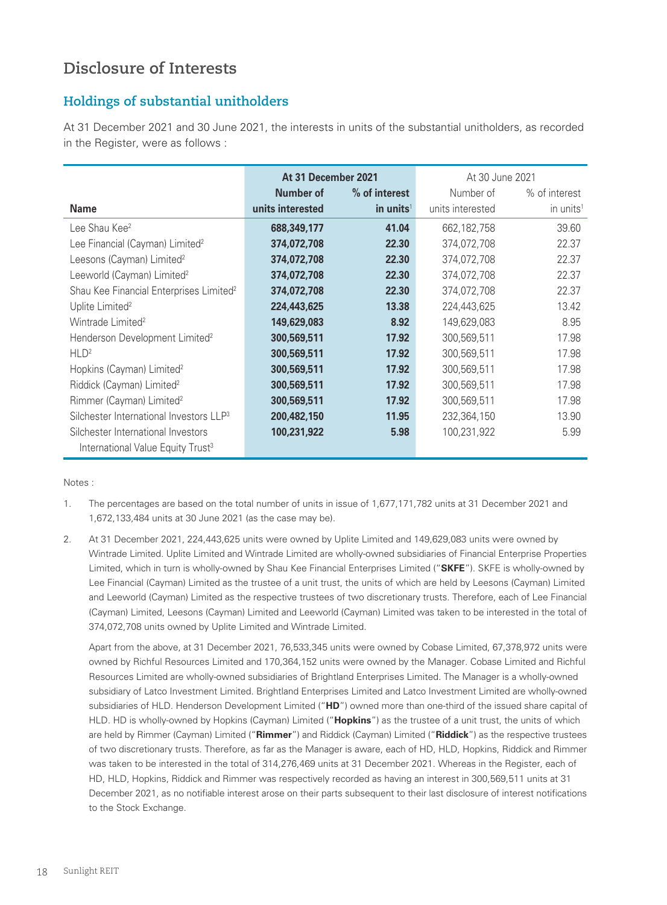# Disclosure of Interests

## Holdings of substantial unitholders

At 31 December 2021 and 30 June 2021, the interests in units of the substantial unitholders, as recorded in the Register, were as follows :

| | At 31 December 2021 | | At 30 June 2021 | |
|---|---|---|---|---|
| Name | Number of units interested | % of interest in units[1] | Number of units interested | % of interest in units[1] |
| Lee Shau Kee[2] | **688,349,177** | **41.04** | 662,182,758 | 39.60 |
| Lee Financial (Cayman) Limited[2] | **374,072,708** | **22.30** | 374,072,708 | 22.37 |
| Leesons (Cayman) Limited[2] | **374,072,708** | **22.30** | 374,072,708 | 22.37 |
| Leeworld (Cayman) Limited[2] | **374,072,708** | **22.30** | 374,072,708 | 22.37 |
| Shau Kee Financial Enterprises Limited[2] | **374,072,708** | **22.30** | 374,072,708 | 22.37 |
| Uplite Limited[2] | **224,443,625** | **13.38** | 224,443,625 | 13.42 |
| Wintrade Limited[2] | **149,629,083** | **8.92** | 149,629,083 | 8.95 |
| Henderson Development Limited[2] | **300,569,511** | **17.92** | 300,569,511 | 17.98 |
| HLD[2] | **300,569,511** | **17.92** | 300,569,511 | 17.98 |
| Hopkins (Cayman) Limited[2] | **300,569,511** | **17.92** | 300,569,511 | 17.98 |
| Riddick (Cayman) Limited[2] | **300,569,511** | **17.92** | 300,569,511 | 17.98 |
| Rimmer (Cayman) Limited[2] | **300,569,511** | **17.92** | 300,569,511 | 17.98 |
| Silchester International Investors LLP[3] | **200,482,150** | **11.95** | 232,364,150 | 13.90 |
| Silchester International Investors International Value Equity Trust[3] | **100,231,922** | **5.98** | 100,231,922 | 5.99 |

Notes :

1. The percentages are based on the total number of units in issue of 1,677,171,782 units at 31 December 2021 and 1,672,133,484 units at 30 June 2021 (as the case may be).

2. At 31 December 2021, 224,443,625 units were owned by Uplite Limited and 149,629,083 units were owned by Wintrade Limited. Uplite Limited and Wintrade Limited are wholly-owned subsidiaries of Financial Enterprise Properties Limited, which in turn is wholly-owned by Shau Kee Financial Enterprises Limited ("**SKFE**"). SKFE is wholly-owned by Lee Financial (Cayman) Limited as the trustee of a unit trust, the units of which are held by Leesons (Cayman) Limited and Leeworld (Cayman) Limited as the respective trustees of two discretionary trusts. Therefore, each of Lee Financial (Cayman) Limited, Leesons (Cayman) Limited and Leeworld (Cayman) Limited was taken to be interested in the total of 374,072,708 units owned by Uplite Limited and Wintrade Limited.

   Apart from the above, at 31 December 2021, 76,533,345 units were owned by Cobase Limited, 67,378,972 units were owned by Richful Resources Limited and 170,364,152 units were owned by the Manager. Cobase Limited and Richful Resources Limited are wholly-owned subsidiaries of Brightland Enterprises Limited. The Manager is a wholly-owned subsidiary of Latco Investment Limited. Brightland Enterprises Limited and Latco Investment Limited are wholly-owned subsidiaries of HLD. Henderson Development Limited ("**HD**") owned more than one-third of the issued share capital of HLD. HD is wholly-owned by Hopkins (Cayman) Limited ("**Hopkins**") as the trustee of a unit trust, the units of which are held by Rimmer (Cayman) Limited ("**Rimmer**") and Riddick (Cayman) Limited ("**Riddick**") as the respective trustees of two discretionary trusts. Therefore, as far as the Manager is aware, each of HD, HLD, Hopkins, Riddick and Rimmer was taken to be interested in the total of 314,276,469 units at 31 December 2021. Whereas in the Register, each of HD, HLD, Hopkins, Riddick and Rimmer was respectively recorded as having an interest in 300,569,511 units at 31 December 2021, as no notifiable interest arose on their parts subsequent to their last disclosure of interest notifications to the Stock Exchange.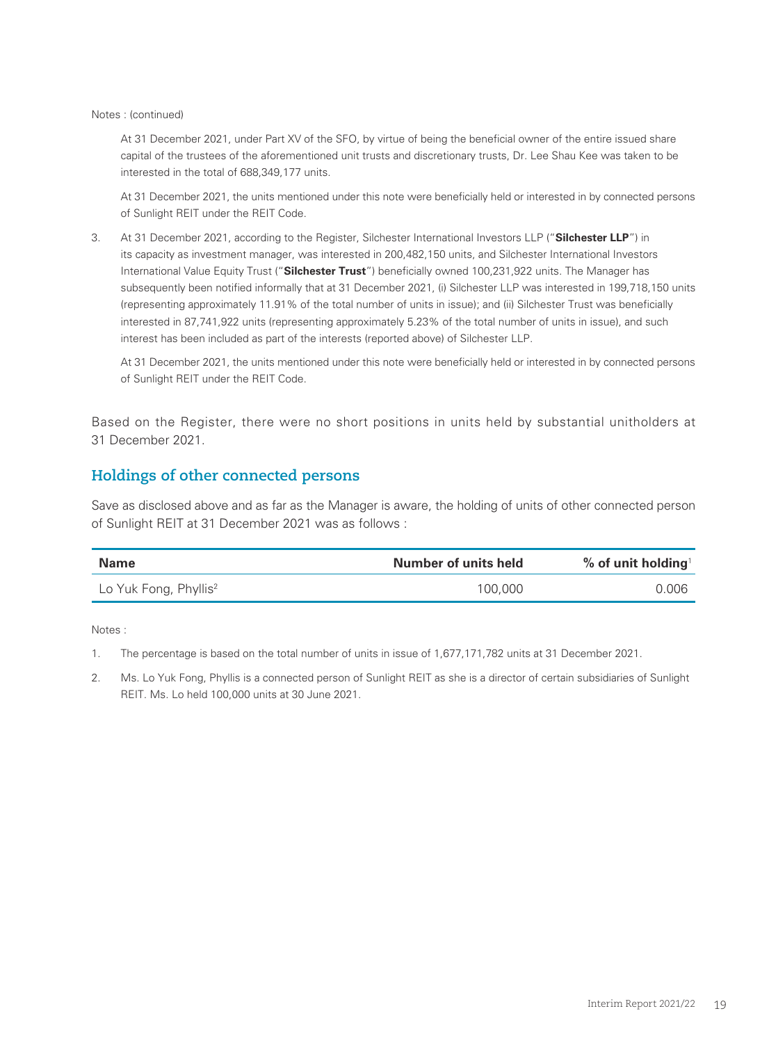Notes : (continued)

At 31 December 2021, under Part XV of the SFO, by virtue of being the beneficial owner of the entire issued share capital of the trustees of the aforementioned unit trusts and discretionary trusts, Dr. Lee Shau Kee was taken to be interested in the total of 688,349,177 units.

At 31 December 2021, the units mentioned under this note were beneficially held or interested in by connected persons of Sunlight REIT under the REIT Code.

3. At 31 December 2021, according to the Register, Silchester International Investors LLP ("**Silchester LLP**") in its capacity as investment manager, was interested in 200,482,150 units, and Silchester International Investors International Value Equity Trust ("**Silchester Trust**") beneficially owned 100,231,922 units. The Manager has subsequently been notified informally that at 31 December 2021, (i) Silchester LLP was interested in 199,718,150 units (representing approximately 11.91% of the total number of units in issue); and (ii) Silchester Trust was beneficially interested in 87,741,922 units (representing approximately 5.23% of the total number of units in issue), and such interest has been included as part of the interests (reported above) of Silchester LLP.

   At 31 December 2021, the units mentioned under this note were beneficially held or interested in by connected persons of Sunlight REIT under the REIT Code.

Based on the Register, there were no short positions in units held by substantial unitholders at 31 December 2021.

## Holdings of other connected persons

Save as disclosed above and as far as the Manager is aware, the holding of units of other connected person of Sunlight REIT at 31 December 2021 was as follows :

| Name | Number of units held | % of unit holding[1] |
|---|---|---|
| Lo Yuk Fong, Phyllis[2] | 100,000 | 0.006 |

Notes :

1. The percentage is based on the total number of units in issue of 1,677,171,782 units at 31 December 2021.
2. Ms. Lo Yuk Fong, Phyllis is a connected person of Sunlight REIT as she is a director of certain subsidiaries of Sunlight REIT. Ms. Lo held 100,000 units at 30 June 2021.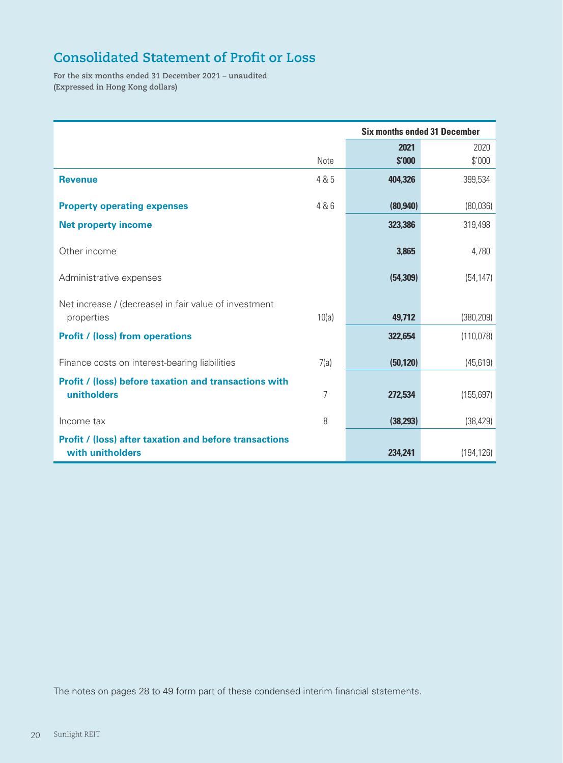# Consolidated Statement of Profit or Loss

**For the six months ended 31 December 2021 – unaudited**
**(Expressed in Hong Kong dollars)**

| | | Six months ended 31 December | |
|---|---|---|---|
| | Note | **2021** **$'000** | 2020 $'000 |
| **Revenue** | 4 & 5 | **404,326** | 399,534 |
| **Property operating expenses** | 4 & 6 | **(80,940)** | (80,036) |
| **Net property income** | | **323,386** | 319,498 |
| Other income | | **3,865** | 4,780 |
| Administrative expenses | | **(54,309)** | (54,147) |
| Net increase / (decrease) in fair value of investment properties | 10(a) | **49,712** | (380,209) |
| **Profit / (loss) from operations** | | **322,654** | (110,078) |
| Finance costs on interest-bearing liabilities | 7(a) | **(50,120)** | (45,619) |
| **Profit / (loss) before taxation and transactions with unitholders** | 7 | **272,534** | (155,697) |
| Income tax | 8 | **(38,293)** | (38,429) |
| **Profit / (loss) after taxation and before transactions with unitholders** | | **234,241** | (194,126) |

The notes on pages 28 to 49 form part of these condensed interim financial statements.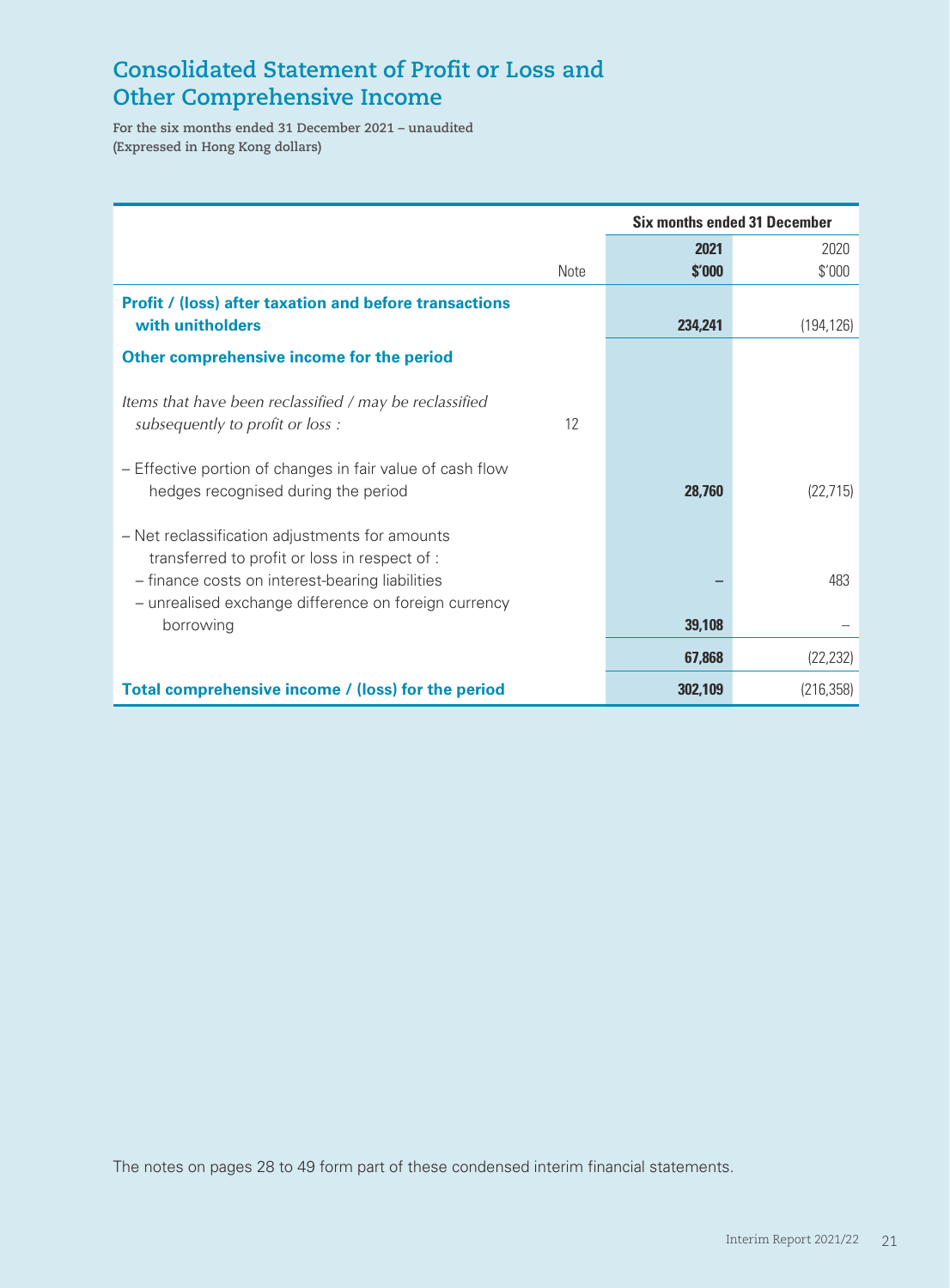# Consolidated Statement of Profit or Loss and Other Comprehensive Income

**For the six months ended 31 December 2021 – unaudited**
**(Expressed in Hong Kong dollars)**

| | Note | Six months ended 31 December | |
|---|---|---|---|
| | | **2021** | 2020 |
| | | **$'000** | $'000 |
| **Profit / (loss) after taxation and before transactions with unitholders** | | **234,241** | (194,126) |
| **Other comprehensive income for the period** | | | |
| *Items that have been reclassified / may be reclassified subsequently to profit or loss :* | 12 | | |
| – Effective portion of changes in fair value of cash flow hedges recognised during the period | | **28,760** | (22,715) |
| – Net reclassification adjustments for amounts transferred to profit or loss in respect of : | | | |
| – finance costs on interest-bearing liabilities | | **–** | 483 |
| – unrealised exchange difference on foreign currency borrowing | | **39,108** | – |
| | | **67,868** | (22,232) |
| **Total comprehensive income / (loss) for the period** | | **302,109** | (216,358) |

The notes on pages 28 to 49 form part of these condensed interim financial statements.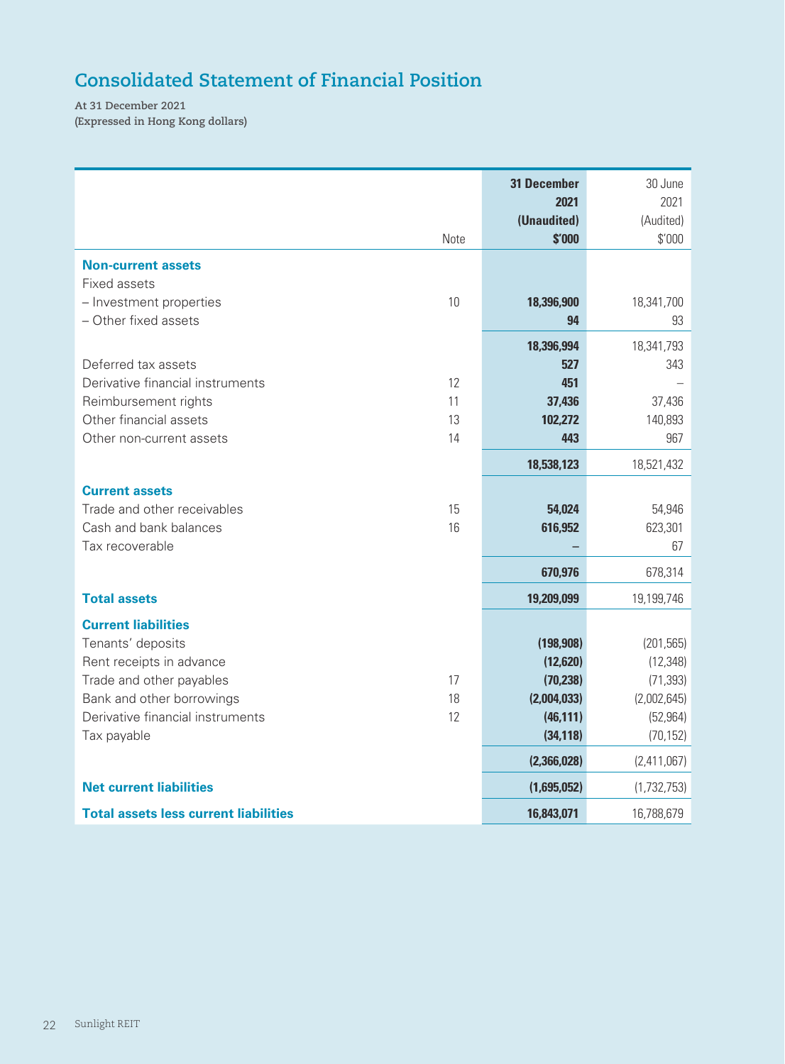# Consolidated Statement of Financial Position

**At 31 December 2021**
**(Expressed in Hong Kong dollars)**

| | Note | **31 December 2021 (Unaudited) $'000** | 30 June 2021 (Audited) $'000 |
|---|---|---|---|
| **Non-current assets** | | | |
| Fixed assets | | | |
| – Investment properties | 10 | **18,396,900** | 18,341,700 |
| – Other fixed assets | | **94** | 93 |
| | | **18,396,994** | 18,341,793 |
| Deferred tax assets | | **527** | 343 |
| Derivative financial instruments | 12 | **451** | – |
| Reimbursement rights | 11 | **37,436** | 37,436 |
| Other financial assets | 13 | **102,272** | 140,893 |
| Other non-current assets | 14 | **443** | 967 |
| | | **18,538,123** | 18,521,432 |
| **Current assets** | | | |
| Trade and other receivables | 15 | **54,024** | 54,946 |
| Cash and bank balances | 16 | **616,952** | 623,301 |
| Tax recoverable | | **–** | 67 |
| | | **670,976** | 678,314 |
| **Total assets** | | **19,209,099** | 19,199,746 |
| **Current liabilities** | | | |
| Tenants' deposits | | **(198,908)** | (201,565) |
| Rent receipts in advance | | **(12,620)** | (12,348) |
| Trade and other payables | 17 | **(70,238)** | (71,393) |
| Bank and other borrowings | 18 | **(2,004,033)** | (2,002,645) |
| Derivative financial instruments | 12 | **(46,111)** | (52,964) |
| Tax payable | | **(34,118)** | (70,152) |
| | | **(2,366,028)** | (2,411,067) |
| **Net current liabilities** | | **(1,695,052)** | (1,732,753) |
| **Total assets less current liabilities** | | **16,843,071** | 16,788,679 |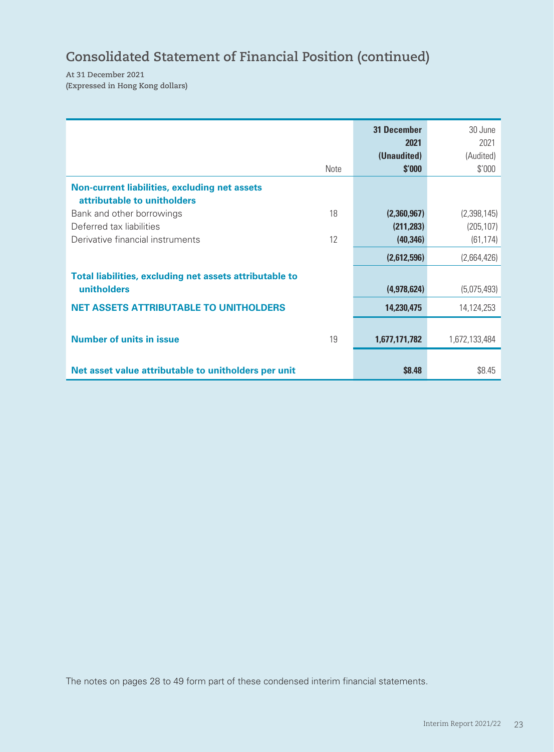# Consolidated Statement of Financial Position (continued)

**At 31 December 2021**
**(Expressed in Hong Kong dollars)**

| | Note | **31 December 2021 (Unaudited) $'000** | 30 June 2021 (Audited) $'000 |
|---|---|---|---|
| **Non-current liabilities, excluding net assets attributable to unitholders** | | | |
| Bank and other borrowings | 18 | **(2,360,967)** | (2,398,145) |
| Deferred tax liabilities | | **(211,283)** | (205,107) |
| Derivative financial instruments | 12 | **(40,346)** | (61,174) |
| | | **(2,612,596)** | (2,664,426) |
| **Total liabilities, excluding net assets attributable to unitholders** | | **(4,978,624)** | (5,075,493) |
| **NET ASSETS ATTRIBUTABLE TO UNITHOLDERS** | | **14,230,475** | 14,124,253 |
| **Number of units in issue** | 19 | **1,677,171,782** | 1,672,133,484 |
| **Net asset value attributable to unitholders per unit** | | **$8.48** | $8.45 |

The notes on pages 28 to 49 form part of these condensed interim financial statements.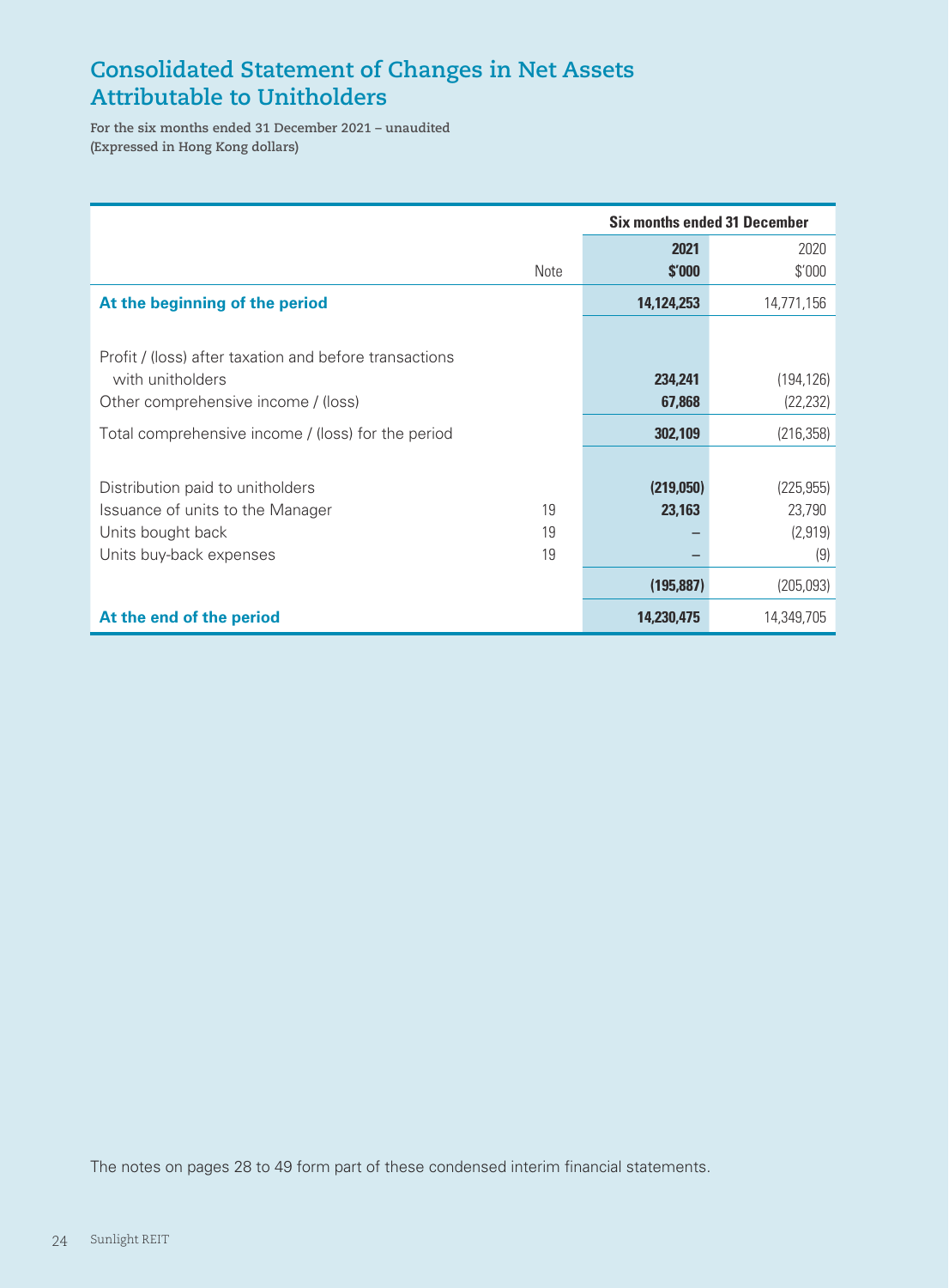# Consolidated Statement of Changes in Net Assets Attributable to Unitholders

**For the six months ended 31 December 2021 – unaudited**
**(Expressed in Hong Kong dollars)**

| | Note | Six months ended 31 December | |
|---|---|---|---|
| | | **2021** | 2020 |
| | | **$'000** | $'000 |
| **At the beginning of the period** | | **14,124,253** | 14,771,156 |
| Profit / (loss) after taxation and before transactions with unitholders | | **234,241** | (194,126) |
| Other comprehensive income / (loss) | | **67,868** | (22,232) |
| Total comprehensive income / (loss) for the period | | **302,109** | (216,358) |
| Distribution paid to unitholders | | **(219,050)** | (225,955) |
| Issuance of units to the Manager | 19 | **23,163** | 23,790 |
| Units bought back | 19 | **–** | (2,919) |
| Units buy-back expenses | 19 | **–** | (9) |
| | | **(195,887)** | (205,093) |
| **At the end of the period** | | **14,230,475** | 14,349,705 |

The notes on pages 28 to 49 form part of these condensed interim financial statements.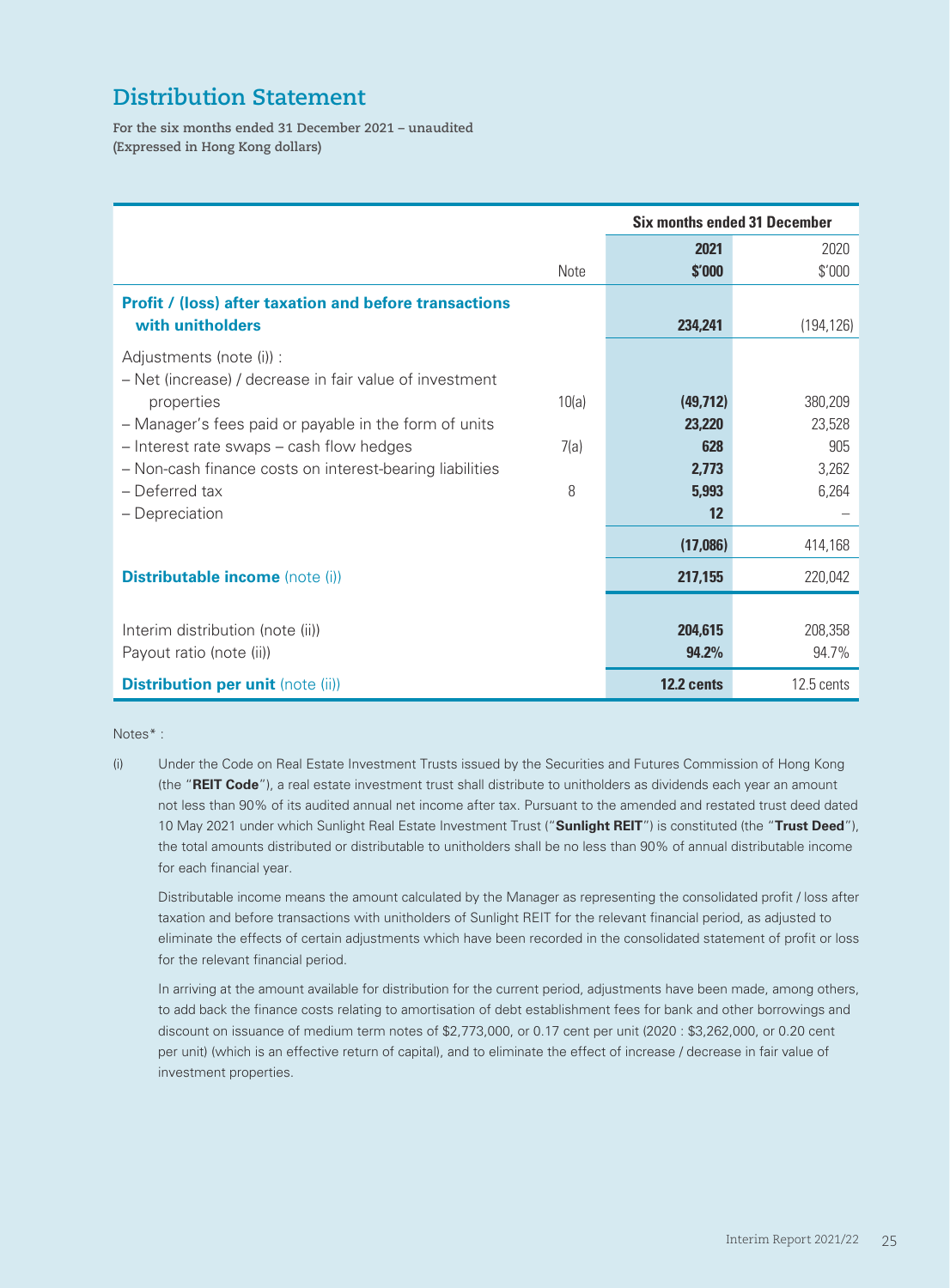# Distribution Statement

**For the six months ended 31 December 2021 – unaudited**
**(Expressed in Hong Kong dollars)**

| | Note | Six months ended 31 December | |
|---|---|---|---|
| | | **2021** | 2020 |
| | | **$'000** | $'000 |
| **Profit / (loss) after taxation and before transactions with unitholders** | | **234,241** | (194,126) |
| Adjustments (note (i)) : | | | |
| – Net (increase) / decrease in fair value of investment properties | 10(a) | **(49,712)** | 380,209 |
| – Manager's fees paid or payable in the form of units | | **23,220** | 23,528 |
| – Interest rate swaps – cash flow hedges | 7(a) | **628** | 905 |
| – Non-cash finance costs on interest-bearing liabilities | | **2,773** | 3,262 |
| – Deferred tax | 8 | **5,993** | 6,264 |
| – Depreciation | | **12** | – |
| | | **(17,086)** | 414,168 |
| **Distributable income** (note (i)) | | **217,155** | 220,042 |
| Interim distribution (note (ii)) | | **204,615** | 208,358 |
| Payout ratio (note (ii)) | | **94.2%** | 94.7% |
| **Distribution per unit** (note (ii)) | | **12.2 cents** | 12.5 cents |

Notes* :

(i) Under the Code on Real Estate Investment Trusts issued by the Securities and Futures Commission of Hong Kong (the "**REIT Code**"), a real estate investment trust shall distribute to unitholders as dividends each year an amount not less than 90% of its audited annual net income after tax. Pursuant to the amended and restated trust deed dated 10 May 2021 under which Sunlight Real Estate Investment Trust ("**Sunlight REIT**") is constituted (the "**Trust Deed**"), the total amounts distributed or distributable to unitholders shall be no less than 90% of annual distributable income for each financial year.

Distributable income means the amount calculated by the Manager as representing the consolidated profit / loss after taxation and before transactions with unitholders of Sunlight REIT for the relevant financial period, as adjusted to eliminate the effects of certain adjustments which have been recorded in the consolidated statement of profit or loss for the relevant financial period.

In arriving at the amount available for distribution for the current period, adjustments have been made, among others, to add back the finance costs relating to amortisation of debt establishment fees for bank and other borrowings and discount on issuance of medium term notes of $2,773,000, or 0.17 cent per unit (2020 : $3,262,000, or 0.20 cent per unit) (which is an effective return of capital), and to eliminate the effect of increase / decrease in fair value of investment properties.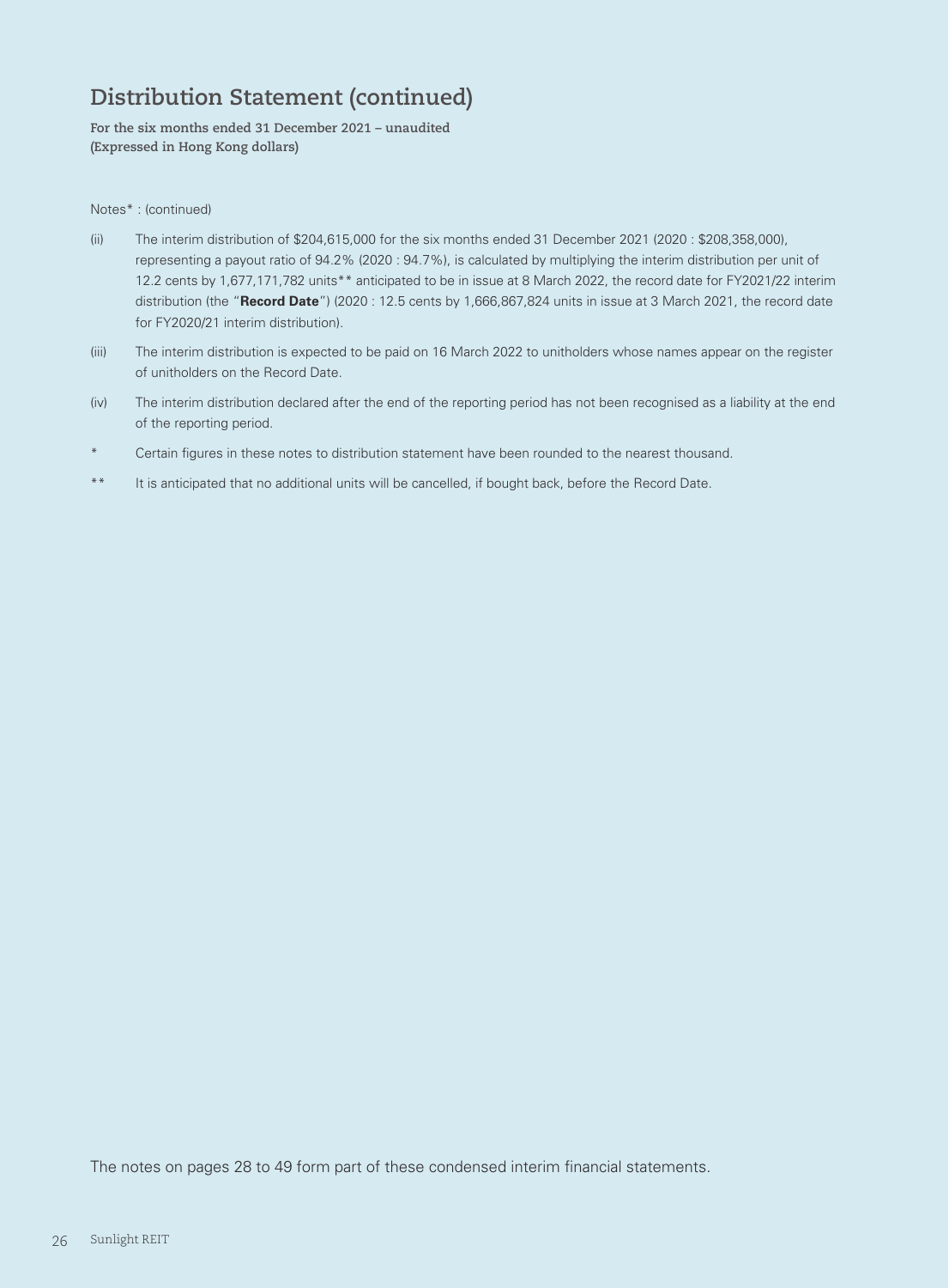# Distribution Statement (continued)

**For the six months ended 31 December 2021 – unaudited**
**(Expressed in Hong Kong dollars)**

Notes* : (continued)

(ii) The interim distribution of $204,615,000 for the six months ended 31 December 2021 (2020 : $208,358,000), representing a payout ratio of 94.2% (2020 : 94.7%), is calculated by multiplying the interim distribution per unit of 12.2 cents by 1,677,171,782 units** anticipated to be in issue at 8 March 2022, the record date for FY2021/22 interim distribution (the "**Record Date**") (2020 : 12.5 cents by 1,666,867,824 units in issue at 3 March 2021, the record date for FY2020/21 interim distribution).

(iii) The interim distribution is expected to be paid on 16 March 2022 to unitholders whose names appear on the register of unitholders on the Record Date.

(iv) The interim distribution declared after the end of the reporting period has not been recognised as a liability at the end of the reporting period.

\* Certain figures in these notes to distribution statement have been rounded to the nearest thousand.

\*\* It is anticipated that no additional units will be cancelled, if bought back, before the Record Date.

The notes on pages 28 to 49 form part of these condensed interim financial statements.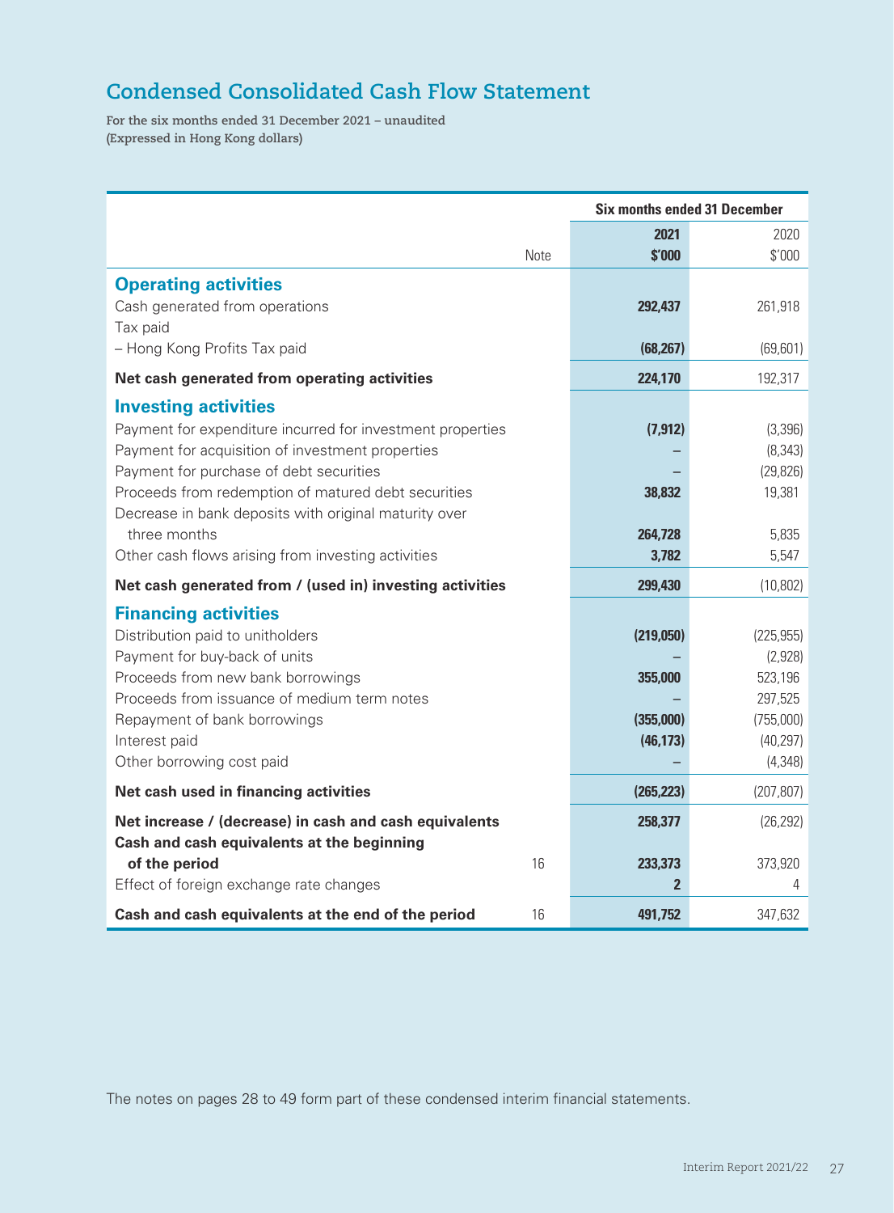# Condensed Consolidated Cash Flow Statement

**For the six months ended 31 December 2021 – unaudited**
**(Expressed in Hong Kong dollars)**

| | Note | Six months ended 31 December | |
|---|---|---|---|
| | | **2021** | 2020 |
| | | **$'000** | $'000 |
| **Operating activities** | | | |
| Cash generated from operations | | **292,437** | 261,918 |
| Tax paid | | | |
| – Hong Kong Profits Tax paid | | **(68,267)** | (69,601) |
| **Net cash generated from operating activities** | | **224,170** | 192,317 |
| **Investing activities** | | | |
| Payment for expenditure incurred for investment properties | | **(7,912)** | (3,396) |
| Payment for acquisition of investment properties | | **–** | (8,343) |
| Payment for purchase of debt securities | | **–** | (29,826) |
| Proceeds from redemption of matured debt securities | | **38,832** | 19,381 |
| Decrease in bank deposits with original maturity over three months | | **264,728** | 5,835 |
| Other cash flows arising from investing activities | | **3,782** | 5,547 |
| **Net cash generated from / (used in) investing activities** | | **299,430** | (10,802) |
| **Financing activities** | | | |
| Distribution paid to unitholders | | **(219,050)** | (225,955) |
| Payment for buy-back of units | | **–** | (2,928) |
| Proceeds from new bank borrowings | | **355,000** | 523,196 |
| Proceeds from issuance of medium term notes | | **–** | 297,525 |
| Repayment of bank borrowings | | **(355,000)** | (755,000) |
| Interest paid | | **(46,173)** | (40,297) |
| Other borrowing cost paid | | **–** | (4,348) |
| **Net cash used in financing activities** | | **(265,223)** | (207,807) |
| **Net increase / (decrease) in cash and cash equivalents** | | **258,377** | (26,292) |
| **Cash and cash equivalents at the beginning of the period** | 16 | **233,373** | 373,920 |
| Effect of foreign exchange rate changes | | **2** | 4 |
| **Cash and cash equivalents at the end of the period** | 16 | **491,752** | 347,632 |

The notes on pages 28 to 49 form part of these condensed interim financial statements.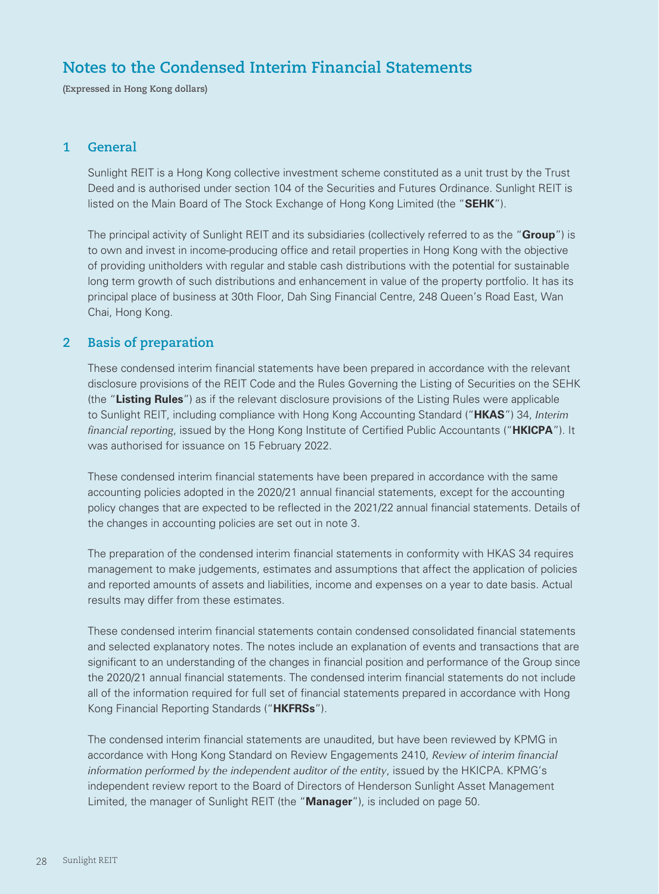# Notes to the Condensed Interim Financial Statements

**(Expressed in Hong Kong dollars)**

## 1 General

Sunlight REIT is a Hong Kong collective investment scheme constituted as a unit trust by the Trust Deed and is authorised under section 104 of the Securities and Futures Ordinance. Sunlight REIT is listed on the Main Board of The Stock Exchange of Hong Kong Limited (the "**SEHK**").

The principal activity of Sunlight REIT and its subsidiaries (collectively referred to as the "**Group**") is to own and invest in income-producing office and retail properties in Hong Kong with the objective of providing unitholders with regular and stable cash distributions with the potential for sustainable long term growth of such distributions and enhancement in value of the property portfolio. It has its principal place of business at 30th Floor, Dah Sing Financial Centre, 248 Queen's Road East, Wan Chai, Hong Kong.

## 2 Basis of preparation

These condensed interim financial statements have been prepared in accordance with the relevant disclosure provisions of the REIT Code and the Rules Governing the Listing of Securities on the SEHK (the "**Listing Rules**") as if the relevant disclosure provisions of the Listing Rules were applicable to Sunlight REIT, including compliance with Hong Kong Accounting Standard ("**HKAS**") 34, *Interim financial reporting*, issued by the Hong Kong Institute of Certified Public Accountants ("**HKICPA**"). It was authorised for issuance on 15 February 2022.

These condensed interim financial statements have been prepared in accordance with the same accounting policies adopted in the 2020/21 annual financial statements, except for the accounting policy changes that are expected to be reflected in the 2021/22 annual financial statements. Details of the changes in accounting policies are set out in note 3.

The preparation of the condensed interim financial statements in conformity with HKAS 34 requires management to make judgements, estimates and assumptions that affect the application of policies and reported amounts of assets and liabilities, income and expenses on a year to date basis. Actual results may differ from these estimates.

These condensed interim financial statements contain condensed consolidated financial statements and selected explanatory notes. The notes include an explanation of events and transactions that are significant to an understanding of the changes in financial position and performance of the Group since the 2020/21 annual financial statements. The condensed interim financial statements do not include all of the information required for full set of financial statements prepared in accordance with Hong Kong Financial Reporting Standards ("**HKFRSs**").

The condensed interim financial statements are unaudited, but have been reviewed by KPMG in accordance with Hong Kong Standard on Review Engagements 2410, *Review of interim financial information performed by the independent auditor of the entity*, issued by the HKICPA. KPMG's independent review report to the Board of Directors of Henderson Sunlight Asset Management Limited, the manager of Sunlight REIT (the "**Manager**"), is included on page 50.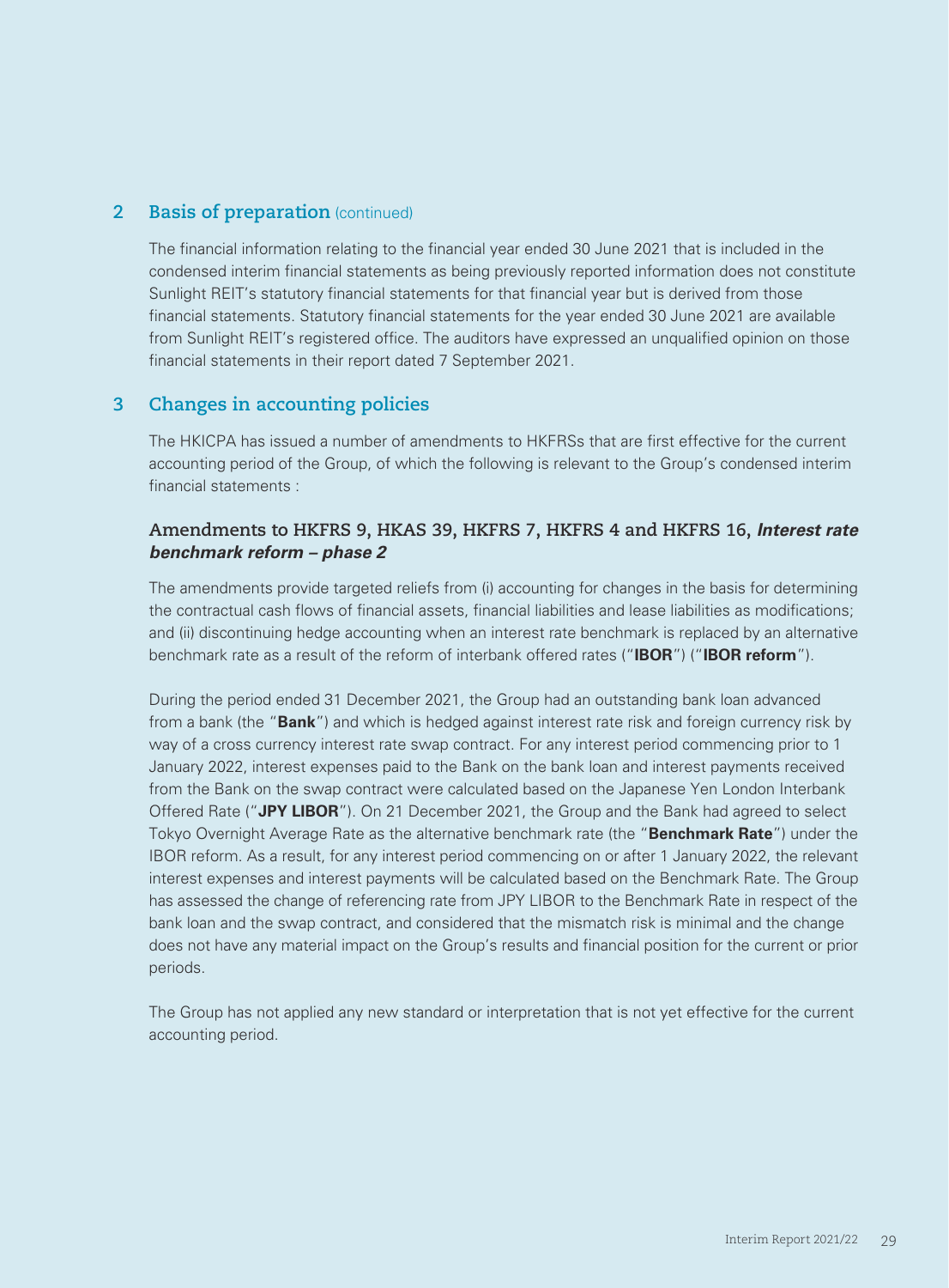## 2 Basis of preparation (continued)

The financial information relating to the financial year ended 30 June 2021 that is included in the condensed interim financial statements as being previously reported information does not constitute Sunlight REIT's statutory financial statements for that financial year but is derived from those financial statements. Statutory financial statements for the year ended 30 June 2021 are available from Sunlight REIT's registered office. The auditors have expressed an unqualified opinion on those financial statements in their report dated 7 September 2021.

## 3 Changes in accounting policies

The HKICPA has issued a number of amendments to HKFRSs that are first effective for the current accounting period of the Group, of which the following is relevant to the Group's condensed interim financial statements :

### Amendments to HKFRS 9, HKAS 39, HKFRS 7, HKFRS 4 and HKFRS 16, *Interest rate benchmark reform – phase 2*

The amendments provide targeted reliefs from (i) accounting for changes in the basis for determining the contractual cash flows of financial assets, financial liabilities and lease liabilities as modifications; and (ii) discontinuing hedge accounting when an interest rate benchmark is replaced by an alternative benchmark rate as a result of the reform of interbank offered rates ("**IBOR**") ("**IBOR reform**").

During the period ended 31 December 2021, the Group had an outstanding bank loan advanced from a bank (the "**Bank**") and which is hedged against interest rate risk and foreign currency risk by way of a cross currency interest rate swap contract. For any interest period commencing prior to 1 January 2022, interest expenses paid to the Bank on the bank loan and interest payments received from the Bank on the swap contract were calculated based on the Japanese Yen London Interbank Offered Rate ("**JPY LIBOR**"). On 21 December 2021, the Group and the Bank had agreed to select Tokyo Overnight Average Rate as the alternative benchmark rate (the "**Benchmark Rate**") under the IBOR reform. As a result, for any interest period commencing on or after 1 January 2022, the relevant interest expenses and interest payments will be calculated based on the Benchmark Rate. The Group has assessed the change of referencing rate from JPY LIBOR to the Benchmark Rate in respect of the bank loan and the swap contract, and considered that the mismatch risk is minimal and the change does not have any material impact on the Group's results and financial position for the current or prior periods.

The Group has not applied any new standard or interpretation that is not yet effective for the current accounting period.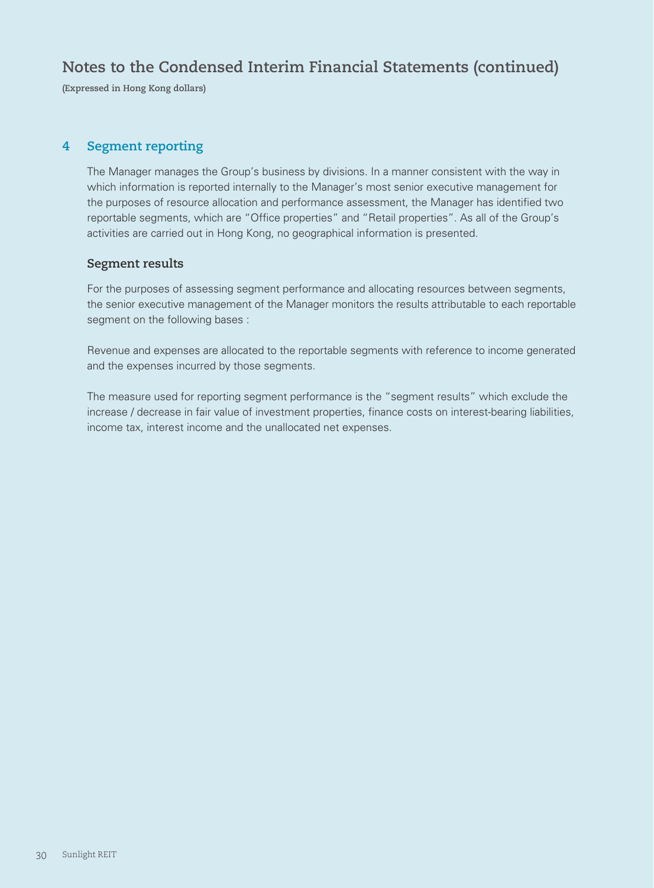# Notes to the Condensed Interim Financial Statements (continued)

**(Expressed in Hong Kong dollars)**

## 4 Segment reporting

The Manager manages the Group's business by divisions. In a manner consistent with the way in which information is reported internally to the Manager's most senior executive management for the purposes of resource allocation and performance assessment, the Manager has identified two reportable segments, which are "Office properties" and "Retail properties". As all of the Group's activities are carried out in Hong Kong, no geographical information is presented.

### Segment results

For the purposes of assessing segment performance and allocating resources between segments, the senior executive management of the Manager monitors the results attributable to each reportable segment on the following bases :

Revenue and expenses are allocated to the reportable segments with reference to income generated and the expenses incurred by those segments.

The measure used for reporting segment performance is the "segment results" which exclude the increase / decrease in fair value of investment properties, finance costs on interest-bearing liabilities, income tax, interest income and the unallocated net expenses.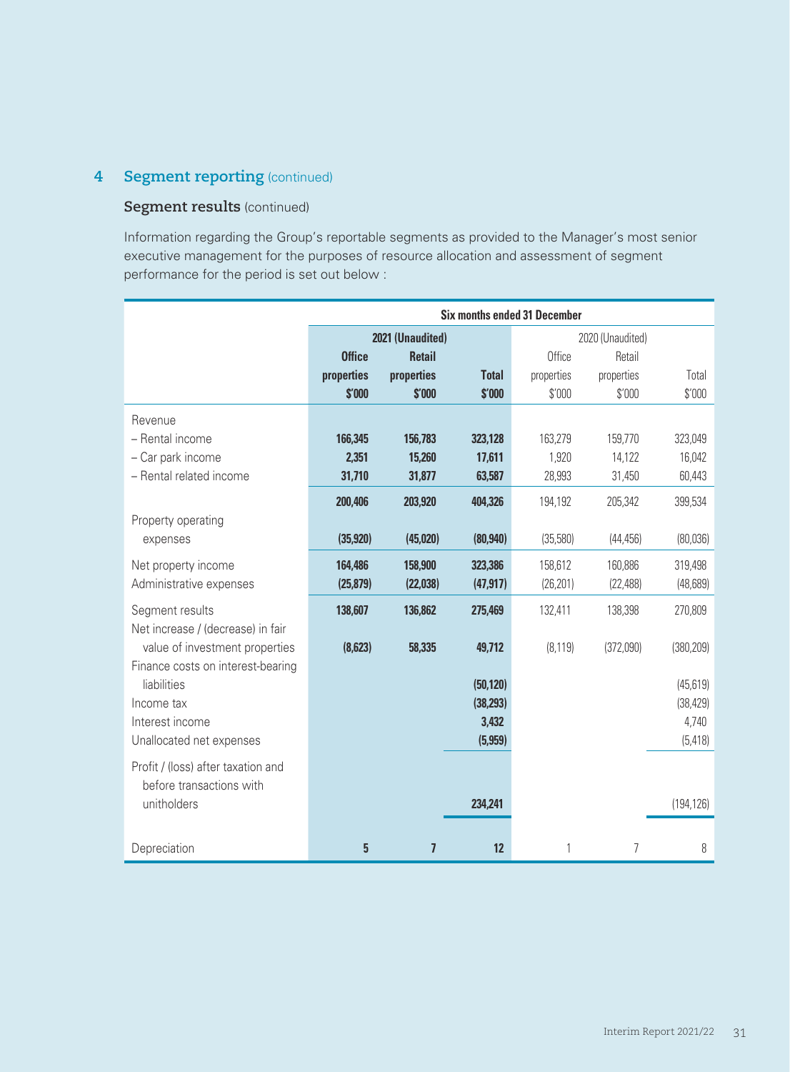## 4 Segment reporting (continued)

### Segment results (continued)

Information regarding the Group's reportable segments as provided to the Manager's most senior executive management for the purposes of resource allocation and assessment of segment performance for the period is set out below :

| | Six months ended 31 December | | | | | |
|---|---|---|---|---|---|---|
| | 2021 (Unaudited) | | | 2020 (Unaudited) | | |
| | **Office properties $'000** | **Retail properties $'000** | **Total $'000** | Office properties $'000 | Retail properties $'000 | Total $'000 |
| Revenue | | | | | | |
| – Rental income | **166,345** | **156,783** | **323,128** | 163,279 | 159,770 | 323,049 |
| – Car park income | **2,351** | **15,260** | **17,611** | 1,920 | 14,122 | 16,042 |
| – Rental related income | **31,710** | **31,877** | **63,587** | 28,993 | 31,450 | 60,443 |
| | **200,406** | **203,920** | **404,326** | 194,192 | 205,342 | 399,534 |
| Property operating expenses | **(35,920)** | **(45,020)** | **(80,940)** | (35,580) | (44,456) | (80,036) |
| Net property income | **164,486** | **158,900** | **323,386** | 158,612 | 160,886 | 319,498 |
| Administrative expenses | **(25,879)** | **(22,038)** | **(47,917)** | (26,201) | (22,488) | (48,689) |
| Segment results | **138,607** | **136,862** | **275,469** | 132,411 | 138,398 | 270,809 |
| Net increase / (decrease) in fair value of investment properties | **(8,623)** | **58,335** | **49,712** | (8,119) | (372,090) | (380,209) |
| Finance costs on interest-bearing liabilities | | | **(50,120)** | | | (45,619) |
| Income tax | | | **(38,293)** | | | (38,429) |
| Interest income | | | **3,432** | | | 4,740 |
| Unallocated net expenses | | | **(5,959)** | | | (5,418) |
| Profit / (loss) after taxation and before transactions with unitholders | | | **234,241** | | | (194,126) |
| Depreciation | **5** | **7** | **12** | 1 | 7 | 8 |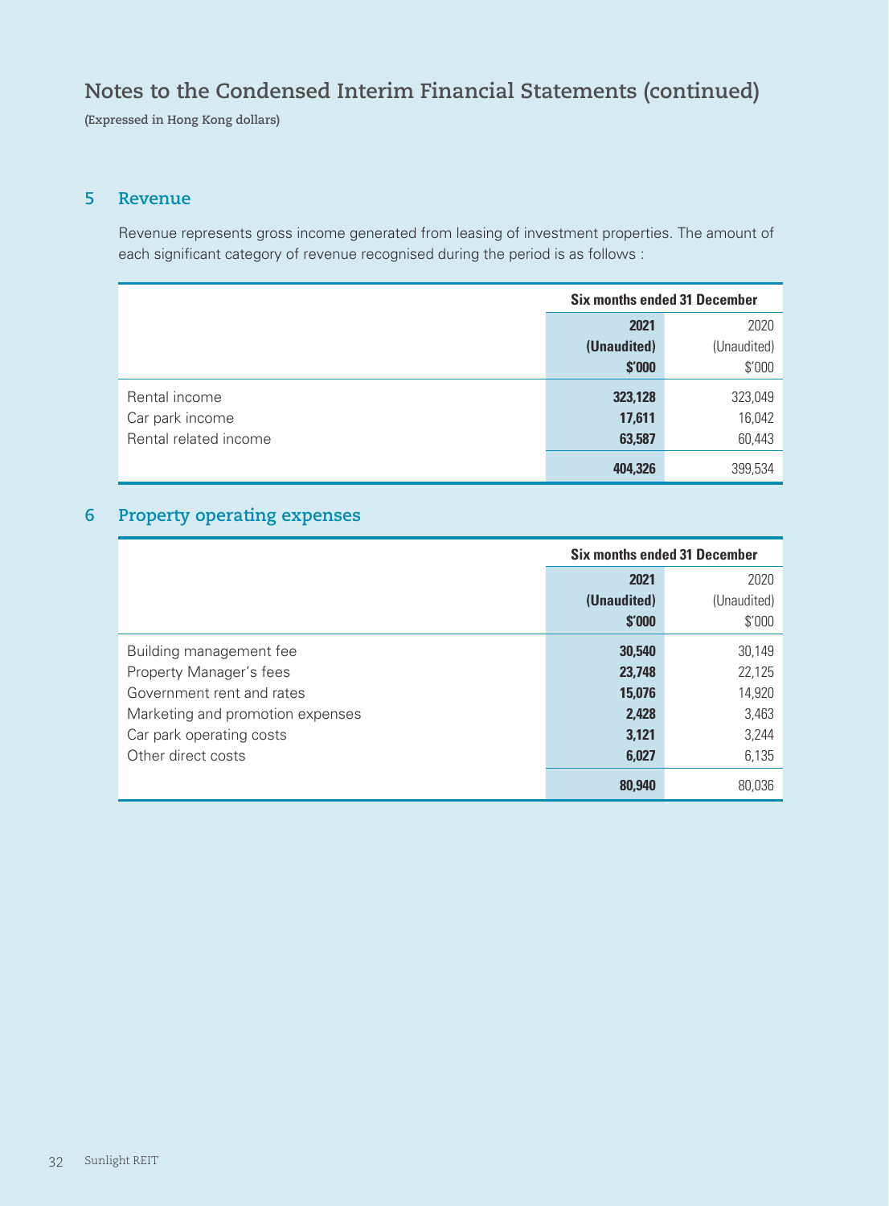# Notes to the Condensed Interim Financial Statements (continued)

**(Expressed in Hong Kong dollars)**

## 5 Revenue

Revenue represents gross income generated from leasing of investment properties. The amount of each significant category of revenue recognised during the period is as follows :

| | Six months ended 31 December | |
|---|---|---|
| | **2021** | 2020 |
| | **(Unaudited)** | (Unaudited) |
| | **$'000** | $'000 |
| Rental income | **323,128** | 323,049 |
| Car park income | **17,611** | 16,042 |
| Rental related income | **63,587** | 60,443 |
| | **404,326** | 399,534 |

## 6 Property operating expenses

| | Six months ended 31 December | |
|---|---|---|
| | **2021** | 2020 |
| | **(Unaudited)** | (Unaudited) |
| | **$'000** | $'000 |
| Building management fee | **30,540** | 30,149 |
| Property Manager's fees | **23,748** | 22,125 |
| Government rent and rates | **15,076** | 14,920 |
| Marketing and promotion expenses | **2,428** | 3,463 |
| Car park operating costs | **3,121** | 3,244 |
| Other direct costs | **6,027** | 6,135 |
| | **80,940** | 80,036 |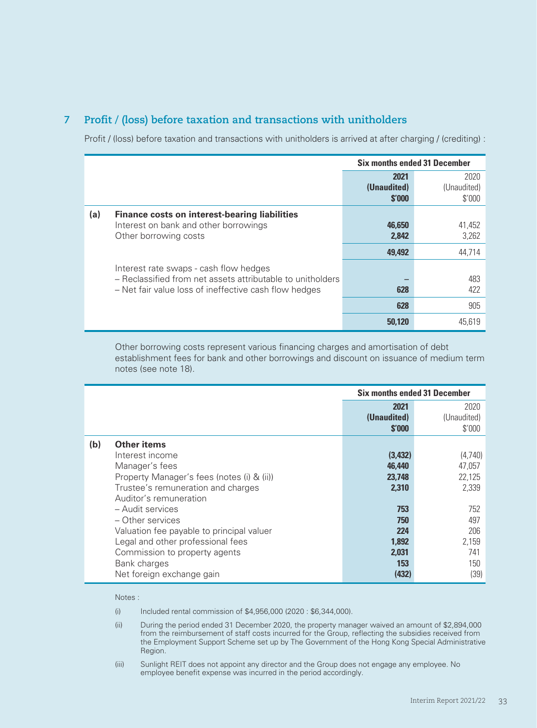## 7 Profit / (loss) before taxation and transactions with unitholders

Profit / (loss) before taxation and transactions with unitholders is arrived at after charging / (crediting) :

| | | Six months ended 31 December | |
|---|---|---|---|
| | | **2021** | 2020 |
| | | **(Unaudited)** | (Unaudited) |
| | | **$'000** | $'000 |
| **(a)** | **Finance costs on interest-bearing liabilities** | | |
| | Interest on bank and other borrowings | **46,650** | 41,452 |
| | Other borrowing costs | **2,842** | 3,262 |
| | | **49,492** | 44,714 |
| | Interest rate swaps - cash flow hedges | | |
| | – Reclassified from net assets attributable to unitholders | **–** | 483 |
| | – Net fair value loss of ineffective cash flow hedges | **628** | 422 |
| | | **628** | 905 |
| | | **50,120** | 45,619 |

Other borrowing costs represent various financing charges and amortisation of debt establishment fees for bank and other borrowings and discount on issuance of medium term notes (see note 18).

| | | Six months ended 31 December | |
|---|---|---|---|
| | | **2021** | 2020 |
| | | **(Unaudited)** | (Unaudited) |
| | | **$'000** | $'000 |
| **(b)** | **Other items** | | |
| | Interest income | **(3,432)** | (4,740) |
| | Manager's fees | **46,440** | 47,057 |
| | Property Manager's fees (notes (i) & (ii)) | **23,748** | 22,125 |
| | Trustee's remuneration and charges | **2,310** | 2,339 |
| | Auditor's remuneration | | |
| | – Audit services | **753** | 752 |
| | – Other services | **750** | 497 |
| | Valuation fee payable to principal valuer | **224** | 206 |
| | Legal and other professional fees | **1,892** | 2,159 |
| | Commission to property agents | **2,031** | 741 |
| | Bank charges | **153** | 150 |
| | Net foreign exchange gain | **(432)** | (39) |

Notes :

(i) Included rental commission of $4,956,000 (2020 : $6,344,000).

(ii) During the period ended 31 December 2020, the property manager waived an amount of $2,894,000 from the reimbursement of staff costs incurred for the Group, reflecting the subsidies received from the Employment Support Scheme set up by The Government of the Hong Kong Special Administrative Region.

(iii) Sunlight REIT does not appoint any director and the Group does not engage any employee. No employee benefit expense was incurred in the period accordingly.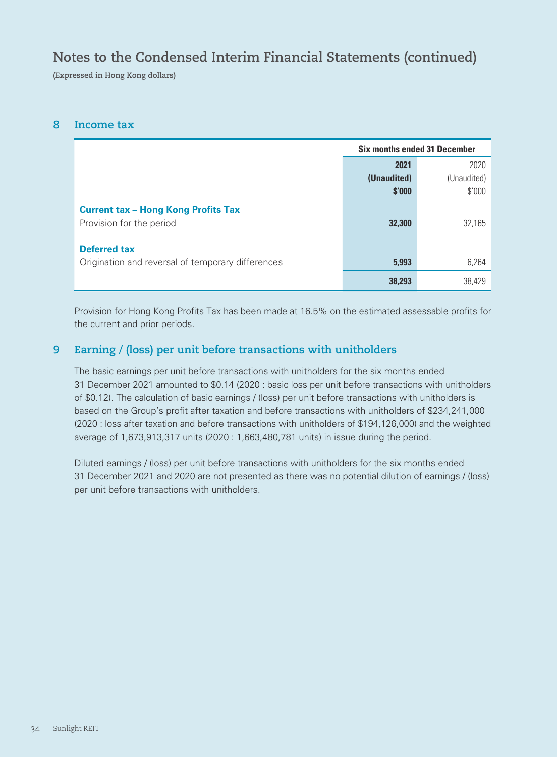# Notes to the Condensed Interim Financial Statements (continued)

**(Expressed in Hong Kong dollars)**

## 8 Income tax

| | Six months ended 31 December | |
|---|---|---|
| | **2021** | 2020 |
| | **(Unaudited)** | (Unaudited) |
| | **$'000** | $'000 |
| **Current tax – Hong Kong Profits Tax** | | |
| Provision for the period | **32,300** | 32,165 |
| **Deferred tax** | | |
| Origination and reversal of temporary differences | **5,993** | 6,264 |
| | **38,293** | 38,429 |

Provision for Hong Kong Profits Tax has been made at 16.5% on the estimated assessable profits for the current and prior periods.

## 9 Earning / (loss) per unit before transactions with unitholders

The basic earnings per unit before transactions with unitholders for the six months ended 31 December 2021 amounted to $0.14 (2020 : basic loss per unit before transactions with unitholders of $0.12). The calculation of basic earnings / (loss) per unit before transactions with unitholders is based on the Group's profit after taxation and before transactions with unitholders of $234,241,000 (2020 : loss after taxation and before transactions with unitholders of $194,126,000) and the weighted average of 1,673,913,317 units (2020 : 1,663,480,781 units) in issue during the period.

Diluted earnings / (loss) per unit before transactions with unitholders for the six months ended 31 December 2021 and 2020 are not presented as there was no potential dilution of earnings / (loss) per unit before transactions with unitholders.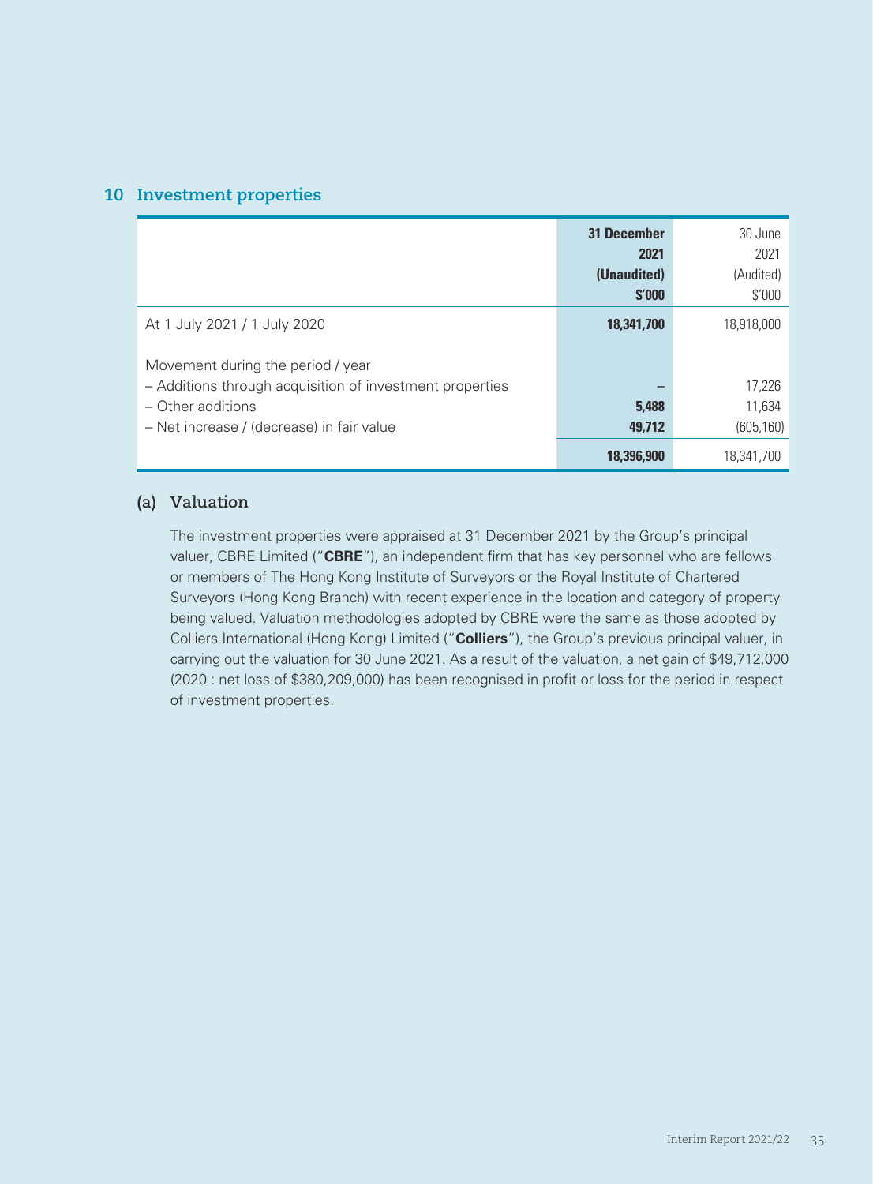## 10 Investment properties

| | 31 December 2021 (Unaudited) $'000 | 30 June 2021 (Audited) $'000 |
|---|---|---|
| At 1 July 2021 / 1 July 2020 | **18,341,700** | 18,918,000 |
| Movement during the period / year | | |
| – Additions through acquisition of investment properties | **–** | 17,226 |
| – Other additions | **5,488** | 11,634 |
| – Net increase / (decrease) in fair value | **49,712** | (605,160) |
| | **18,396,900** | 18,341,700 |

### (a) Valuation

The investment properties were appraised at 31 December 2021 by the Group's principal valuer, CBRE Limited ("**CBRE**"), an independent firm that has key personnel who are fellows or members of The Hong Kong Institute of Surveyors or the Royal Institute of Chartered Surveyors (Hong Kong Branch) with recent experience in the location and category of property being valued. Valuation methodologies adopted by CBRE were the same as those adopted by Colliers International (Hong Kong) Limited ("**Colliers**"), the Group's previous principal valuer, in carrying out the valuation for 30 June 2021. As a result of the valuation, a net gain of $49,712,000 (2020 : net loss of $380,209,000) has been recognised in profit or loss for the period in respect of investment properties.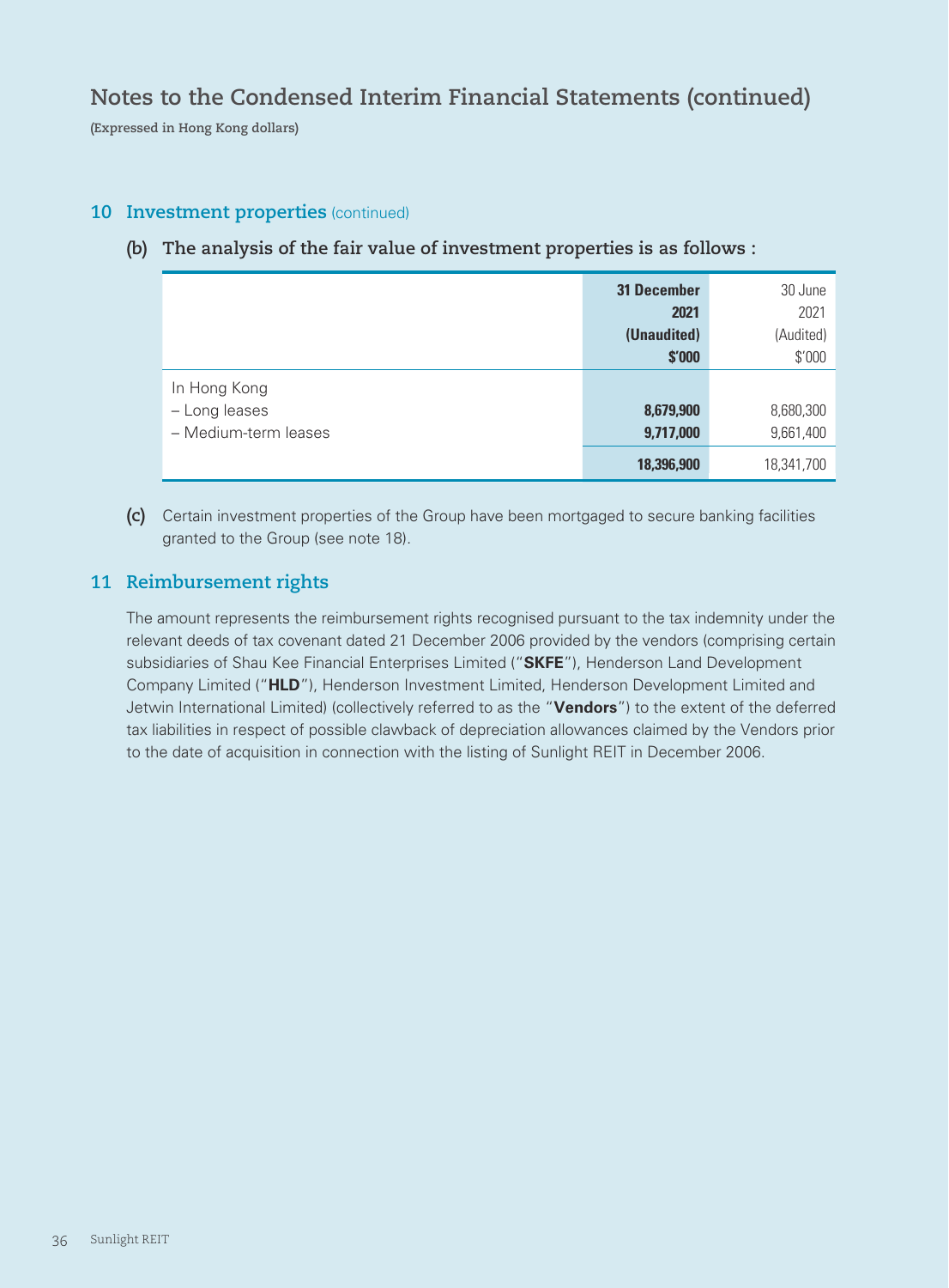# Notes to the Condensed Interim Financial Statements (continued)

**(Expressed in Hong Kong dollars)**

## 10 Investment properties (continued)

### (b) The analysis of the fair value of investment properties is as follows :

| | **31 December 2021 (Unaudited) $'000** | 30 June 2021 (Audited) $'000 |
|---|---|---|
| In Hong Kong | | |
| – Long leases | **8,679,900** | 8,680,300 |
| – Medium-term leases | **9,717,000** | 9,661,400 |
| | **18,396,900** | 18,341,700 |

**(c)** Certain investment properties of the Group have been mortgaged to secure banking facilities granted to the Group (see note 18).

## 11 Reimbursement rights

The amount represents the reimbursement rights recognised pursuant to the tax indemnity under the relevant deeds of tax covenant dated 21 December 2006 provided by the vendors (comprising certain subsidiaries of Shau Kee Financial Enterprises Limited ("**SKFE**"), Henderson Land Development Company Limited ("**HLD**"), Henderson Investment Limited, Henderson Development Limited and Jetwin International Limited) (collectively referred to as the "**Vendors**") to the extent of the deferred tax liabilities in respect of possible clawback of depreciation allowances claimed by the Vendors prior to the date of acquisition in connection with the listing of Sunlight REIT in December 2006.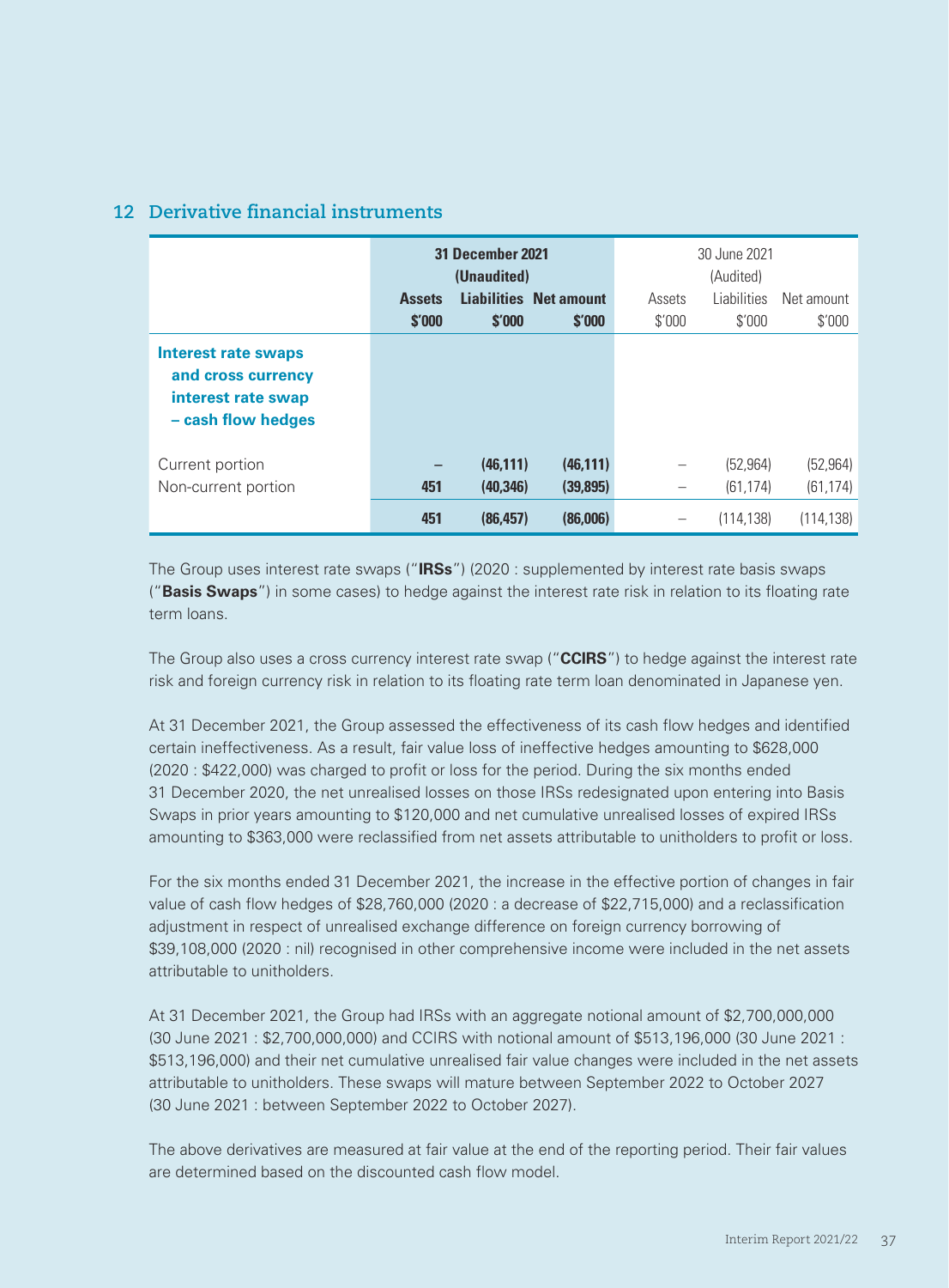## 12 Derivative financial instruments

| | 31 December 2021 (Unaudited) | | | 30 June 2021 (Audited) | | |
|---|---|---|---|---|---|---|
| | **Assets** | **Liabilities** | **Net amount** | Assets | Liabilities | Net amount |
| | **$'000** | **$'000** | **$'000** | $'000 | $'000 | $'000 |
| **Interest rate swaps and cross currency interest rate swap – cash flow hedges** | | | | | | |
| Current portion | **–** | **(46,111)** | **(46,111)** | – | (52,964) | (52,964) |
| Non-current portion | **451** | **(40,346)** | **(39,895)** | – | (61,174) | (61,174) |
| | **451** | **(86,457)** | **(86,006)** | – | (114,138) | (114,138) |

The Group uses interest rate swaps ("**IRSs**") (2020 : supplemented by interest rate basis swaps ("**Basis Swaps**") in some cases) to hedge against the interest rate risk in relation to its floating rate term loans.

The Group also uses a cross currency interest rate swap ("**CCIRS**") to hedge against the interest rate risk and foreign currency risk in relation to its floating rate term loan denominated in Japanese yen.

At 31 December 2021, the Group assessed the effectiveness of its cash flow hedges and identified certain ineffectiveness. As a result, fair value loss of ineffective hedges amounting to $628,000 (2020 : $422,000) was charged to profit or loss for the period. During the six months ended 31 December 2020, the net unrealised losses on those IRSs redesignated upon entering into Basis Swaps in prior years amounting to $120,000 and net cumulative unrealised losses of expired IRSs amounting to $363,000 were reclassified from net assets attributable to unitholders to profit or loss.

For the six months ended 31 December 2021, the increase in the effective portion of changes in fair value of cash flow hedges of $28,760,000 (2020 : a decrease of $22,715,000) and a reclassification adjustment in respect of unrealised exchange difference on foreign currency borrowing of $39,108,000 (2020 : nil) recognised in other comprehensive income were included in the net assets attributable to unitholders.

At 31 December 2021, the Group had IRSs with an aggregate notional amount of $2,700,000,000 (30 June 2021 : $2,700,000,000) and CCIRS with notional amount of $513,196,000 (30 June 2021 : $513,196,000) and their net cumulative unrealised fair value changes were included in the net assets attributable to unitholders. These swaps will mature between September 2022 to October 2027 (30 June 2021 : between September 2022 to October 2027).

The above derivatives are measured at fair value at the end of the reporting period. Their fair values are determined based on the discounted cash flow model.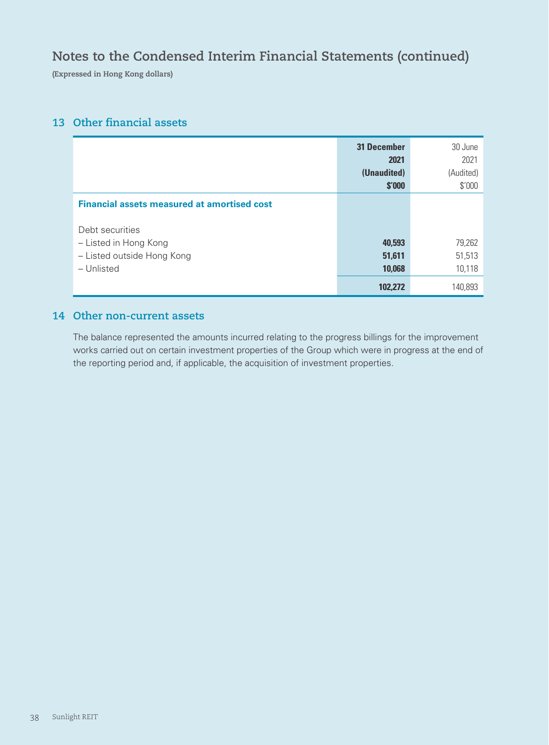# Notes to the Condensed Interim Financial Statements (continued)

**(Expressed in Hong Kong dollars)**

## 13 Other financial assets

| | **31 December 2021 (Unaudited) $'000** | 30 June 2021 (Audited) $'000 |
|---|---|---|
| **Financial assets measured at amortised cost** | | |
| Debt securities | | |
| – Listed in Hong Kong | **40,593** | 79,262 |
| – Listed outside Hong Kong | **51,611** | 51,513 |
| – Unlisted | **10,068** | 10,118 |
| | **102,272** | 140,893 |

## 14 Other non-current assets

The balance represented the amounts incurred relating to the progress billings for the improvement works carried out on certain investment properties of the Group which were in progress at the end of the reporting period and, if applicable, the acquisition of investment properties.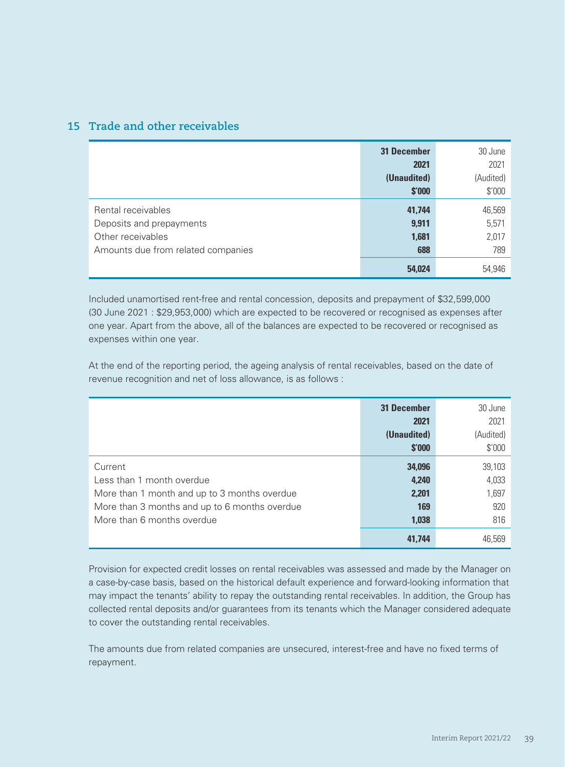## 15 Trade and other receivables

| | 31 December 2021 (Unaudited) $'000 | 30 June 2021 (Audited) $'000 |
|---|---|---|
| Rental receivables | **41,744** | 46,569 |
| Deposits and prepayments | **9,911** | 5,571 |
| Other receivables | **1,681** | 2,017 |
| Amounts due from related companies | **688** | 789 |
| | **54,024** | 54,946 |

Included unamortised rent-free and rental concession, deposits and prepayment of $32,599,000 (30 June 2021 : $29,953,000) which are expected to be recovered or recognised as expenses after one year. Apart from the above, all of the balances are expected to be recovered or recognised as expenses within one year.

At the end of the reporting period, the ageing analysis of rental receivables, based on the date of revenue recognition and net of loss allowance, is as follows :

| | 31 December 2021 (Unaudited) $'000 | 30 June 2021 (Audited) $'000 |
|---|---|---|
| Current | **34,096** | 39,103 |
| Less than 1 month overdue | **4,240** | 4,033 |
| More than 1 month and up to 3 months overdue | **2,201** | 1,697 |
| More than 3 months and up to 6 months overdue | **169** | 920 |
| More than 6 months overdue | **1,038** | 816 |
| | **41,744** | 46,569 |

Provision for expected credit losses on rental receivables was assessed and made by the Manager on a case-by-case basis, based on the historical default experience and forward-looking information that may impact the tenants' ability to repay the outstanding rental receivables. In addition, the Group has collected rental deposits and/or guarantees from its tenants which the Manager considered adequate to cover the outstanding rental receivables.

The amounts due from related companies are unsecured, interest-free and have no fixed terms of repayment.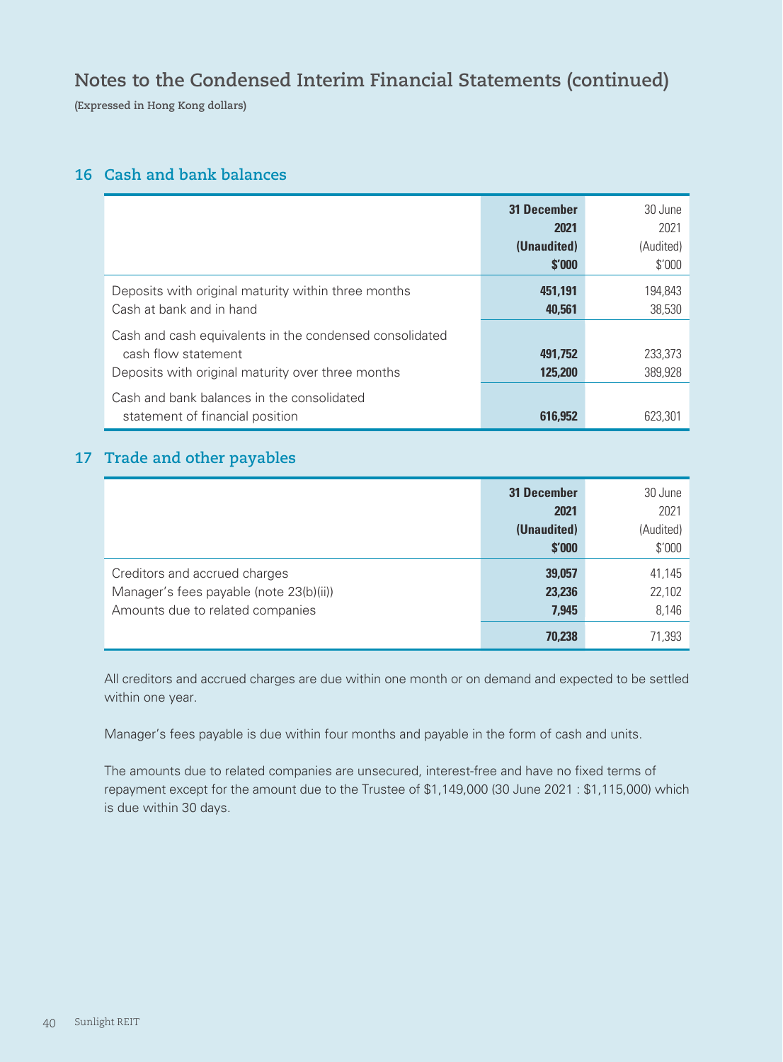# Notes to the Condensed Interim Financial Statements (continued)

**(Expressed in Hong Kong dollars)**

## 16 Cash and bank balances

| | 31 December 2021 (Unaudited) $'000 | 30 June 2021 (Audited) $'000 |
|---|---|---|
| Deposits with original maturity within three months | 451,191 | 194,843 |
| Cash at bank and in hand | 40,561 | 38,530 |
| Cash and cash equivalents in the condensed consolidated cash flow statement | 491,752 | 233,373 |
| Deposits with original maturity over three months | 125,200 | 389,928 |
| Cash and bank balances in the consolidated statement of financial position | 616,952 | 623,301 |

## 17 Trade and other payables

| | 31 December 2021 (Unaudited) $'000 | 30 June 2021 (Audited) $'000 |
|---|---|---|
| Creditors and accrued charges | 39,057 | 41,145 |
| Manager's fees payable (note 23(b)(ii)) | 23,236 | 22,102 |
| Amounts due to related companies | 7,945 | 8,146 |
| | 70,238 | 71,393 |

All creditors and accrued charges are due within one month or on demand and expected to be settled within one year.

Manager's fees payable is due within four months and payable in the form of cash and units.

The amounts due to related companies are unsecured, interest-free and have no fixed terms of repayment except for the amount due to the Trustee of $1,149,000 (30 June 2021 : $1,115,000) which is due within 30 days.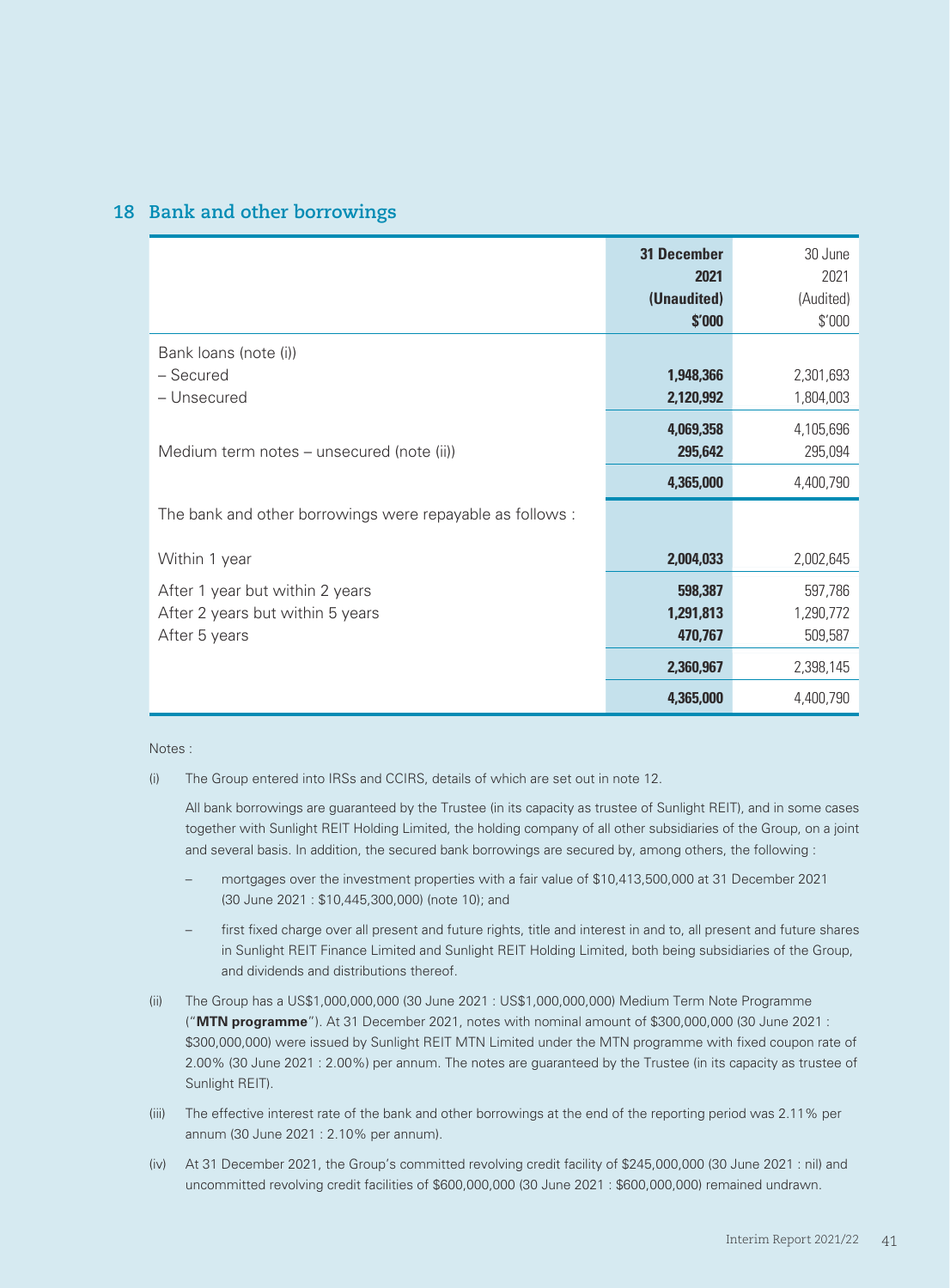## 18 Bank and other borrowings

| | **31 December 2021 (Unaudited) $'000** | 30 June 2021 (Audited) $'000 |
|---|---|---|
| Bank loans (note (i)) | | |
| – Secured | **1,948,366** | 2,301,693 |
| – Unsecured | **2,120,992** | 1,804,003 |
| | **4,069,358** | 4,105,696 |
| Medium term notes – unsecured (note (ii)) | **295,642** | 295,094 |
| | **4,365,000** | 4,400,790 |
| The bank and other borrowings were repayable as follows : | | |
| Within 1 year | **2,004,033** | 2,002,645 |
| After 1 year but within 2 years | **598,387** | 597,786 |
| After 2 years but within 5 years | **1,291,813** | 1,290,772 |
| After 5 years | **470,767** | 509,587 |
| | **2,360,967** | 2,398,145 |
| | **4,365,000** | 4,400,790 |

Notes :

(i) The Group entered into IRSs and CCIRS, details of which are set out in note 12.

All bank borrowings are guaranteed by the Trustee (in its capacity as trustee of Sunlight REIT), and in some cases together with Sunlight REIT Holding Limited, the holding company of all other subsidiaries of the Group, on a joint and several basis. In addition, the secured bank borrowings are secured by, among others, the following :

- mortgages over the investment properties with a fair value of $10,413,500,000 at 31 December 2021 (30 June 2021 : $10,445,300,000) (note 10); and
- first fixed charge over all present and future rights, title and interest in and to, all present and future shares in Sunlight REIT Finance Limited and Sunlight REIT Holding Limited, both being subsidiaries of the Group, and dividends and distributions thereof.

(ii) The Group has a US$1,000,000,000 (30 June 2021 : US$1,000,000,000) Medium Term Note Programme ("**MTN programme**"). At 31 December 2021, notes with nominal amount of $300,000,000 (30 June 2021 : $300,000,000) were issued by Sunlight REIT MTN Limited under the MTN programme with fixed coupon rate of 2.00% (30 June 2021 : 2.00%) per annum. The notes are guaranteed by the Trustee (in its capacity as trustee of Sunlight REIT).

(iii) The effective interest rate of the bank and other borrowings at the end of the reporting period was 2.11% per annum (30 June 2021 : 2.10% per annum).

(iv) At 31 December 2021, the Group's committed revolving credit facility of $245,000,000 (30 June 2021 : nil) and uncommitted revolving credit facilities of $600,000,000 (30 June 2021 : $600,000,000) remained undrawn.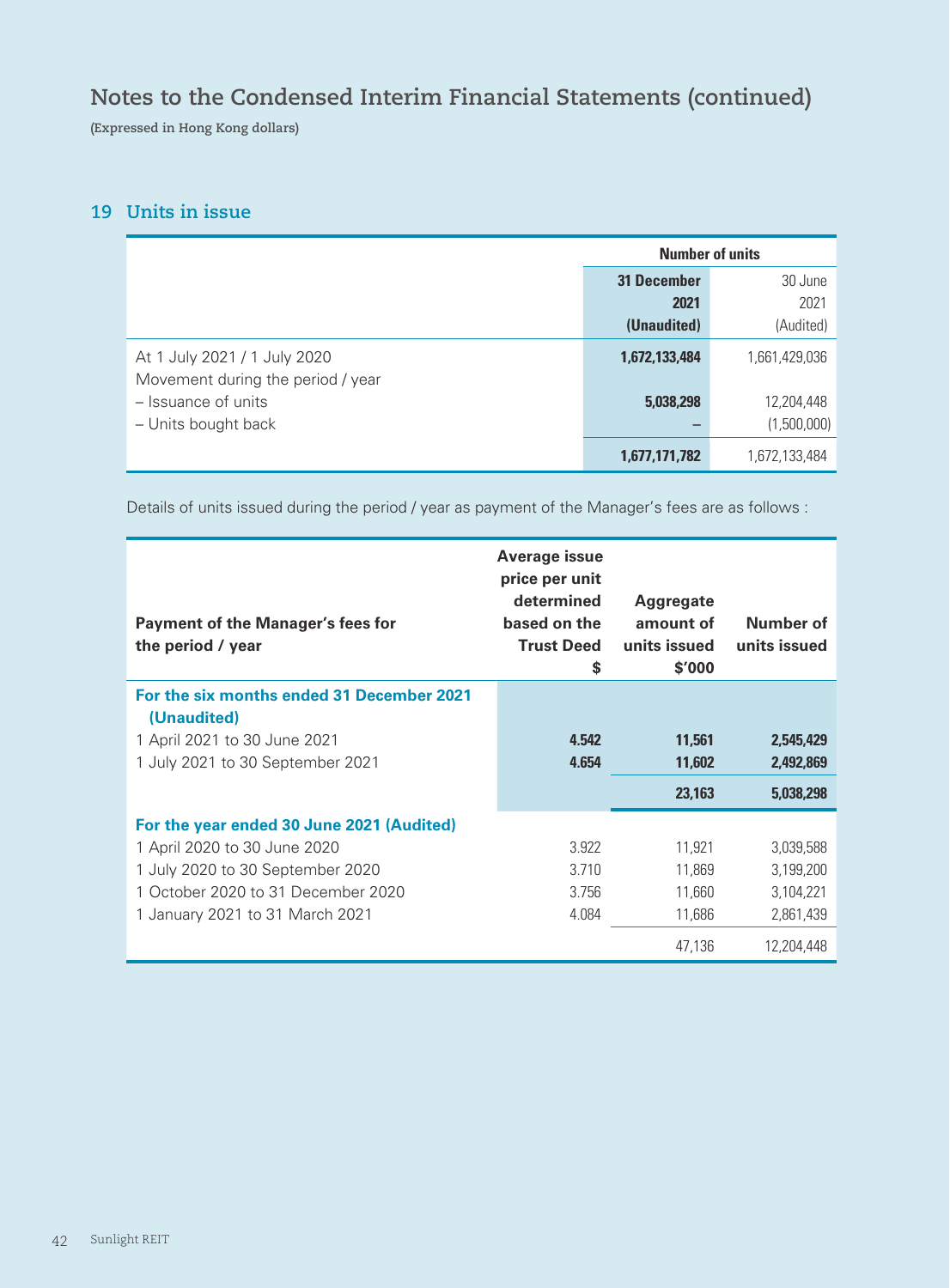# Notes to the Condensed Interim Financial Statements (continued)

**(Expressed in Hong Kong dollars)**

## 19 Units in issue

| | Number of units | |
|---|---|---|
| | **31 December 2021 (Unaudited)** | 30 June 2021 (Audited) |
| At 1 July 2021 / 1 July 2020 | **1,672,133,484** | 1,661,429,036 |
| Movement during the period / year | | |
| – Issuance of units | **5,038,298** | 12,204,448 |
| – Units bought back | **–** | (1,500,000) |
| | **1,677,171,782** | 1,672,133,484 |

Details of units issued during the period / year as payment of the Manager's fees are as follows :

| Payment of the Manager's fees for the period / year | Average issue price per unit determined based on the Trust Deed $ | Aggregate amount of units issued $'000 | Number of units issued |
|---|---|---|---|
| **For the six months ended 31 December 2021 (Unaudited)** | | | |
| 1 April 2021 to 30 June 2021 | **4.542** | **11,561** | **2,545,429** |
| 1 July 2021 to 30 September 2021 | **4.654** | **11,602** | **2,492,869** |
| | | **23,163** | **5,038,298** |
| **For the year ended 30 June 2021 (Audited)** | | | |
| 1 April 2020 to 30 June 2020 | 3.922 | 11,921 | 3,039,588 |
| 1 July 2020 to 30 September 2020 | 3.710 | 11,869 | 3,199,200 |
| 1 October 2020 to 31 December 2020 | 3.756 | 11,660 | 3,104,221 |
| 1 January 2021 to 31 March 2021 | 4.084 | 11,686 | 2,861,439 |
| | | 47,136 | 12,204,448 |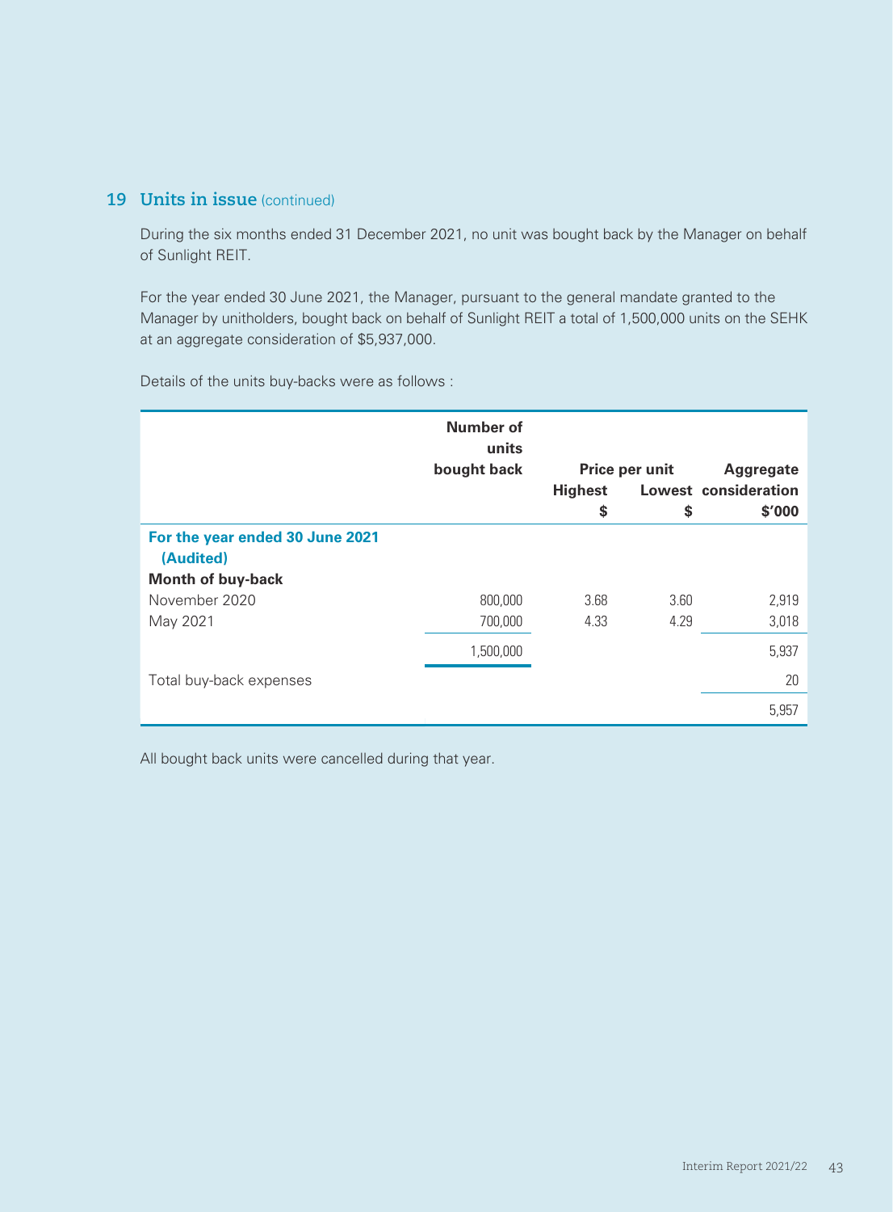## 19 Units in issue (continued)

During the six months ended 31 December 2021, no unit was bought back by the Manager on behalf of Sunlight REIT.

For the year ended 30 June 2021, the Manager, pursuant to the general mandate granted to the Manager by unitholders, bought back on behalf of Sunlight REIT a total of 1,500,000 units on the SEHK at an aggregate consideration of $5,937,000.

Details of the units buy-backs were as follows :

| | Number of units bought back | Price per unit | | Aggregate consideration |
|---|---|---|---|---|
| | | Highest | Lowest | |
| | | $ | $ | $'000 |
| **For the year ended 30 June 2021 (Audited)** | | | | |
| **Month of buy-back** | | | | |
| November 2020 | 800,000 | 3.68 | 3.60 | 2,919 |
| May 2021 | 700,000 | 4.33 | 4.29 | 3,018 |
| | 1,500,000 | | | 5,937 |
| Total buy-back expenses | | | | 20 |
| | | | | 5,957 |

All bought back units were cancelled during that year.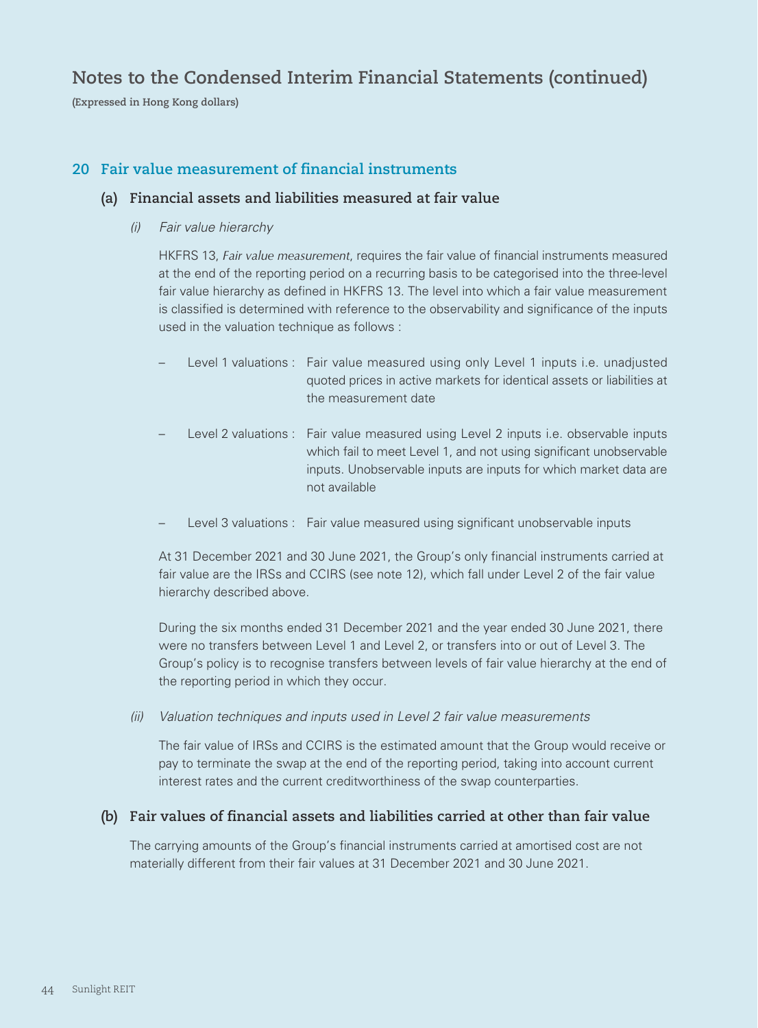# Notes to the Condensed Interim Financial Statements (continued)

**(Expressed in Hong Kong dollars)**

## 20 Fair value measurement of financial instruments

### (a) Financial assets and liabilities measured at fair value

*(i) Fair value hierarchy*

HKFRS 13, *Fair value measurement*, requires the fair value of financial instruments measured at the end of the reporting period on a recurring basis to be categorised into the three-level fair value hierarchy as defined in HKFRS 13. The level into which a fair value measurement is classified is determined with reference to the observability and significance of the inputs used in the valuation technique as follows :

- Level 1 valuations : Fair value measured using only Level 1 inputs i.e. unadjusted quoted prices in active markets for identical assets or liabilities at the measurement date
- Level 2 valuations : Fair value measured using Level 2 inputs i.e. observable inputs which fail to meet Level 1, and not using significant unobservable inputs. Unobservable inputs are inputs for which market data are not available
- Level 3 valuations : Fair value measured using significant unobservable inputs

At 31 December 2021 and 30 June 2021, the Group's only financial instruments carried at fair value are the IRSs and CCIRS (see note 12), which fall under Level 2 of the fair value hierarchy described above.

During the six months ended 31 December 2021 and the year ended 30 June 2021, there were no transfers between Level 1 and Level 2, or transfers into or out of Level 3. The Group's policy is to recognise transfers between levels of fair value hierarchy at the end of the reporting period in which they occur.

*(ii) Valuation techniques and inputs used in Level 2 fair value measurements*

The fair value of IRSs and CCIRS is the estimated amount that the Group would receive or pay to terminate the swap at the end of the reporting period, taking into account current interest rates and the current creditworthiness of the swap counterparties.

### (b) Fair values of financial assets and liabilities carried at other than fair value

The carrying amounts of the Group's financial instruments carried at amortised cost are not materially different from their fair values at 31 December 2021 and 30 June 2021.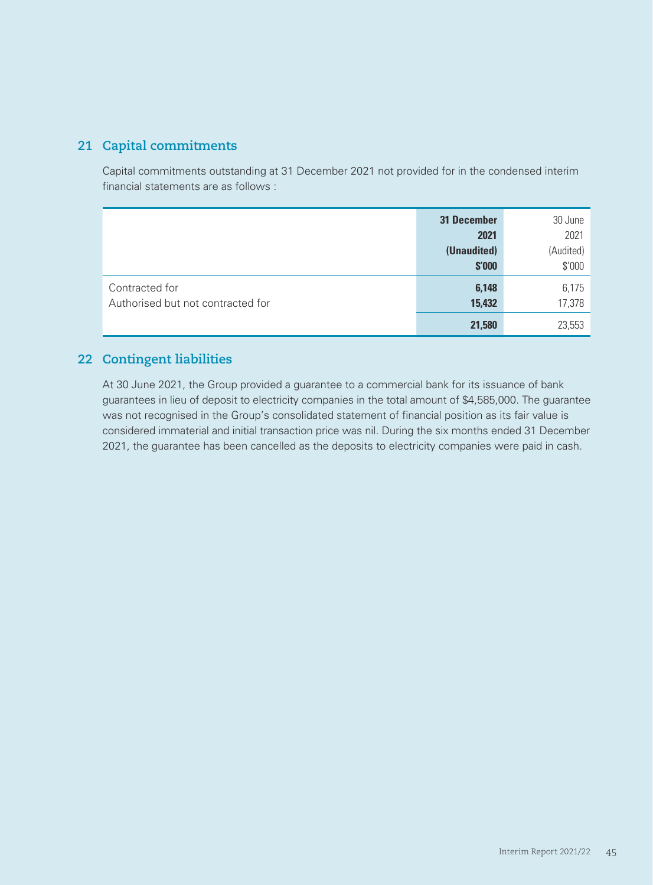## 21 Capital commitments

Capital commitments outstanding at 31 December 2021 not provided for in the condensed interim financial statements are as follows :

| | **31 December 2021 (Unaudited) $'000** | 30 June 2021 (Audited) $'000 |
|---|---|---|
| Contracted for | **6,148** | 6,175 |
| Authorised but not contracted for | **15,432** | 17,378 |
| | **21,580** | 23,553 |

## 22 Contingent liabilities

At 30 June 2021, the Group provided a guarantee to a commercial bank for its issuance of bank guarantees in lieu of deposit to electricity companies in the total amount of $4,585,000. The guarantee was not recognised in the Group's consolidated statement of financial position as its fair value is considered immaterial and initial transaction price was nil. During the six months ended 31 December 2021, the guarantee has been cancelled as the deposits to electricity companies were paid in cash.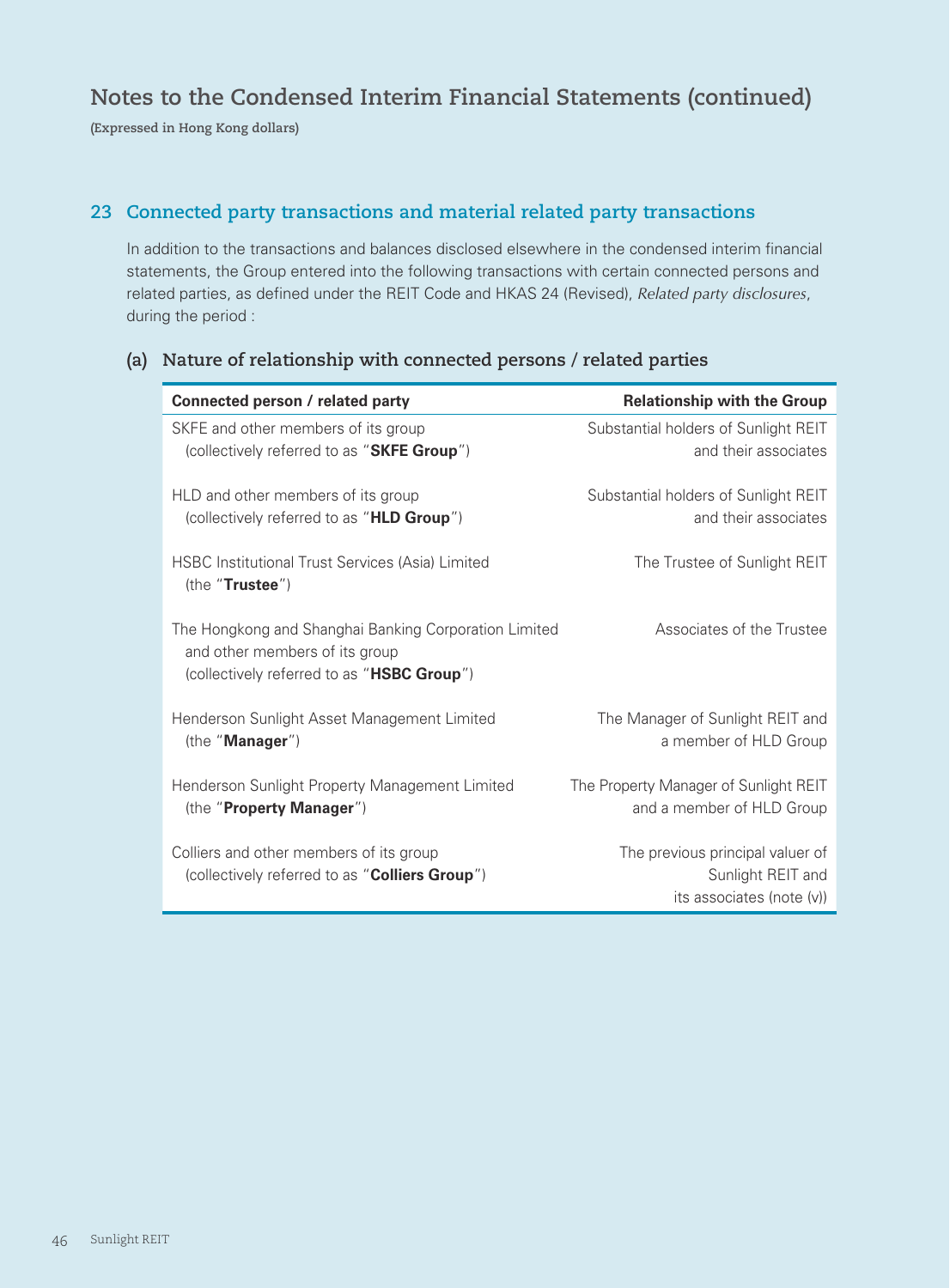# Notes to the Condensed Interim Financial Statements (continued)

**(Expressed in Hong Kong dollars)**

## 23 Connected party transactions and material related party transactions

In addition to the transactions and balances disclosed elsewhere in the condensed interim financial statements, the Group entered into the following transactions with certain connected persons and related parties, as defined under the REIT Code and HKAS 24 (Revised), *Related party disclosures*, during the period :

### (a) Nature of relationship with connected persons / related parties

| Connected person / related party | Relationship with the Group |
|---|---|
| SKFE and other members of its group (collectively referred to as "**SKFE Group**") | Substantial holders of Sunlight REIT and their associates |
| HLD and other members of its group (collectively referred to as "**HLD Group**") | Substantial holders of Sunlight REIT and their associates |
| HSBC Institutional Trust Services (Asia) Limited (the "**Trustee**") | The Trustee of Sunlight REIT |
| The Hongkong and Shanghai Banking Corporation Limited and other members of its group (collectively referred to as "**HSBC Group**") | Associates of the Trustee |
| Henderson Sunlight Asset Management Limited (the "**Manager**") | The Manager of Sunlight REIT and a member of HLD Group |
| Henderson Sunlight Property Management Limited (the "**Property Manager**") | The Property Manager of Sunlight REIT and a member of HLD Group |
| Colliers and other members of its group (collectively referred to as "**Colliers Group**") | The previous principal valuer of Sunlight REIT and its associates (note (v)) |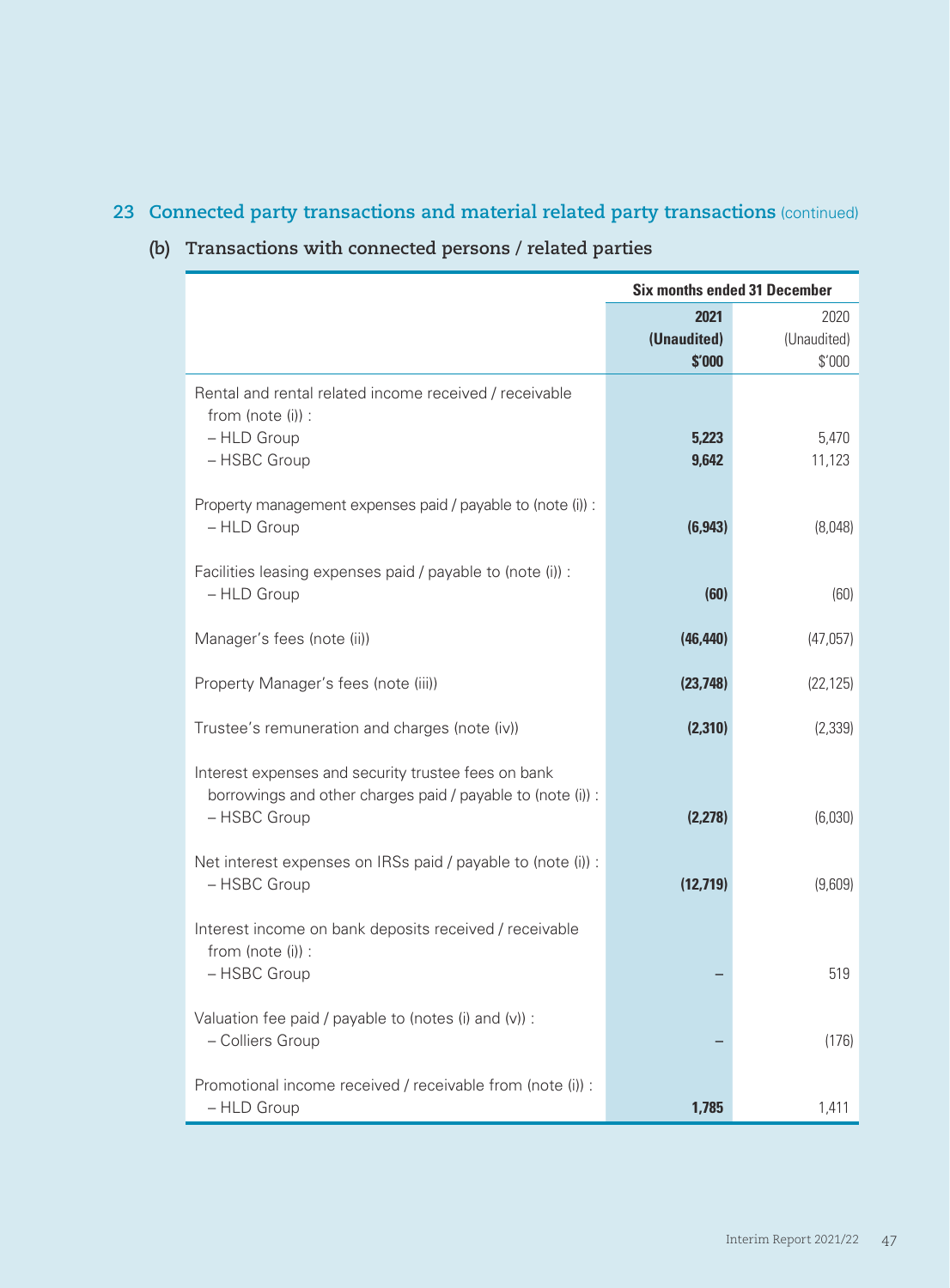## 23 Connected party transactions and material related party transactions (continued)

### (b) Transactions with connected persons / related parties

| | Six months ended 31 December | |
|---|---|---|
| | **2021** | 2020 |
| | **(Unaudited)** | (Unaudited) |
| | **$'000** | $'000 |
| Rental and rental related income received / receivable from (note (i)) : | | |
| – HLD Group | **5,223** | 5,470 |
| – HSBC Group | **9,642** | 11,123 |
| Property management expenses paid / payable to (note (i)) : | | |
| – HLD Group | **(6,943)** | (8,048) |
| Facilities leasing expenses paid / payable to (note (i)) : | | |
| – HLD Group | **(60)** | (60) |
| Manager's fees (note (ii)) | **(46,440)** | (47,057) |
| Property Manager's fees (note (iii)) | **(23,748)** | (22,125) |
| Trustee's remuneration and charges (note (iv)) | **(2,310)** | (2,339) |
| Interest expenses and security trustee fees on bank borrowings and other charges paid / payable to (note (i)) : | | |
| – HSBC Group | **(2,278)** | (6,030) |
| Net interest expenses on IRSs paid / payable to (note (i)) : | | |
| – HSBC Group | **(12,719)** | (9,609) |
| Interest income on bank deposits received / receivable from (note (i)) : | | |
| – HSBC Group | **–** | 519 |
| Valuation fee paid / payable to (notes (i) and (v)) : | | |
| – Colliers Group | **–** | (176) |
| Promotional income received / receivable from (note (i)) : | | |
| – HLD Group | **1,785** | 1,411 |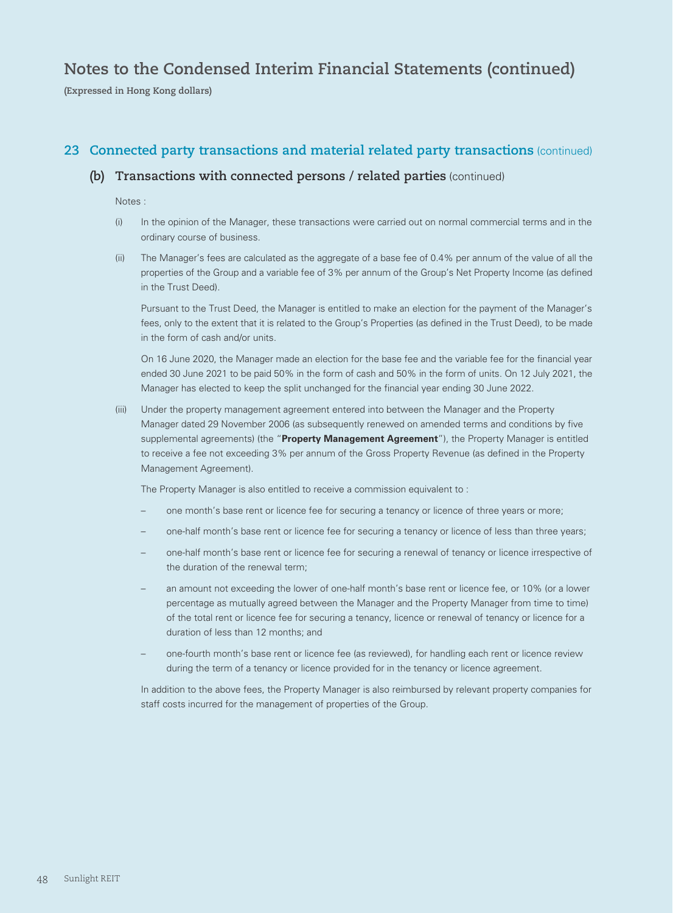# Notes to the Condensed Interim Financial Statements (continued)

**(Expressed in Hong Kong dollars)**

## 23 Connected party transactions and material related party transactions (continued)

### (b) Transactions with connected persons / related parties (continued)

Notes :

(i) In the opinion of the Manager, these transactions were carried out on normal commercial terms and in the ordinary course of business.

(ii) The Manager's fees are calculated as the aggregate of a base fee of 0.4% per annum of the value of all the properties of the Group and a variable fee of 3% per annum of the Group's Net Property Income (as defined in the Trust Deed).

Pursuant to the Trust Deed, the Manager is entitled to make an election for the payment of the Manager's fees, only to the extent that it is related to the Group's Properties (as defined in the Trust Deed), to be made in the form of cash and/or units.

On 16 June 2020, the Manager made an election for the base fee and the variable fee for the financial year ended 30 June 2021 to be paid 50% in the form of cash and 50% in the form of units. On 12 July 2021, the Manager has elected to keep the split unchanged for the financial year ending 30 June 2022.

(iii) Under the property management agreement entered into between the Manager and the Property Manager dated 29 November 2006 (as subsequently renewed on amended terms and conditions by five supplemental agreements) (the "**Property Management Agreement**"), the Property Manager is entitled to receive a fee not exceeding 3% per annum of the Gross Property Revenue (as defined in the Property Management Agreement).

The Property Manager is also entitled to receive a commission equivalent to :

- one month's base rent or licence fee for securing a tenancy or licence of three years or more;
- one-half month's base rent or licence fee for securing a tenancy or licence of less than three years;
- one-half month's base rent or licence fee for securing a renewal of tenancy or licence irrespective of the duration of the renewal term;
- an amount not exceeding the lower of one-half month's base rent or licence fee, or 10% (or a lower percentage as mutually agreed between the Manager and the Property Manager from time to time) of the total rent or licence fee for securing a tenancy, licence or renewal of tenancy or licence for a duration of less than 12 months; and
- one-fourth month's base rent or licence fee (as reviewed), for handling each rent or licence review during the term of a tenancy or licence provided for in the tenancy or licence agreement.

In addition to the above fees, the Property Manager is also reimbursed by relevant property companies for staff costs incurred for the management of properties of the Group.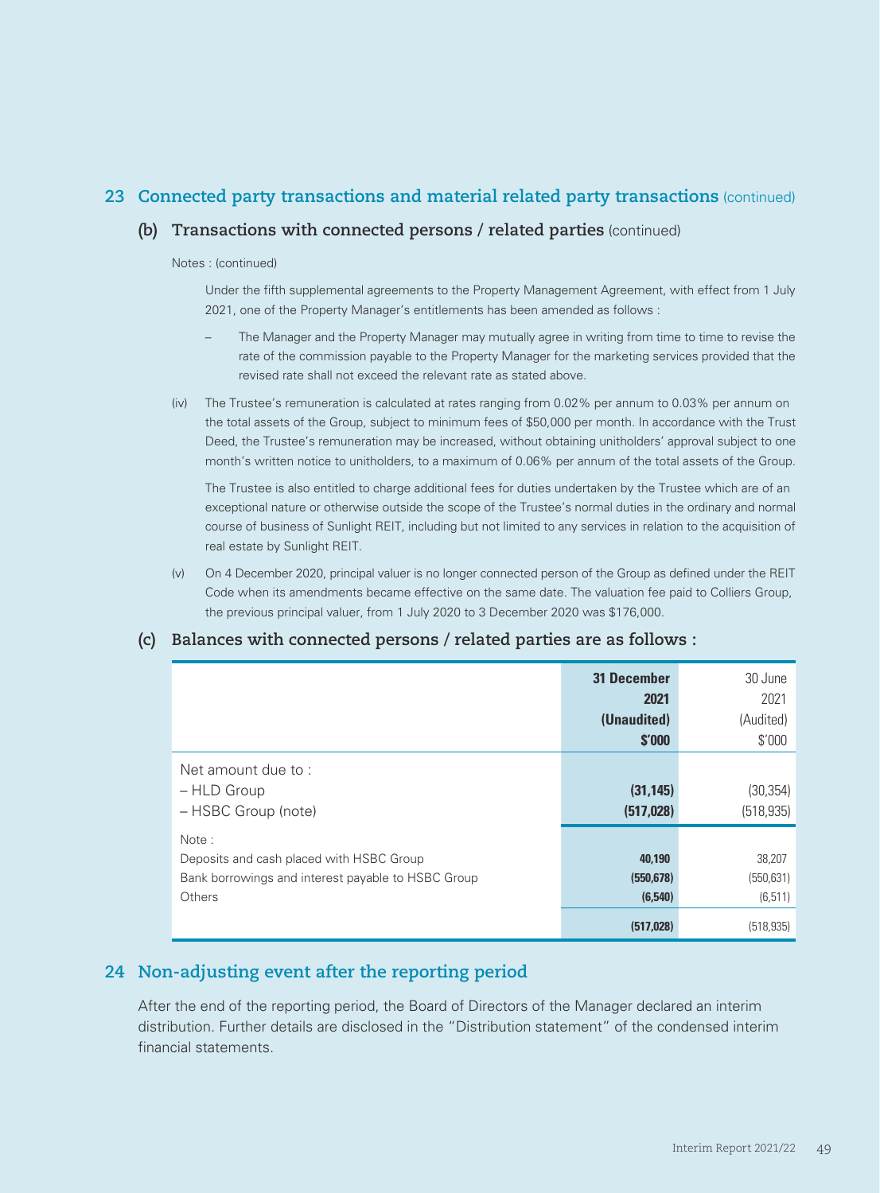## 23 Connected party transactions and material related party transactions (continued)

### (b) Transactions with connected persons / related parties (continued)

Notes : (continued)

Under the fifth supplemental agreements to the Property Management Agreement, with effect from 1 July 2021, one of the Property Manager's entitlements has been amended as follows :

– The Manager and the Property Manager may mutually agree in writing from time to time to revise the rate of the commission payable to the Property Manager for the marketing services provided that the revised rate shall not exceed the relevant rate as stated above.

(iv) The Trustee's remuneration is calculated at rates ranging from 0.02% per annum to 0.03% per annum on the total assets of the Group, subject to minimum fees of $50,000 per month. In accordance with the Trust Deed, the Trustee's remuneration may be increased, without obtaining unitholders' approval subject to one month's written notice to unitholders, to a maximum of 0.06% per annum of the total assets of the Group.

The Trustee is also entitled to charge additional fees for duties undertaken by the Trustee which are of an exceptional nature or otherwise outside the scope of the Trustee's normal duties in the ordinary and normal course of business of Sunlight REIT, including but not limited to any services in relation to the acquisition of real estate by Sunlight REIT.

(v) On 4 December 2020, principal valuer is no longer connected person of the Group as defined under the REIT Code when its amendments became effective on the same date. The valuation fee paid to Colliers Group, the previous principal valuer, from 1 July 2020 to 3 December 2020 was $176,000.

### (c) Balances with connected persons / related parties are as follows :

| | **31 December 2021 (Unaudited) $'000** | 30 June 2021 (Audited) $'000 |
|---|---|---|
| Net amount due to : | | |
| – HLD Group | **(31,145)** | (30,354) |
| – HSBC Group (note) | **(517,028)** | (518,935) |
| Note : | | |
| Deposits and cash placed with HSBC Group | **40,190** | 38,207 |
| Bank borrowings and interest payable to HSBC Group | **(550,678)** | (550,631) |
| Others | **(6,540)** | (6,511) |
| | **(517,028)** | (518,935) |

## 24 Non-adjusting event after the reporting period

After the end of the reporting period, the Board of Directors of the Manager declared an interim distribution. Further details are disclosed in the "Distribution statement" of the condensed interim financial statements.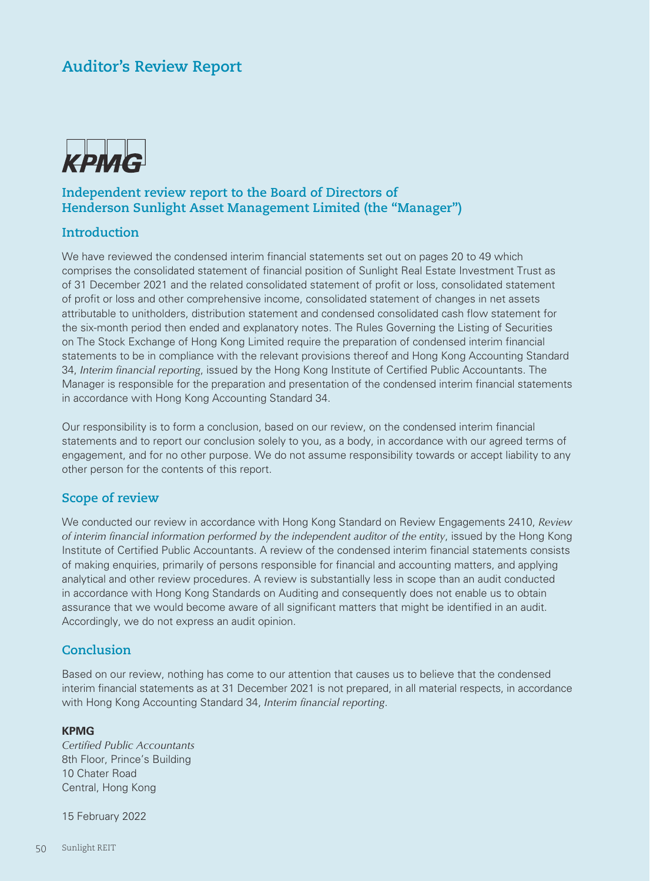# Auditor's Review Report

KPMG

## Independent review report to the Board of Directors of Henderson Sunlight Asset Management Limited (the "Manager")

### Introduction

We have reviewed the condensed interim financial statements set out on pages 20 to 49 which comprises the consolidated statement of financial position of Sunlight Real Estate Investment Trust as of 31 December 2021 and the related consolidated statement of profit or loss, consolidated statement of profit or loss and other comprehensive income, consolidated statement of changes in net assets attributable to unitholders, distribution statement and condensed consolidated cash flow statement for the six-month period then ended and explanatory notes. The Rules Governing the Listing of Securities on The Stock Exchange of Hong Kong Limited require the preparation of condensed interim financial statements to be in compliance with the relevant provisions thereof and Hong Kong Accounting Standard 34, *Interim financial reporting*, issued by the Hong Kong Institute of Certified Public Accountants. The Manager is responsible for the preparation and presentation of the condensed interim financial statements in accordance with Hong Kong Accounting Standard 34.

Our responsibility is to form a conclusion, based on our review, on the condensed interim financial statements and to report our conclusion solely to you, as a body, in accordance with our agreed terms of engagement, and for no other purpose. We do not assume responsibility towards or accept liability to any other person for the contents of this report.

### Scope of review

We conducted our review in accordance with Hong Kong Standard on Review Engagements 2410, *Review of interim financial information performed by the independent auditor of the entity*, issued by the Hong Kong Institute of Certified Public Accountants. A review of the condensed interim financial statements consists of making enquiries, primarily of persons responsible for financial and accounting matters, and applying analytical and other review procedures. A review is substantially less in scope than an audit conducted in accordance with Hong Kong Standards on Auditing and consequently does not enable us to obtain assurance that we would become aware of all significant matters that might be identified in an audit. Accordingly, we do not express an audit opinion.

### Conclusion

Based on our review, nothing has come to our attention that causes us to believe that the condensed interim financial statements as at 31 December 2021 is not prepared, in all material respects, in accordance with Hong Kong Accounting Standard 34, *Interim financial reporting*.

**KPMG**
*Certified Public Accountants*
8th Floor, Prince's Building
10 Chater Road
Central, Hong Kong

15 February 2022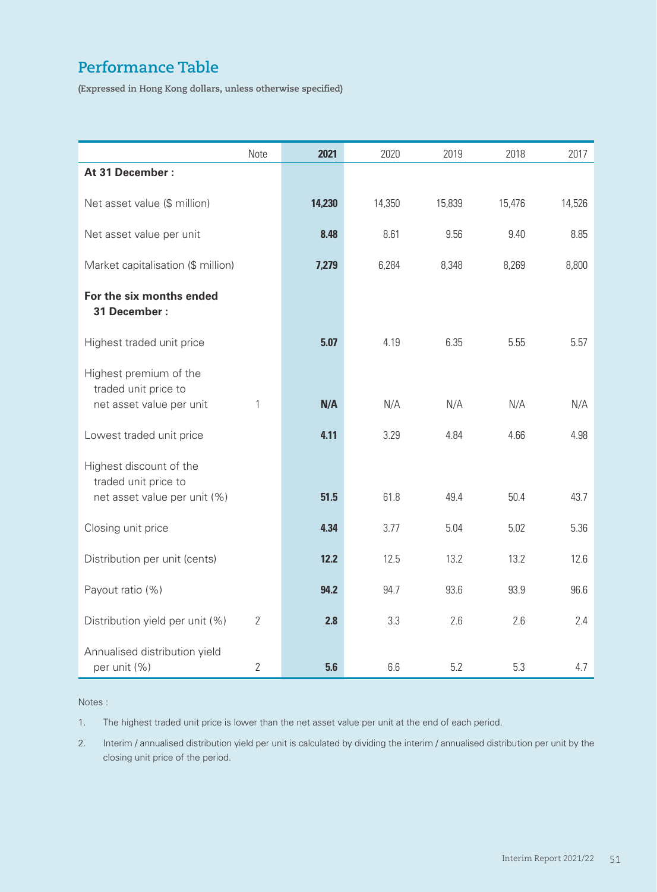# Performance Table

**(Expressed in Hong Kong dollars, unless otherwise specified)**

| | Note | **2021** | 2020 | 2019 | 2018 | 2017 |
|---|---|---|---|---|---|---|
| **At 31 December :** | | | | | | |
| Net asset value ($ million) | | **14,230** | 14,350 | 15,839 | 15,476 | 14,526 |
| Net asset value per unit | | **8.48** | 8.61 | 9.56 | 9.40 | 8.85 |
| Market capitalisation ($ million) | | **7,279** | 6,284 | 8,348 | 8,269 | 8,800 |
| **For the six months ended 31 December :** | | | | | | |
| Highest traded unit price | | **5.07** | 4.19 | 6.35 | 5.55 | 5.57 |
| Highest premium of the traded unit price to net asset value per unit | 1 | **N/A** | N/A | N/A | N/A | N/A |
| Lowest traded unit price | | **4.11** | 3.29 | 4.84 | 4.66 | 4.98 |
| Highest discount of the traded unit price to net asset value per unit (%) | | **51.5** | 61.8 | 49.4 | 50.4 | 43.7 |
| Closing unit price | | **4.34** | 3.77 | 5.04 | 5.02 | 5.36 |
| Distribution per unit (cents) | | **12.2** | 12.5 | 13.2 | 13.2 | 12.6 |
| Payout ratio (%) | | **94.2** | 94.7 | 93.6 | 93.9 | 96.6 |
| Distribution yield per unit (%) | 2 | **2.8** | 3.3 | 2.6 | 2.6 | 2.4 |
| Annualised distribution yield per unit (%) | 2 | **5.6** | 6.6 | 5.2 | 5.3 | 4.7 |

Notes :

1. The highest traded unit price is lower than the net asset value per unit at the end of each period.
2. Interim / annualised distribution yield per unit is calculated by dividing the interim / annualised distribution per unit by the closing unit price of the period.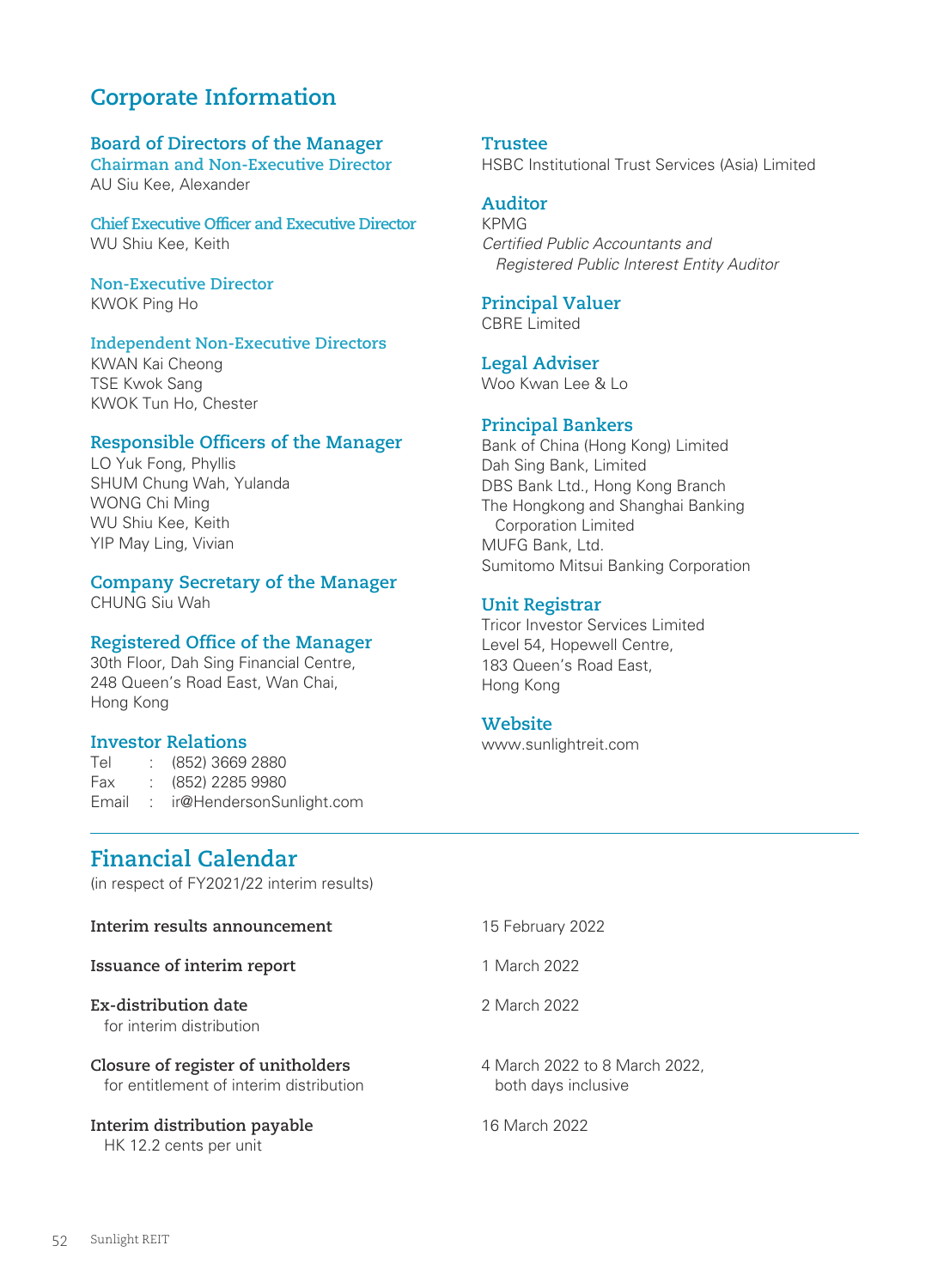# Corporate Information

## Board of Directors of the Manager

### Chairman and Non-Executive Director

AU Siu Kee, Alexander

### Chief Executive Officer and Executive Director

WU Shiu Kee, Keith

### Non-Executive Director

KWOK Ping Ho

### Independent Non-Executive Directors

KWAN Kai Cheong
TSE Kwok Sang
KWOK Tun Ho, Chester

## Responsible Officers of the Manager

LO Yuk Fong, Phyllis
SHUM Chung Wah, Yulanda
WONG Chi Ming
WU Shiu Kee, Keith
YIP May Ling, Vivian

## Company Secretary of the Manager

CHUNG Siu Wah

## Registered Office of the Manager

30th Floor, Dah Sing Financial Centre,
248 Queen's Road East, Wan Chai,
Hong Kong

## Investor Relations

Tel : (852) 3669 2880
Fax : (852) 2285 9980
Email : ir@HendersonSunlight.com

## Trustee

HSBC Institutional Trust Services (Asia) Limited

## Auditor

KPMG
*Certified Public Accountants and Registered Public Interest Entity Auditor*

## Principal Valuer

CBRE Limited

## Legal Adviser

Woo Kwan Lee & Lo

## Principal Bankers

Bank of China (Hong Kong) Limited
Dah Sing Bank, Limited
DBS Bank Ltd., Hong Kong Branch
The Hongkong and Shanghai Banking Corporation Limited
MUFG Bank, Ltd.
Sumitomo Mitsui Banking Corporation

## Unit Registrar

Tricor Investor Services Limited
Level 54, Hopewell Centre,
183 Queen's Road East,
Hong Kong

## Website

www.sunlightreit.com

# Financial Calendar

(in respect of FY2021/22 interim results)

| | |
|---|---|
| **Interim results announcement** | 15 February 2022 |
| **Issuance of interim report** | 1 March 2022 |
| **Ex-distribution date** for interim distribution | 2 March 2022 |
| **Closure of register of unitholders** for entitlement of interim distribution | 4 March 2022 to 8 March 2022, both days inclusive |
| **Interim distribution payable** HK 12.2 cents per unit | 16 March 2022 |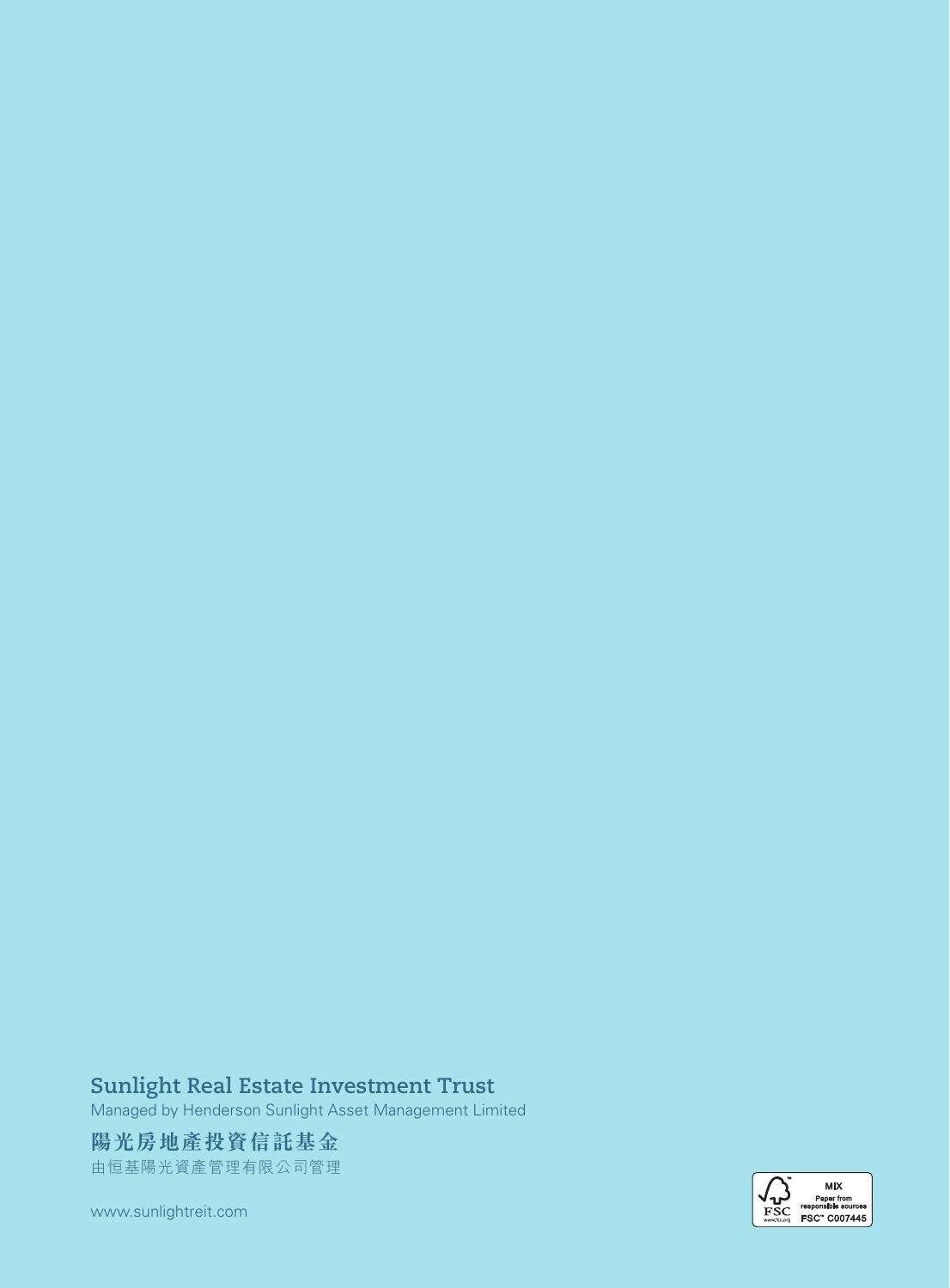**Sunlight Real Estate Investment Trust**

Managed by Henderson Sunlight Asset Management Limited

**陽光房地產投資信託基金**

由恒基陽光資產管理有限公司管理

www.sunlightreit.com

MIX
Paper from responsible sources
FSC™ C007445